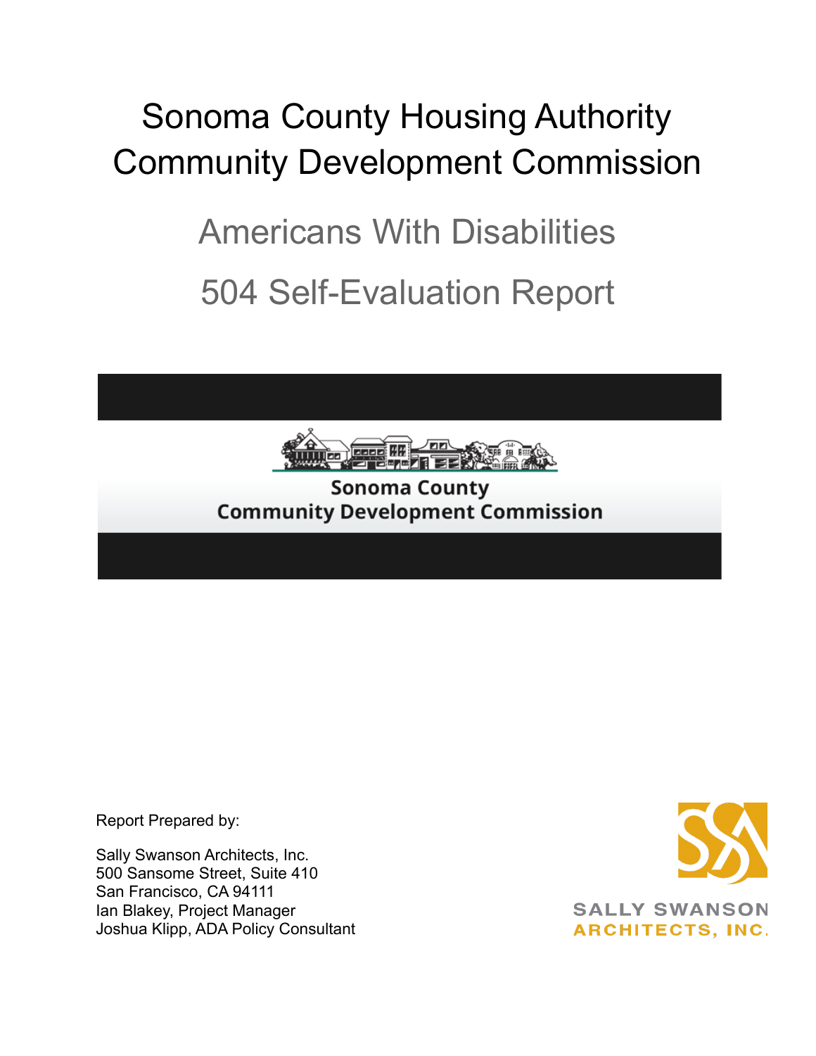# Sonoma County Housing Authority
# Community Development Commission

## Americans With Disabilities

## 504 Self-Evaluation Report

Sonoma County
Community Development Commission

Report Prepared by:

Sally Swanson Architects, Inc.
500 Sansome Street, Suite 410
San Francisco, CA 94111
Ian Blakey, Project Manager
Joshua Klipp, ADA Policy Consultant

SALLY SWANSON
ARCHITECTS, INC.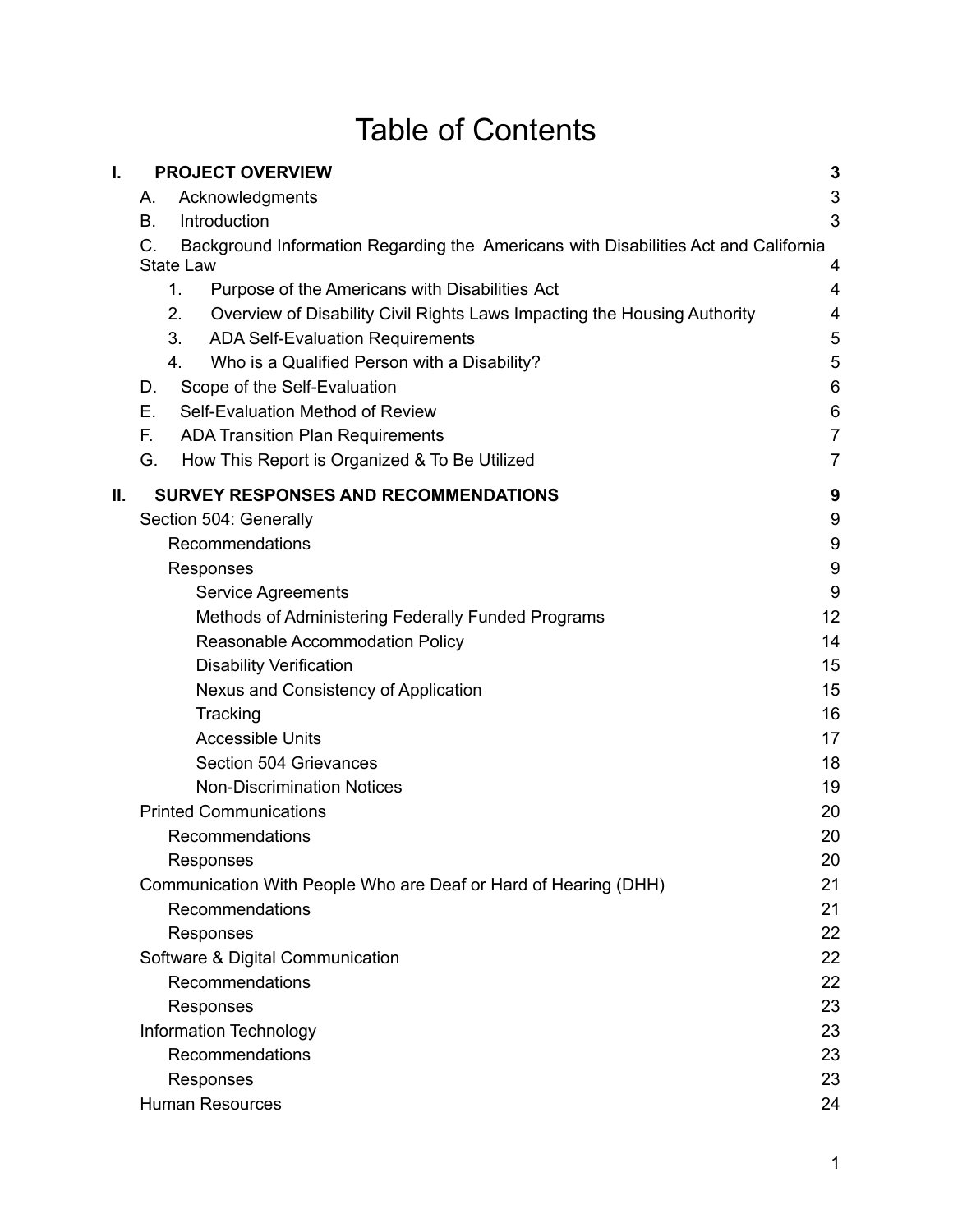# Table of Contents

**I. PROJECT OVERVIEW** **3**

- A. Acknowledgments 3
- B. Introduction 3
- C. Background Information Regarding the Americans with Disabilities Act and California State Law 4
  - 1. Purpose of the Americans with Disabilities Act 4
  - 2. Overview of Disability Civil Rights Laws Impacting the Housing Authority 4
  - 3. ADA Self-Evaluation Requirements 5
  - 4. Who is a Qualified Person with a Disability? 5
- D. Scope of the Self-Evaluation 6
- E. Self-Evaluation Method of Review 6
- F. ADA Transition Plan Requirements 7
- G. How This Report is Organized & To Be Utilized 7

**II. SURVEY RESPONSES AND RECOMMENDATIONS** **9**

- Section 504: Generally 9
  - Recommendations 9
  - Responses 9
    - Service Agreements 9
    - Methods of Administering Federally Funded Programs 12
    - Reasonable Accommodation Policy 14
    - Disability Verification 15
    - Nexus and Consistency of Application 15
    - Tracking 16
    - Accessible Units 17
    - Section 504 Grievances 18
    - Non-Discrimination Notices 19
- Printed Communications 20
  - Recommendations 20
  - Responses 20
- Communication With People Who are Deaf or Hard of Hearing (DHH) 21
  - Recommendations 21
  - Responses 22
- Software & Digital Communication 22
  - Recommendations 22
  - Responses 23
- Information Technology 23
  - Recommendations 23
  - Responses 23
- Human Resources 24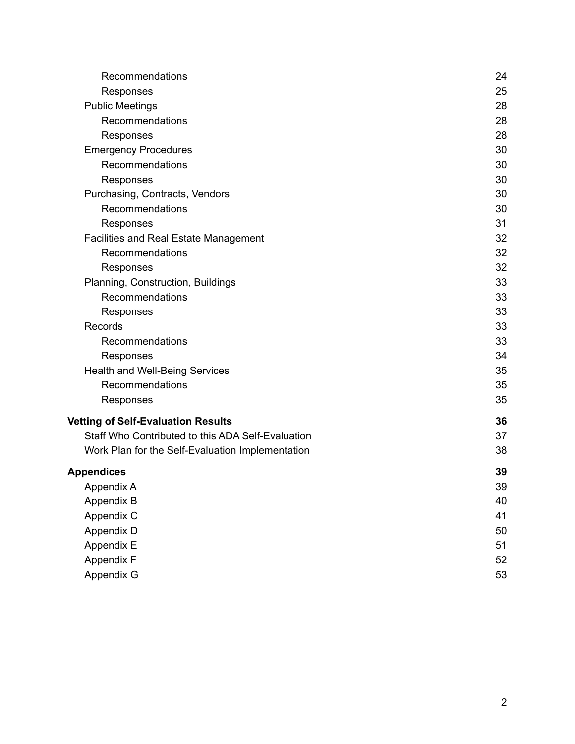Recommendations 24
Responses 25
Public Meetings 28
Recommendations 28
Responses 28
Emergency Procedures 30
Recommendations 30
Responses 30
Purchasing, Contracts, Vendors 30
Recommendations 30
Responses 31
Facilities and Real Estate Management 32
Recommendations 32
Responses 32
Planning, Construction, Buildings 33
Recommendations 33
Responses 33
Records 33
Recommendations 33
Responses 34
Health and Well-Being Services 35
Recommendations 35
Responses 35

**Vetting of Self-Evaluation Results 36**
Staff Who Contributed to this ADA Self-Evaluation 37
Work Plan for the Self-Evaluation Implementation 38

**Appendices 39**
Appendix A 39
Appendix B 40
Appendix C 41
Appendix D 50
Appendix E 51
Appendix F 52
Appendix G 53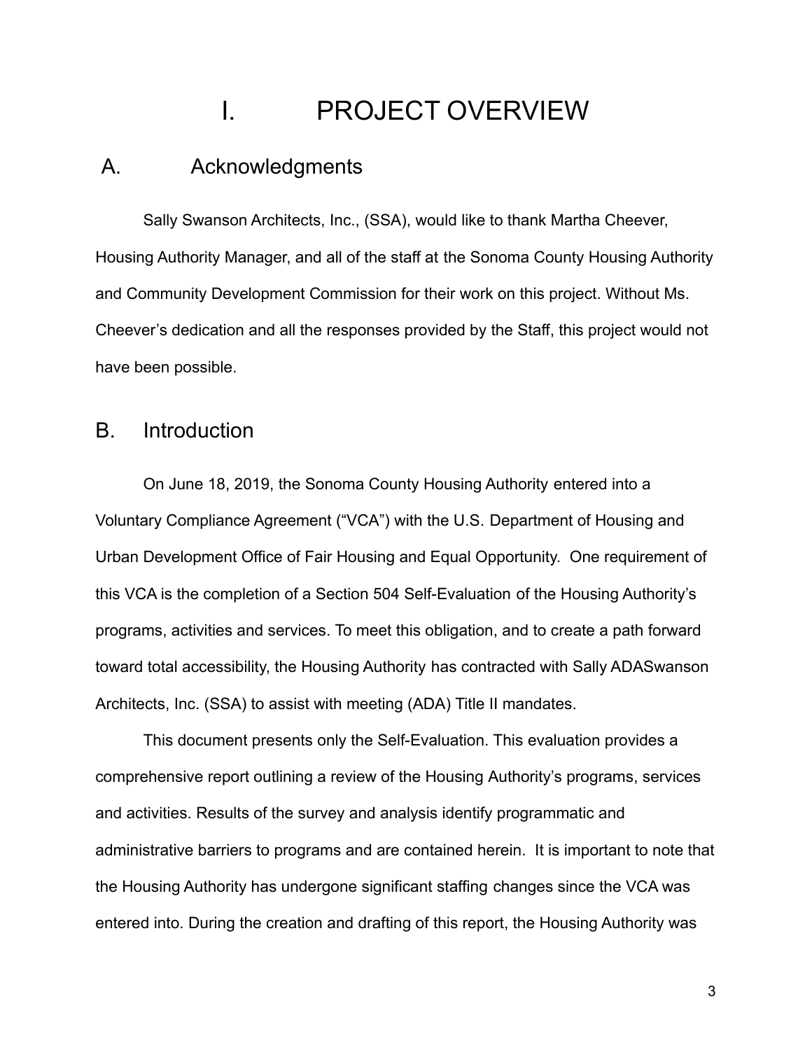# I. PROJECT OVERVIEW

## A. Acknowledgments

Sally Swanson Architects, Inc., (SSA), would like to thank Martha Cheever, Housing Authority Manager, and all of the staff at the Sonoma County Housing Authority and Community Development Commission for their work on this project. Without Ms. Cheever's dedication and all the responses provided by the Staff, this project would not have been possible.

## B. Introduction

On June 18, 2019, the Sonoma County Housing Authority entered into a Voluntary Compliance Agreement ("VCA") with the U.S. Department of Housing and Urban Development Office of Fair Housing and Equal Opportunity. One requirement of this VCA is the completion of a Section 504 Self-Evaluation of the Housing Authority's programs, activities and services. To meet this obligation, and to create a path forward toward total accessibility, the Housing Authority has contracted with Sally ADASwanson Architects, Inc. (SSA) to assist with meeting (ADA) Title II mandates.

This document presents only the Self-Evaluation. This evaluation provides a comprehensive report outlining a review of the Housing Authority's programs, services and activities. Results of the survey and analysis identify programmatic and administrative barriers to programs and are contained herein. It is important to note that the Housing Authority has undergone significant staffing changes since the VCA was entered into. During the creation and drafting of this report, the Housing Authority was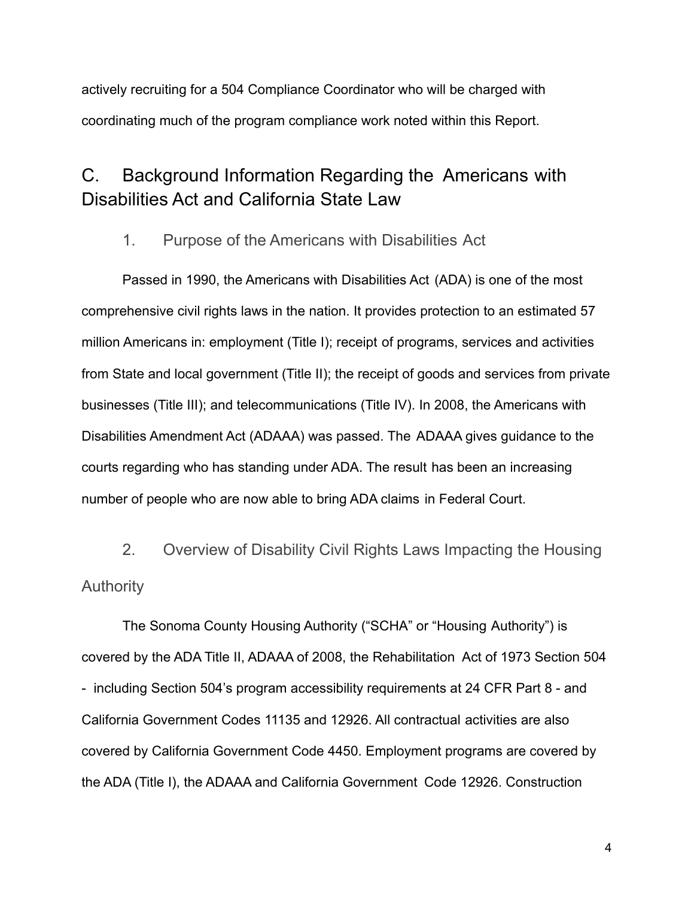actively recruiting for a 504 Compliance Coordinator who will be charged with coordinating much of the program compliance work noted within this Report.

## C. Background Information Regarding the Americans with Disabilities Act and California State Law

### 1. Purpose of the Americans with Disabilities Act

Passed in 1990, the Americans with Disabilities Act (ADA) is one of the most comprehensive civil rights laws in the nation. It provides protection to an estimated 57 million Americans in: employment (Title I); receipt of programs, services and activities from State and local government (Title II); the receipt of goods and services from private businesses (Title III); and telecommunications (Title IV). In 2008, the Americans with Disabilities Amendment Act (ADAAA) was passed. The ADAAA gives guidance to the courts regarding who has standing under ADA. The result has been an increasing number of people who are now able to bring ADA claims in Federal Court.

### 2. Overview of Disability Civil Rights Laws Impacting the Housing Authority

The Sonoma County Housing Authority ("SCHA" or "Housing Authority") is covered by the ADA Title II, ADAAA of 2008, the Rehabilitation Act of 1973 Section 504 - including Section 504's program accessibility requirements at 24 CFR Part 8 - and California Government Codes 11135 and 12926. All contractual activities are also covered by California Government Code 4450. Employment programs are covered by the ADA (Title I), the ADAAA and California Government Code 12926. Construction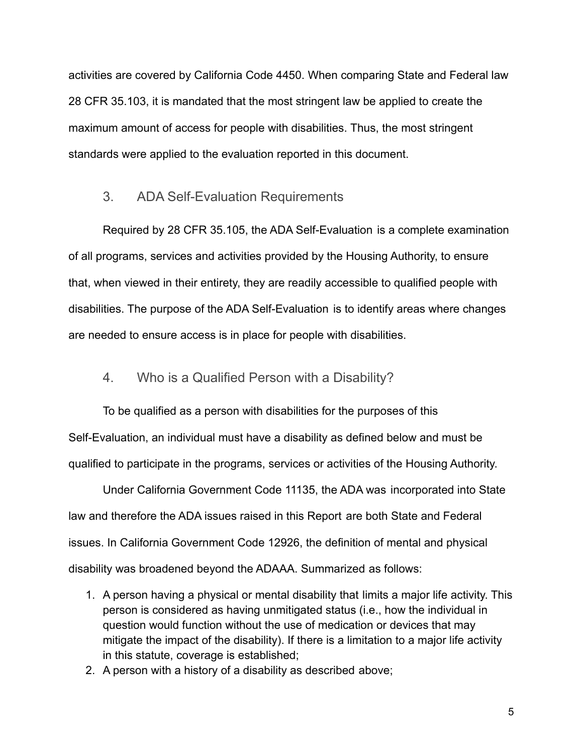activities are covered by California Code 4450. When comparing State and Federal law 28 CFR 35.103, it is mandated that the most stringent law be applied to create the maximum amount of access for people with disabilities. Thus, the most stringent standards were applied to the evaluation reported in this document.

## 3. ADA Self-Evaluation Requirements

Required by 28 CFR 35.105, the ADA Self-Evaluation is a complete examination of all programs, services and activities provided by the Housing Authority, to ensure that, when viewed in their entirety, they are readily accessible to qualified people with disabilities. The purpose of the ADA Self-Evaluation is to identify areas where changes are needed to ensure access is in place for people with disabilities.

## 4. Who is a Qualified Person with a Disability?

To be qualified as a person with disabilities for the purposes of this Self-Evaluation, an individual must have a disability as defined below and must be qualified to participate in the programs, services or activities of the Housing Authority.

Under California Government Code 11135, the ADA was incorporated into State law and therefore the ADA issues raised in this Report are both State and Federal issues. In California Government Code 12926, the definition of mental and physical disability was broadened beyond the ADAAA. Summarized as follows:

1. A person having a physical or mental disability that limits a major life activity. This person is considered as having unmitigated status (i.e., how the individual in question would function without the use of medication or devices that may mitigate the impact of the disability). If there is a limitation to a major life activity in this statute, coverage is established;
2. A person with a history of a disability as described above;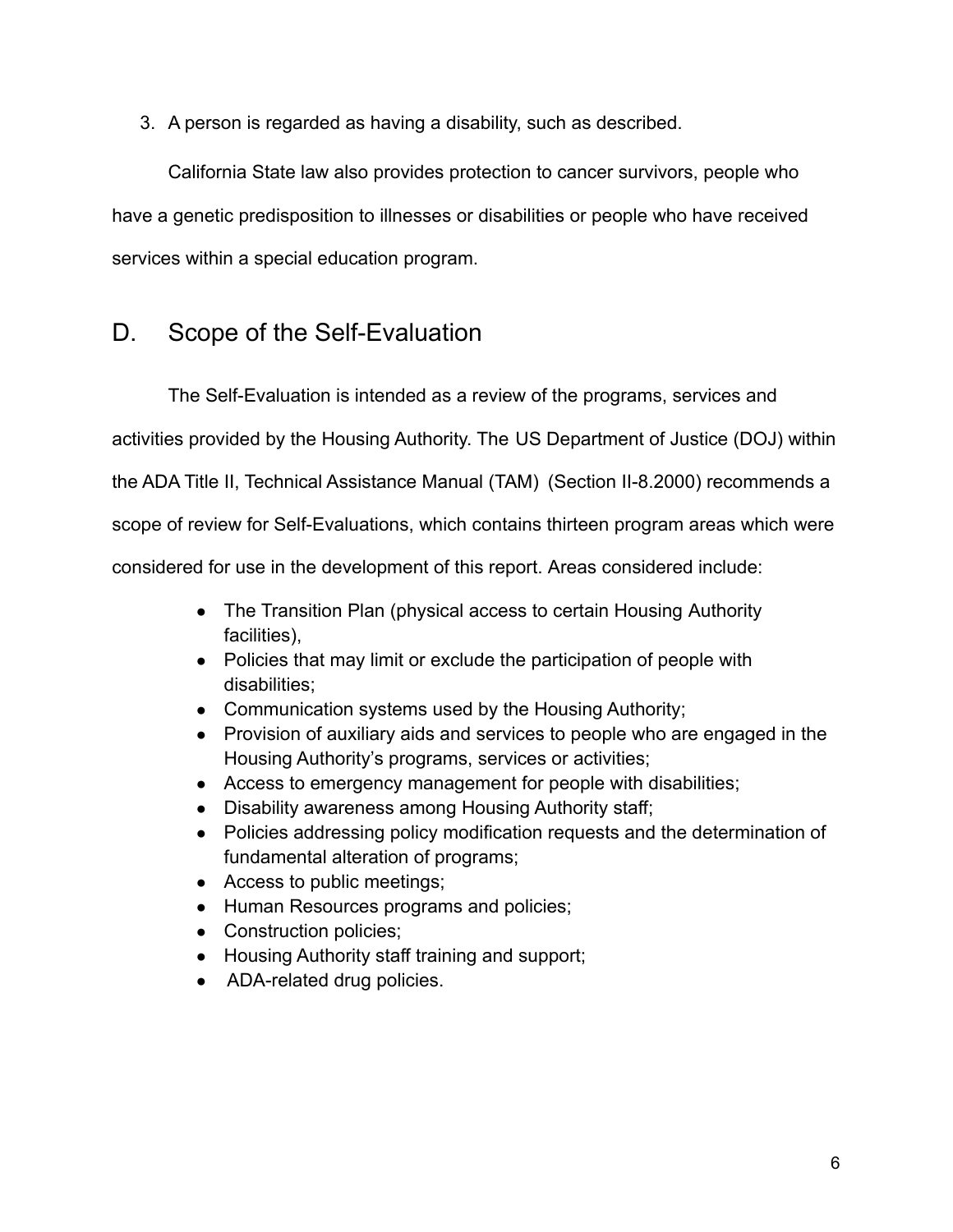3. A person is regarded as having a disability, such as described.

California State law also provides protection to cancer survivors, people who have a genetic predisposition to illnesses or disabilities or people who have received services within a special education program.

## D. Scope of the Self-Evaluation

The Self-Evaluation is intended as a review of the programs, services and activities provided by the Housing Authority. The US Department of Justice (DOJ) within the ADA Title II, Technical Assistance Manual (TAM) (Section II-8.2000) recommends a scope of review for Self-Evaluations, which contains thirteen program areas which were considered for use in the development of this report. Areas considered include:

- The Transition Plan (physical access to certain Housing Authority facilities),
- Policies that may limit or exclude the participation of people with disabilities;
- Communication systems used by the Housing Authority;
- Provision of auxiliary aids and services to people who are engaged in the Housing Authority's programs, services or activities;
- Access to emergency management for people with disabilities;
- Disability awareness among Housing Authority staff;
- Policies addressing policy modification requests and the determination of fundamental alteration of programs;
- Access to public meetings;
- Human Resources programs and policies;
- Construction policies;
- Housing Authority staff training and support;
- ADA-related drug policies.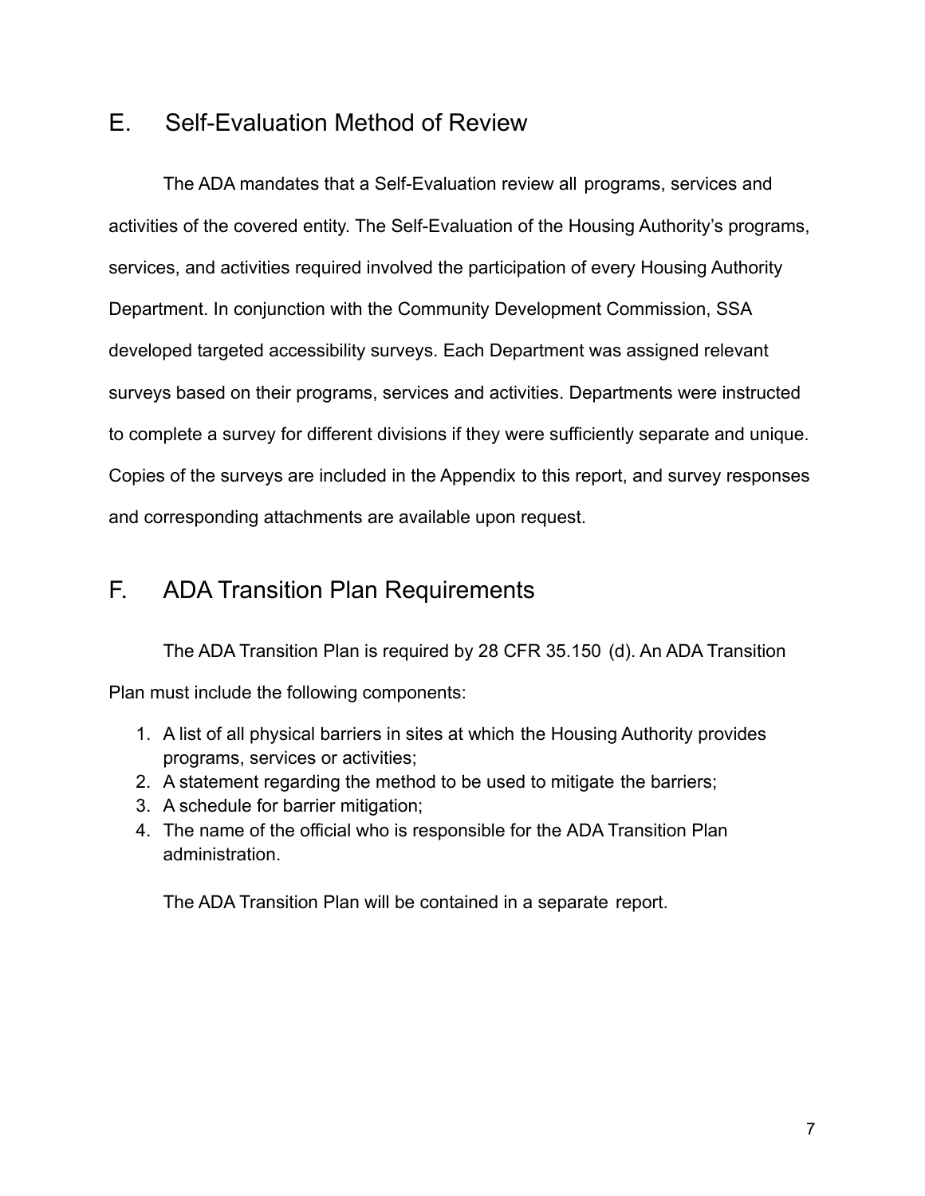## E. Self-Evaluation Method of Review

The ADA mandates that a Self-Evaluation review all programs, services and activities of the covered entity. The Self-Evaluation of the Housing Authority's programs, services, and activities required involved the participation of every Housing Authority Department. In conjunction with the Community Development Commission, SSA developed targeted accessibility surveys. Each Department was assigned relevant surveys based on their programs, services and activities. Departments were instructed to complete a survey for different divisions if they were sufficiently separate and unique. Copies of the surveys are included in the Appendix to this report, and survey responses and corresponding attachments are available upon request.

## F. ADA Transition Plan Requirements

The ADA Transition Plan is required by 28 CFR 35.150 (d). An ADA Transition Plan must include the following components:

1. A list of all physical barriers in sites at which the Housing Authority provides programs, services or activities;
2. A statement regarding the method to be used to mitigate the barriers;
3. A schedule for barrier mitigation;
4. The name of the official who is responsible for the ADA Transition Plan administration.

The ADA Transition Plan will be contained in a separate report.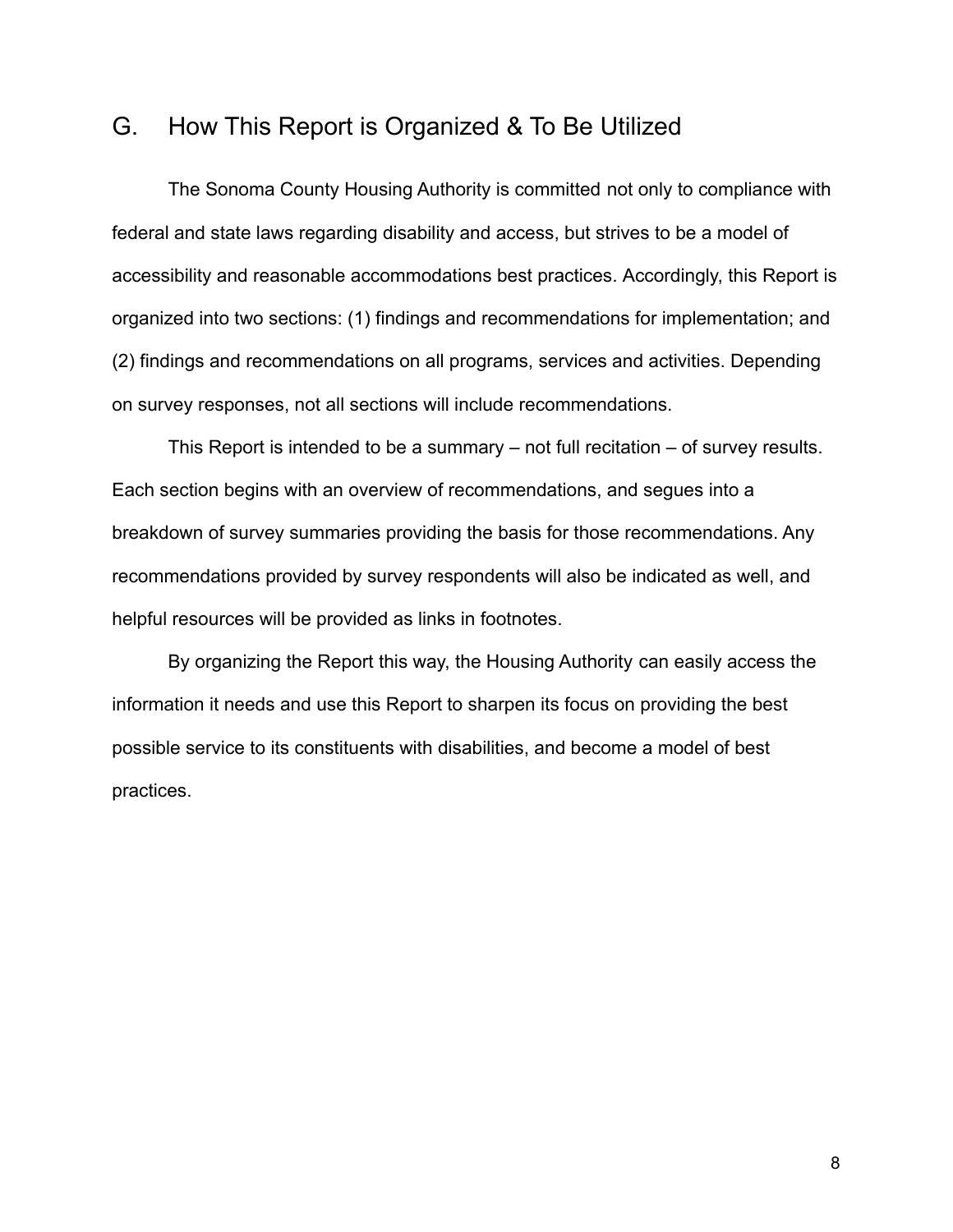## G. How This Report is Organized & To Be Utilized

The Sonoma County Housing Authority is committed not only to compliance with federal and state laws regarding disability and access, but strives to be a model of accessibility and reasonable accommodations best practices. Accordingly, this Report is organized into two sections: (1) findings and recommendations for implementation; and (2) findings and recommendations on all programs, services and activities. Depending on survey responses, not all sections will include recommendations.

This Report is intended to be a summary – not full recitation – of survey results. Each section begins with an overview of recommendations, and segues into a breakdown of survey summaries providing the basis for those recommendations. Any recommendations provided by survey respondents will also be indicated as well, and helpful resources will be provided as links in footnotes.

By organizing the Report this way, the Housing Authority can easily access the information it needs and use this Report to sharpen its focus on providing the best possible service to its constituents with disabilities, and become a model of best practices.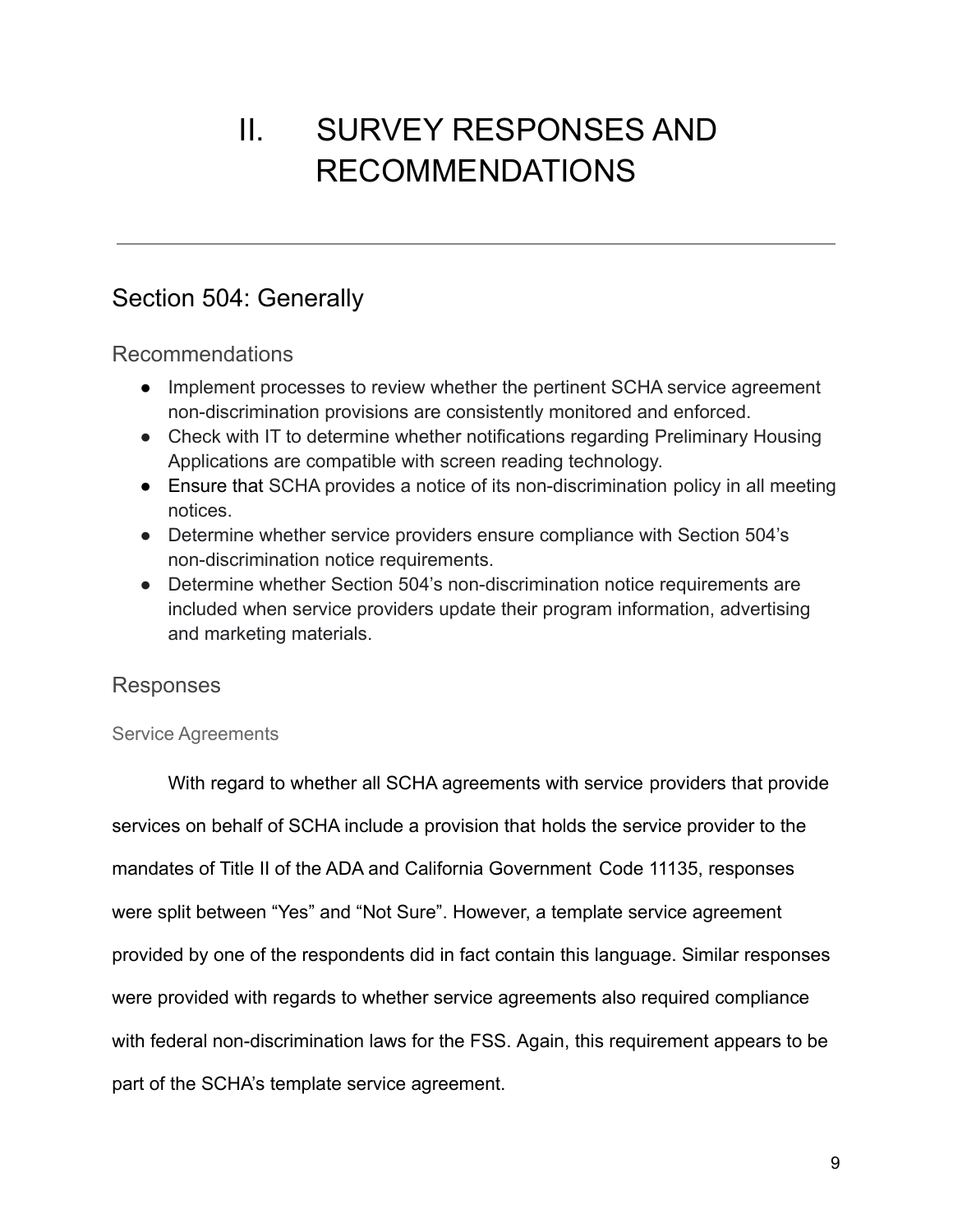# II. SURVEY RESPONSES AND RECOMMENDATIONS

---

## Section 504: Generally

### Recommendations

- Implement processes to review whether the pertinent SCHA service agreement non-discrimination provisions are consistently monitored and enforced.
- Check with IT to determine whether notifications regarding Preliminary Housing Applications are compatible with screen reading technology.
- Ensure that SCHA provides a notice of its non-discrimination policy in all meeting notices.
- Determine whether service providers ensure compliance with Section 504's non-discrimination notice requirements.
- Determine whether Section 504's non-discrimination notice requirements are included when service providers update their program information, advertising and marketing materials.

### Responses

#### Service Agreements

With regard to whether all SCHA agreements with service providers that provide services on behalf of SCHA include a provision that holds the service provider to the mandates of Title II of the ADA and California Government Code 11135, responses were split between "Yes" and "Not Sure". However, a template service agreement provided by one of the respondents did in fact contain this language. Similar responses were provided with regards to whether service agreements also required compliance with federal non-discrimination laws for the FSS. Again, this requirement appears to be part of the SCHA's template service agreement.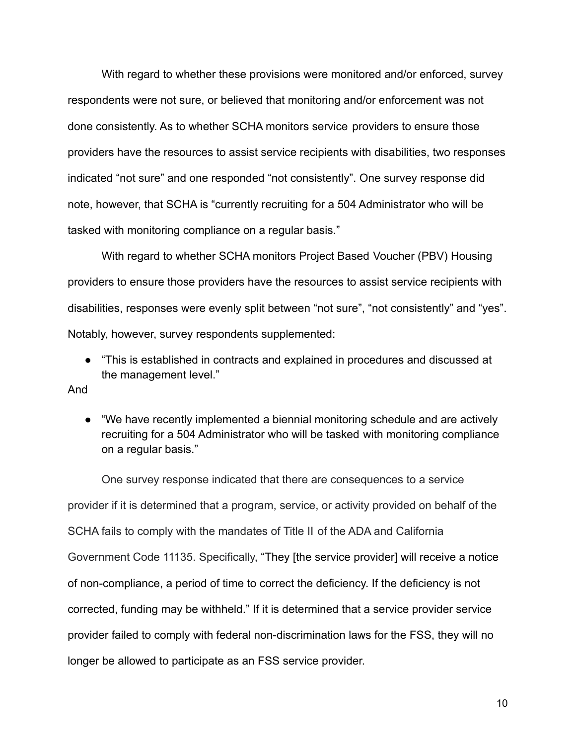With regard to whether these provisions were monitored and/or enforced, survey respondents were not sure, or believed that monitoring and/or enforcement was not done consistently. As to whether SCHA monitors service providers to ensure those providers have the resources to assist service recipients with disabilities, two responses indicated "not sure" and one responded "not consistently". One survey response did note, however, that SCHA is "currently recruiting for a 504 Administrator who will be tasked with monitoring compliance on a regular basis."

With regard to whether SCHA monitors Project Based Voucher (PBV) Housing providers to ensure those providers have the resources to assist service recipients with disabilities, responses were evenly split between "not sure", "not consistently" and "yes". Notably, however, survey respondents supplemented:

- "This is established in contracts and explained in procedures and discussed at the management level."

And

- "We have recently implemented a biennial monitoring schedule and are actively recruiting for a 504 Administrator who will be tasked with monitoring compliance on a regular basis."

One survey response indicated that there are consequences to a service provider if it is determined that a program, service, or activity provided on behalf of the SCHA fails to comply with the mandates of Title II of the ADA and California Government Code 11135. Specifically, "They [the service provider] will receive a notice of non-compliance, a period of time to correct the deficiency. If the deficiency is not corrected, funding may be withheld." If it is determined that a service provider service provider failed to comply with federal non-discrimination laws for the FSS, they will no longer be allowed to participate as an FSS service provider.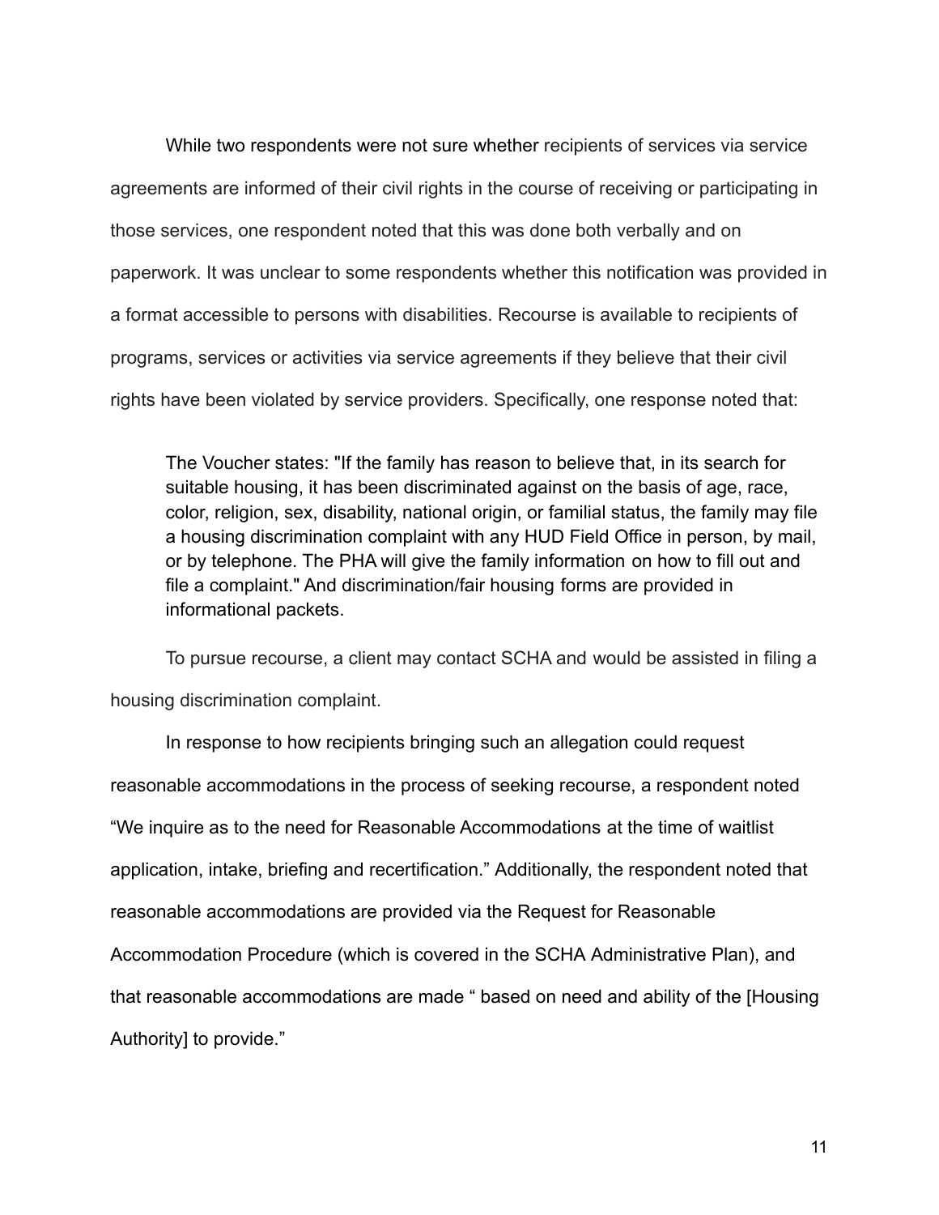While two respondents were not sure whether recipients of services via service agreements are informed of their civil rights in the course of receiving or participating in those services, one respondent noted that this was done both verbally and on paperwork. It was unclear to some respondents whether this notification was provided in a format accessible to persons with disabilities. Recourse is available to recipients of programs, services or activities via service agreements if they believe that their civil rights have been violated by service providers. Specifically, one response noted that:

> The Voucher states: "If the family has reason to believe that, in its search for suitable housing, it has been discriminated against on the basis of age, race, color, religion, sex, disability, national origin, or familial status, the family may file a housing discrimination complaint with any HUD Field Office in person, by mail, or by telephone. The PHA will give the family information on how to fill out and file a complaint." And discrimination/fair housing forms are provided in informational packets.

To pursue recourse, a client may contact SCHA and would be assisted in filing a housing discrimination complaint.

In response to how recipients bringing such an allegation could request reasonable accommodations in the process of seeking recourse, a respondent noted "We inquire as to the need for Reasonable Accommodations at the time of waitlist application, intake, briefing and recertification." Additionally, the respondent noted that reasonable accommodations are provided via the Request for Reasonable Accommodation Procedure (which is covered in the SCHA Administrative Plan), and that reasonable accommodations are made " based on need and ability of the [Housing Authority] to provide."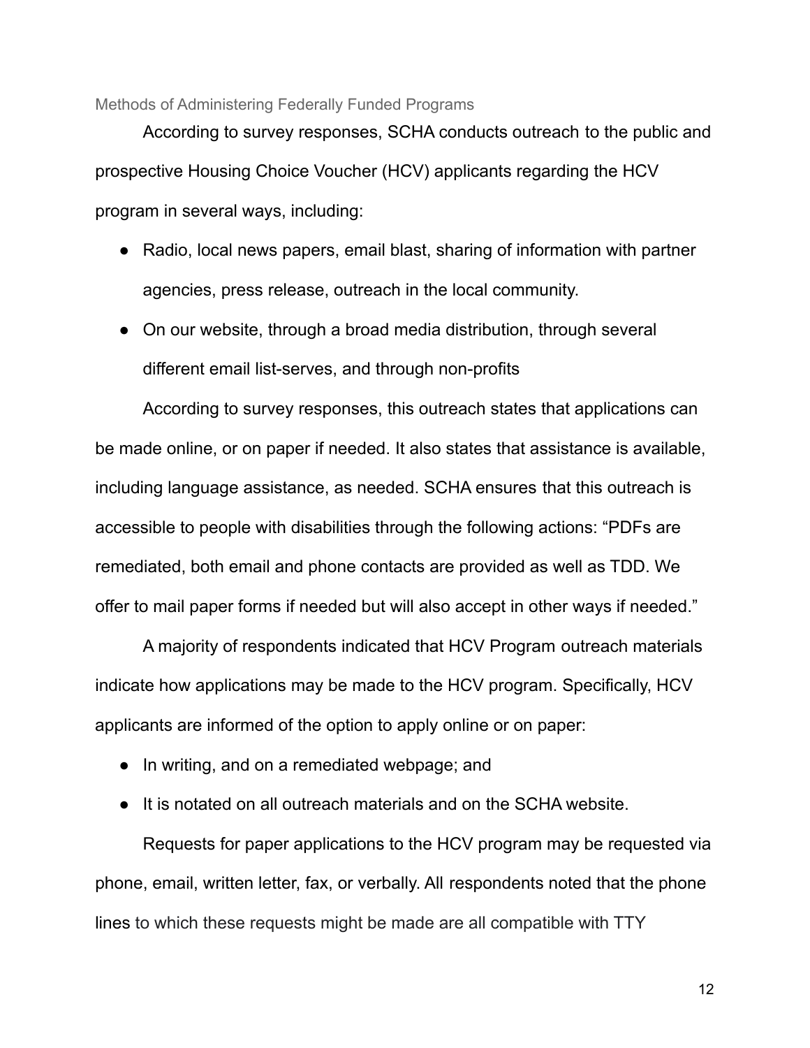### Methods of Administering Federally Funded Programs

According to survey responses, SCHA conducts outreach to the public and prospective Housing Choice Voucher (HCV) applicants regarding the HCV program in several ways, including:

- Radio, local news papers, email blast, sharing of information with partner agencies, press release, outreach in the local community.
- On our website, through a broad media distribution, through several different email list-serves, and through non-profits

According to survey responses, this outreach states that applications can be made online, or on paper if needed. It also states that assistance is available, including language assistance, as needed. SCHA ensures that this outreach is accessible to people with disabilities through the following actions: "PDFs are remediated, both email and phone contacts are provided as well as TDD. We offer to mail paper forms if needed but will also accept in other ways if needed."

A majority of respondents indicated that HCV Program outreach materials indicate how applications may be made to the HCV program. Specifically, HCV applicants are informed of the option to apply online or on paper:

- In writing, and on a remediated webpage; and
- It is notated on all outreach materials and on the SCHA website.

Requests for paper applications to the HCV program may be requested via phone, email, written letter, fax, or verbally. All respondents noted that the phone lines to which these requests might be made are all compatible with TTY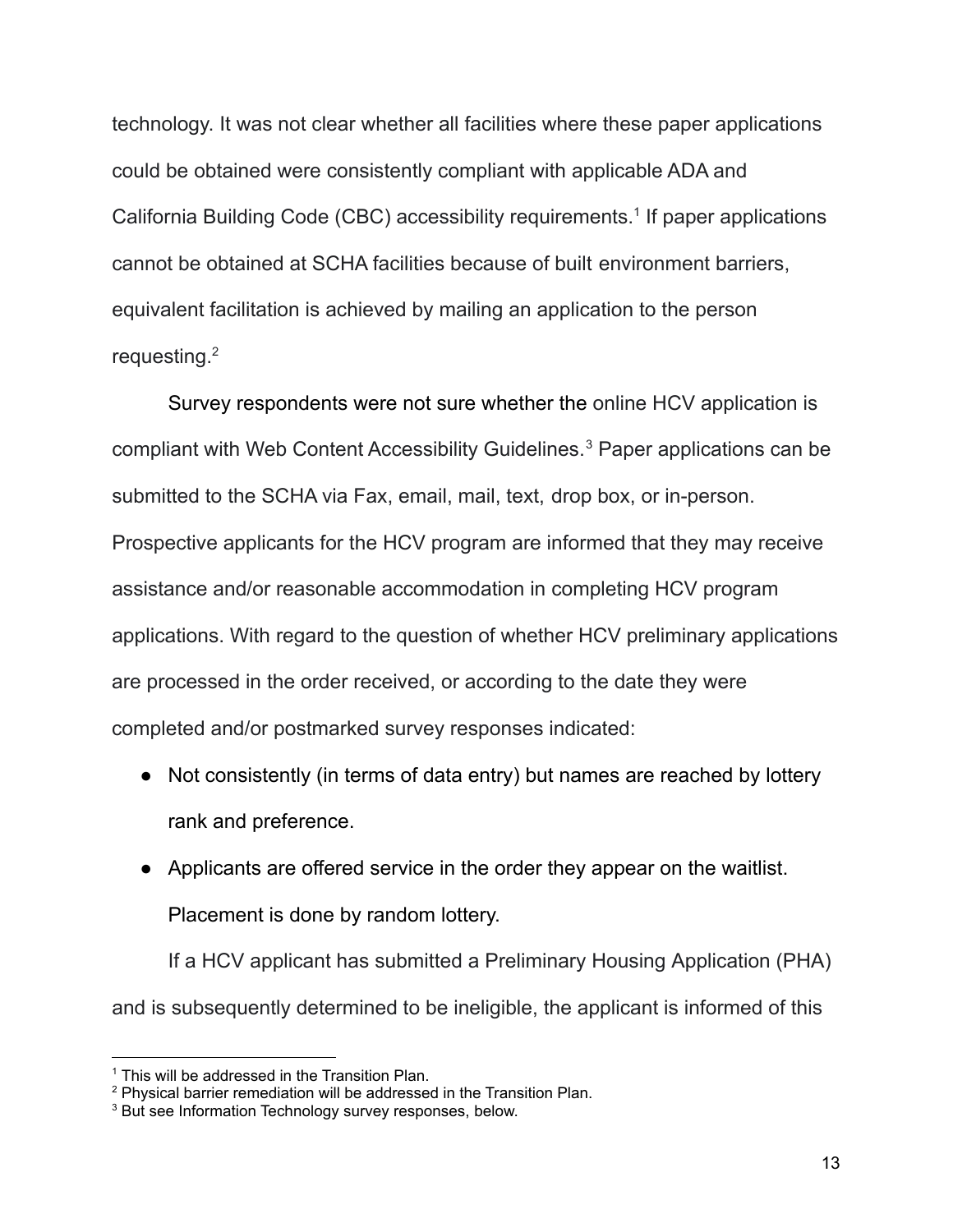technology. It was not clear whether all facilities where these paper applications could be obtained were consistently compliant with applicable ADA and California Building Code (CBC) accessibility requirements.[1] If paper applications cannot be obtained at SCHA facilities because of built environment barriers, equivalent facilitation is achieved by mailing an application to the person requesting.[2]

Survey respondents were not sure whether the online HCV application is compliant with Web Content Accessibility Guidelines.[3] Paper applications can be submitted to the SCHA via Fax, email, mail, text, drop box, or in-person. Prospective applicants for the HCV program are informed that they may receive assistance and/or reasonable accommodation in completing HCV program applications. With regard to the question of whether HCV preliminary applications are processed in the order received, or according to the date they were completed and/or postmarked survey responses indicated:

- Not consistently (in terms of data entry) but names are reached by lottery rank and preference.
- Applicants are offered service in the order they appear on the waitlist. Placement is done by random lottery.

If a HCV applicant has submitted a Preliminary Housing Application (PHA) and is subsequently determined to be ineligible, the applicant is informed of this

---

[1] This will be addressed in the Transition Plan.

[2] Physical barrier remediation will be addressed in the Transition Plan.

[3] But see Information Technology survey responses, below.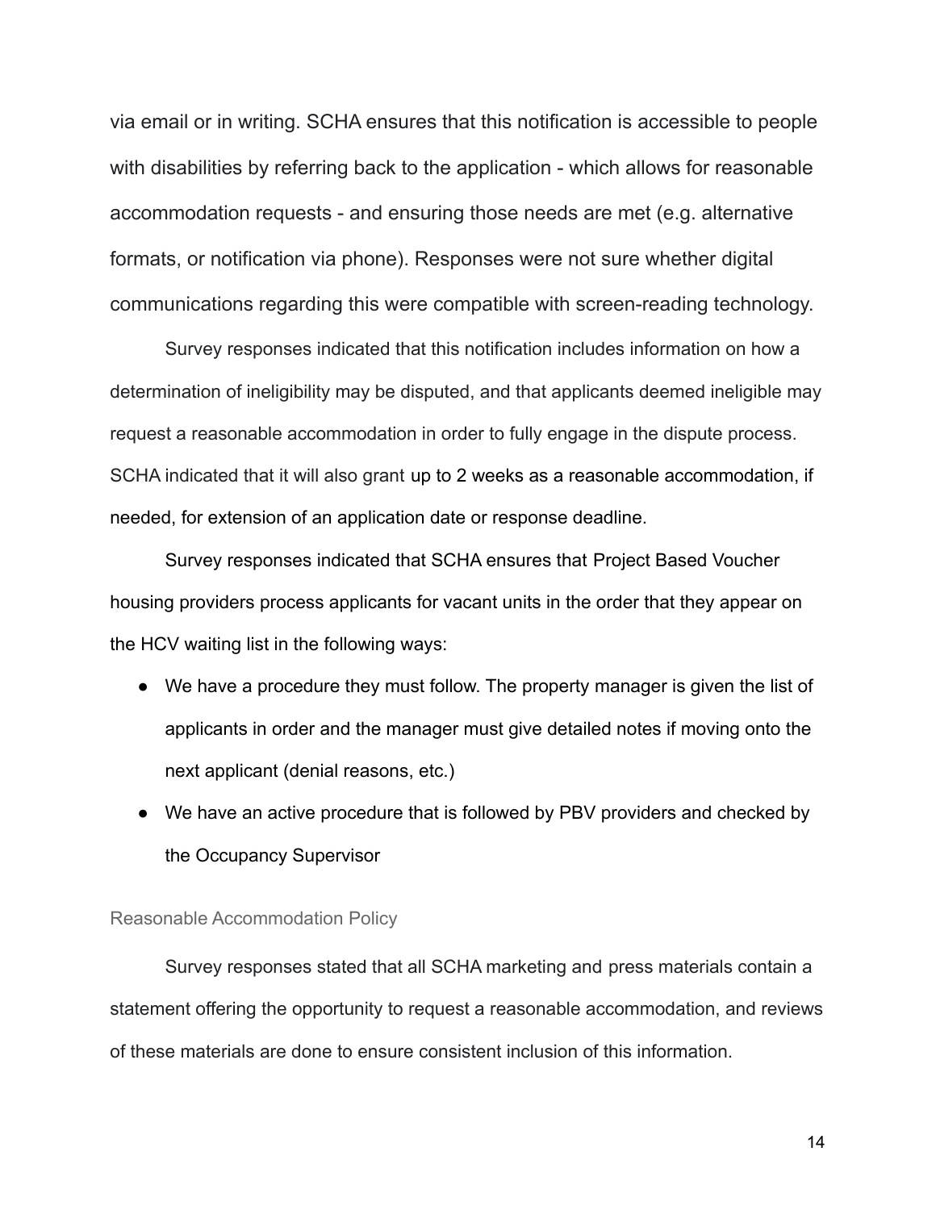via email or in writing. SCHA ensures that this notification is accessible to people with disabilities by referring back to the application - which allows for reasonable accommodation requests - and ensuring those needs are met (e.g. alternative formats, or notification via phone). Responses were not sure whether digital communications regarding this were compatible with screen-reading technology.

Survey responses indicated that this notification includes information on how a determination of ineligibility may be disputed, and that applicants deemed ineligible may request a reasonable accommodation in order to fully engage in the dispute process. SCHA indicated that it will also grant up to 2 weeks as a reasonable accommodation, if needed, for extension of an application date or response deadline.

Survey responses indicated that SCHA ensures that Project Based Voucher housing providers process applicants for vacant units in the order that they appear on the HCV waiting list in the following ways:

- We have a procedure they must follow. The property manager is given the list of applicants in order and the manager must give detailed notes if moving onto the next applicant (denial reasons, etc.)
- We have an active procedure that is followed by PBV providers and checked by the Occupancy Supervisor

### Reasonable Accommodation Policy

Survey responses stated that all SCHA marketing and press materials contain a statement offering the opportunity to request a reasonable accommodation, and reviews of these materials are done to ensure consistent inclusion of this information.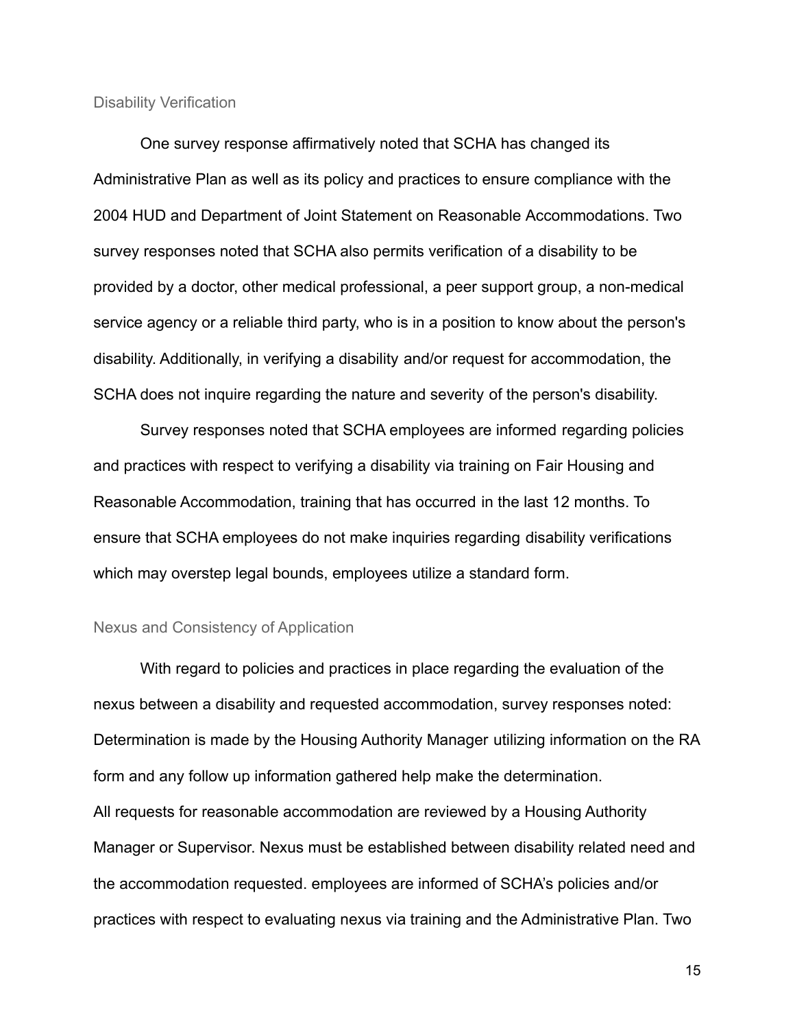### Disability Verification

One survey response affirmatively noted that SCHA has changed its Administrative Plan as well as its policy and practices to ensure compliance with the 2004 HUD and Department of Joint Statement on Reasonable Accommodations. Two survey responses noted that SCHA also permits verification of a disability to be provided by a doctor, other medical professional, a peer support group, a non-medical service agency or a reliable third party, who is in a position to know about the person's disability. Additionally, in verifying a disability and/or request for accommodation, the SCHA does not inquire regarding the nature and severity of the person's disability.

Survey responses noted that SCHA employees are informed regarding policies and practices with respect to verifying a disability via training on Fair Housing and Reasonable Accommodation, training that has occurred in the last 12 months. To ensure that SCHA employees do not make inquiries regarding disability verifications which may overstep legal bounds, employees utilize a standard form.

### Nexus and Consistency of Application

With regard to policies and practices in place regarding the evaluation of the nexus between a disability and requested accommodation, survey responses noted: Determination is made by the Housing Authority Manager utilizing information on the RA form and any follow up information gathered help make the determination.
All requests for reasonable accommodation are reviewed by a Housing Authority Manager or Supervisor. Nexus must be established between disability related need and the accommodation requested. employees are informed of SCHA's policies and/or practices with respect to evaluating nexus via training and the Administrative Plan. Two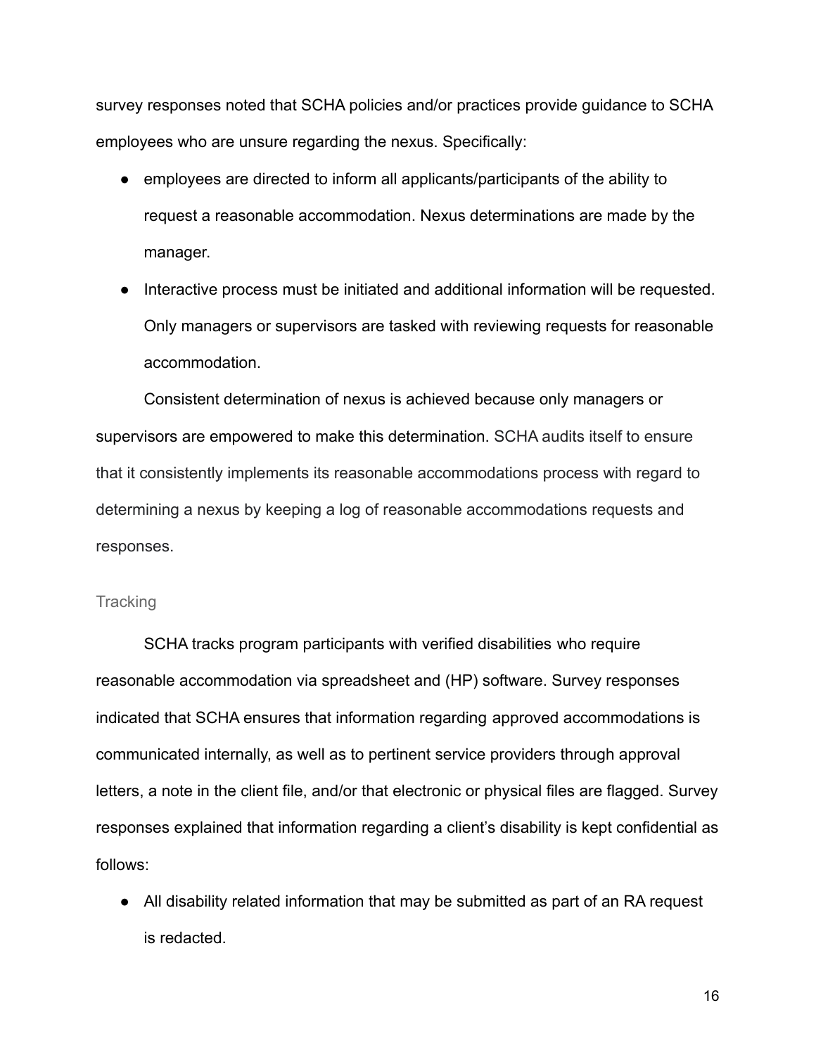survey responses noted that SCHA policies and/or practices provide guidance to SCHA employees who are unsure regarding the nexus. Specifically:

- employees are directed to inform all applicants/participants of the ability to request a reasonable accommodation. Nexus determinations are made by the manager.
- Interactive process must be initiated and additional information will be requested. Only managers or supervisors are tasked with reviewing requests for reasonable accommodation.

Consistent determination of nexus is achieved because only managers or supervisors are empowered to make this determination. SCHA audits itself to ensure that it consistently implements its reasonable accommodations process with regard to determining a nexus by keeping a log of reasonable accommodations requests and responses.

### Tracking

SCHA tracks program participants with verified disabilities who require reasonable accommodation via spreadsheet and (HP) software. Survey responses indicated that SCHA ensures that information regarding approved accommodations is communicated internally, as well as to pertinent service providers through approval letters, a note in the client file, and/or that electronic or physical files are flagged. Survey responses explained that information regarding a client's disability is kept confidential as follows:

- All disability related information that may be submitted as part of an RA request is redacted.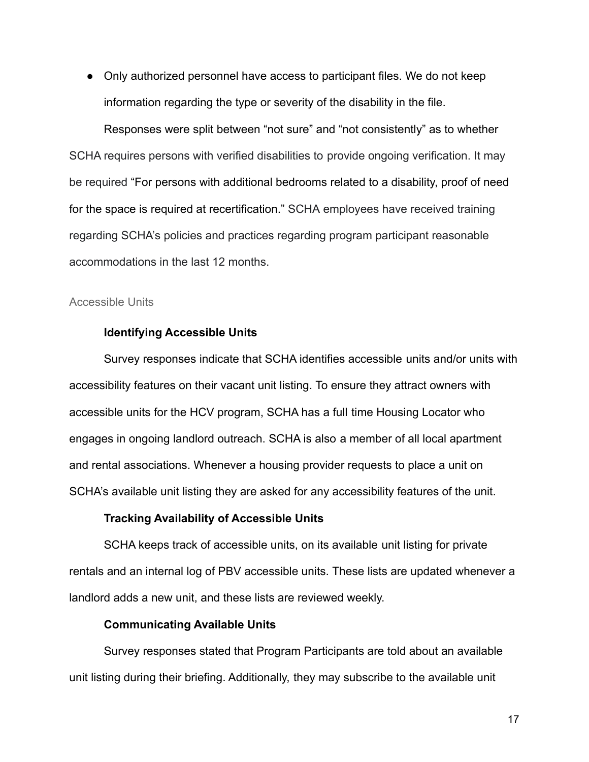- Only authorized personnel have access to participant files. We do not keep information regarding the type or severity of the disability in the file.

Responses were split between "not sure" and "not consistently" as to whether SCHA requires persons with verified disabilities to provide ongoing verification. It may be required "For persons with additional bedrooms related to a disability, proof of need for the space is required at recertification." SCHA employees have received training regarding SCHA's policies and practices regarding program participant reasonable accommodations in the last 12 months.

## Accessible Units

### Identifying Accessible Units

Survey responses indicate that SCHA identifies accessible units and/or units with accessibility features on their vacant unit listing. To ensure they attract owners with accessible units for the HCV program, SCHA has a full time Housing Locator who engages in ongoing landlord outreach. SCHA is also a member of all local apartment and rental associations. Whenever a housing provider requests to place a unit on SCHA's available unit listing they are asked for any accessibility features of the unit.

### Tracking Availability of Accessible Units

SCHA keeps track of accessible units, on its available unit listing for private rentals and an internal log of PBV accessible units. These lists are updated whenever a landlord adds a new unit, and these lists are reviewed weekly.

### Communicating Available Units

Survey responses stated that Program Participants are told about an available unit listing during their briefing. Additionally, they may subscribe to the available unit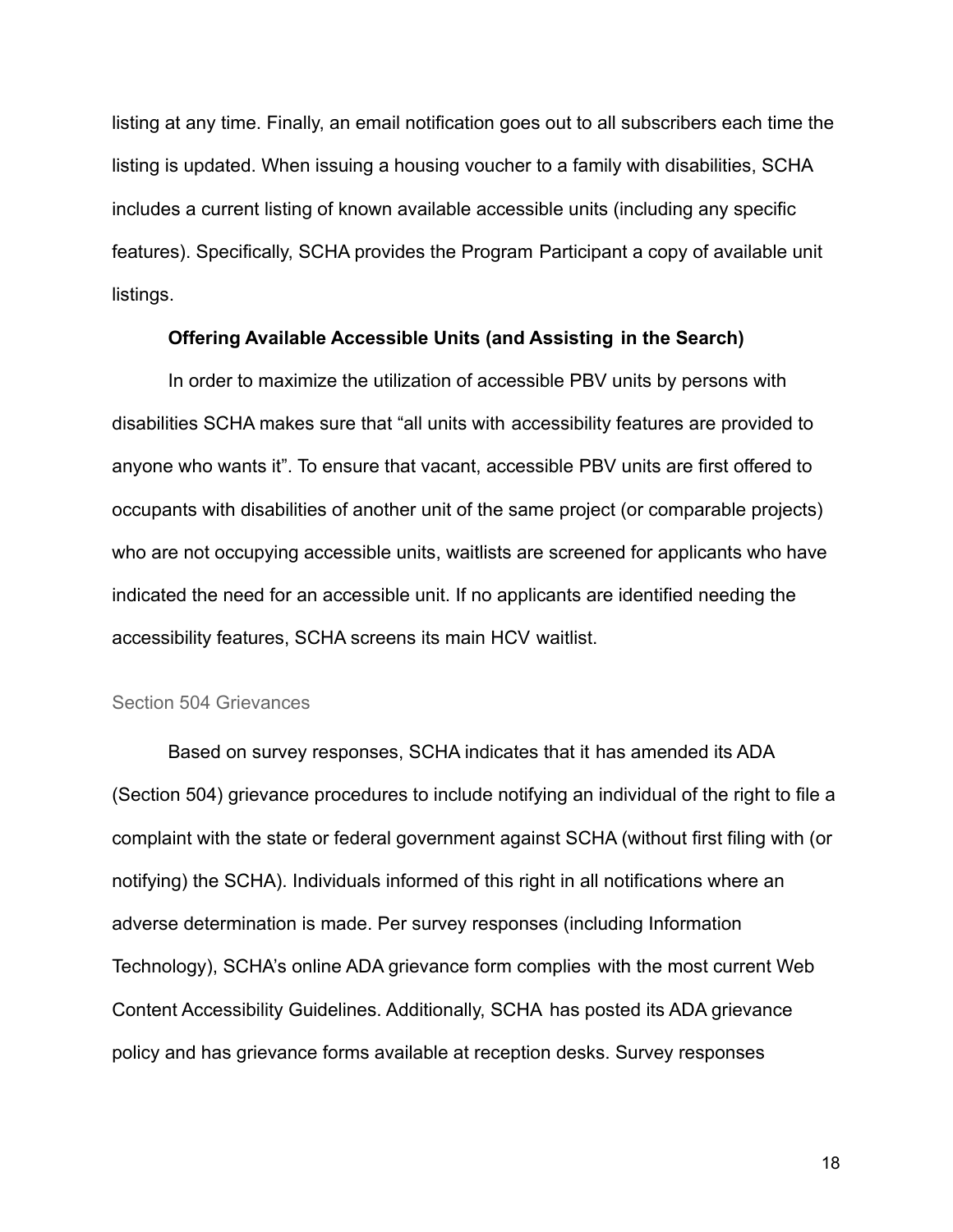listing at any time. Finally, an email notification goes out to all subscribers each time the listing is updated. When issuing a housing voucher to a family with disabilities, SCHA includes a current listing of known available accessible units (including any specific features). Specifically, SCHA provides the Program Participant a copy of available unit listings.

**Offering Available Accessible Units (and Assisting in the Search)**

In order to maximize the utilization of accessible PBV units by persons with disabilities SCHA makes sure that "all units with accessibility features are provided to anyone who wants it". To ensure that vacant, accessible PBV units are first offered to occupants with disabilities of another unit of the same project (or comparable projects) who are not occupying accessible units, waitlists are screened for applicants who have indicated the need for an accessible unit. If no applicants are identified needing the accessibility features, SCHA screens its main HCV waitlist.

### Section 504 Grievances

Based on survey responses, SCHA indicates that it has amended its ADA (Section 504) grievance procedures to include notifying an individual of the right to file a complaint with the state or federal government against SCHA (without first filing with (or notifying) the SCHA). Individuals informed of this right in all notifications where an adverse determination is made. Per survey responses (including Information Technology), SCHA's online ADA grievance form complies with the most current Web Content Accessibility Guidelines. Additionally, SCHA has posted its ADA grievance policy and has grievance forms available at reception desks. Survey responses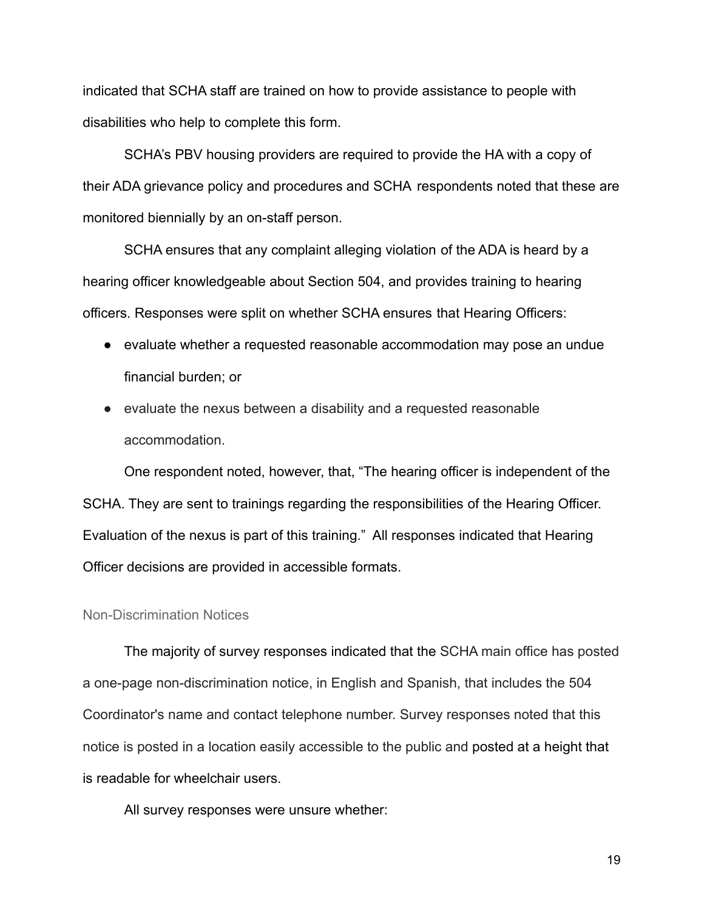indicated that SCHA staff are trained on how to provide assistance to people with disabilities who help to complete this form.

SCHA's PBV housing providers are required to provide the HA with a copy of their ADA grievance policy and procedures and SCHA respondents noted that these are monitored biennially by an on-staff person.

SCHA ensures that any complaint alleging violation of the ADA is heard by a hearing officer knowledgeable about Section 504, and provides training to hearing officers. Responses were split on whether SCHA ensures that Hearing Officers:

- evaluate whether a requested reasonable accommodation may pose an undue financial burden; or
- evaluate the nexus between a disability and a requested reasonable accommodation.

One respondent noted, however, that, "The hearing officer is independent of the SCHA. They are sent to trainings regarding the responsibilities of the Hearing Officer. Evaluation of the nexus is part of this training." All responses indicated that Hearing Officer decisions are provided in accessible formats.

### Non-Discrimination Notices

The majority of survey responses indicated that the SCHA main office has posted a one-page non-discrimination notice, in English and Spanish, that includes the 504 Coordinator's name and contact telephone number. Survey responses noted that this notice is posted in a location easily accessible to the public and posted at a height that is readable for wheelchair users.

All survey responses were unsure whether: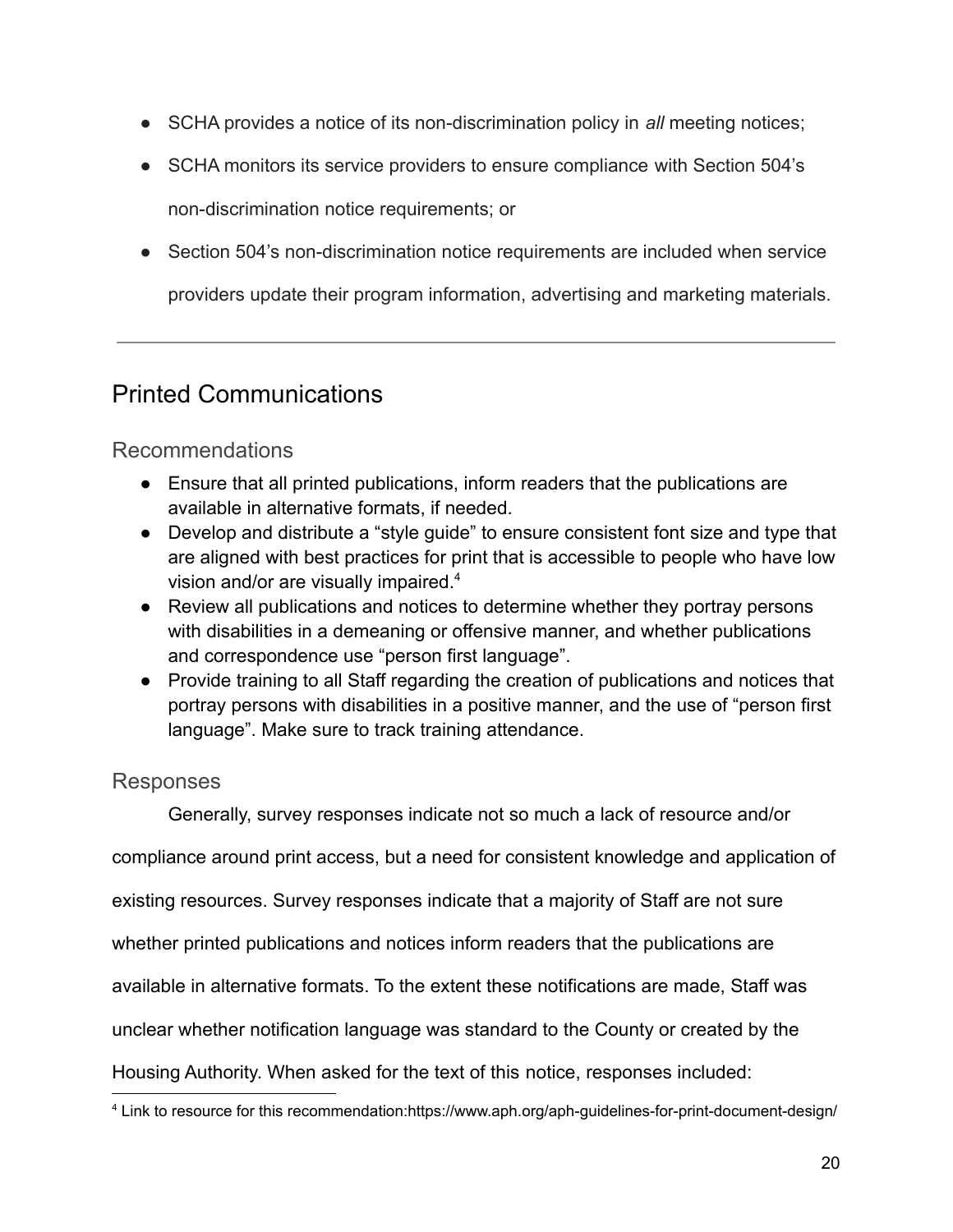- SCHA provides a notice of its non-discrimination policy in *all* meeting notices;
- SCHA monitors its service providers to ensure compliance with Section 504's non-discrimination notice requirements; or
- Section 504's non-discrimination notice requirements are included when service providers update their program information, advertising and marketing materials.

---

## Printed Communications

### Recommendations

- Ensure that all printed publications, inform readers that the publications are available in alternative formats, if needed.
- Develop and distribute a "style guide" to ensure consistent font size and type that are aligned with best practices for print that is accessible to people who have low vision and/or are visually impaired.[4]
- Review all publications and notices to determine whether they portray persons with disabilities in a demeaning or offensive manner, and whether publications and correspondence use "person first language".
- Provide training to all Staff regarding the creation of publications and notices that portray persons with disabilities in a positive manner, and the use of "person first language". Make sure to track training attendance.

### Responses

Generally, survey responses indicate not so much a lack of resource and/or compliance around print access, but a need for consistent knowledge and application of existing resources. Survey responses indicate that a majority of Staff are not sure whether printed publications and notices inform readers that the publications are available in alternative formats. To the extent these notifications are made, Staff was unclear whether notification language was standard to the County or created by the Housing Authority. When asked for the text of this notice, responses included:

[4] Link to resource for this recommendation:https://www.aph.org/aph-guidelines-for-print-document-design/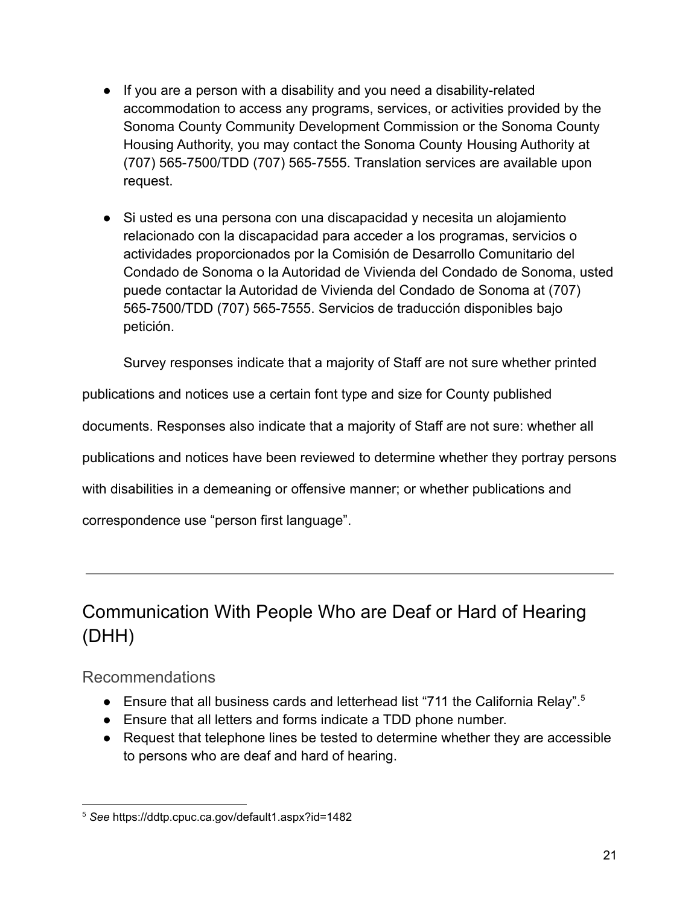- If you are a person with a disability and you need a disability-related accommodation to access any programs, services, or activities provided by the Sonoma County Community Development Commission or the Sonoma County Housing Authority, you may contact the Sonoma County Housing Authority at (707) 565-7500/TDD (707) 565-7555. Translation services are available upon request.

- Si usted es una persona con una discapacidad y necesita un alojamiento relacionado con la discapacidad para acceder a los programas, servicios o actividades proporcionados por la Comisión de Desarrollo Comunitario del Condado de Sonoma o la Autoridad de Vivienda del Condado de Sonoma, usted puede contactar la Autoridad de Vivienda del Condado de Sonoma at (707) 565-7500/TDD (707) 565-7555. Servicios de traducción disponibles bajo petición.

Survey responses indicate that a majority of Staff are not sure whether printed publications and notices use a certain font type and size for County published documents. Responses also indicate that a majority of Staff are not sure: whether all publications and notices have been reviewed to determine whether they portray persons with disabilities in a demeaning or offensive manner; or whether publications and correspondence use “person first language”.

---

## Communication With People Who are Deaf or Hard of Hearing (DHH)

### Recommendations

- Ensure that all business cards and letterhead list “711 the California Relay”.[5]
- Ensure that all letters and forms indicate a TDD phone number.
- Request that telephone lines be tested to determine whether they are accessible to persons who are deaf and hard of hearing.

---

[5] *See* https://ddtp.cpuc.ca.gov/default1.aspx?id=1482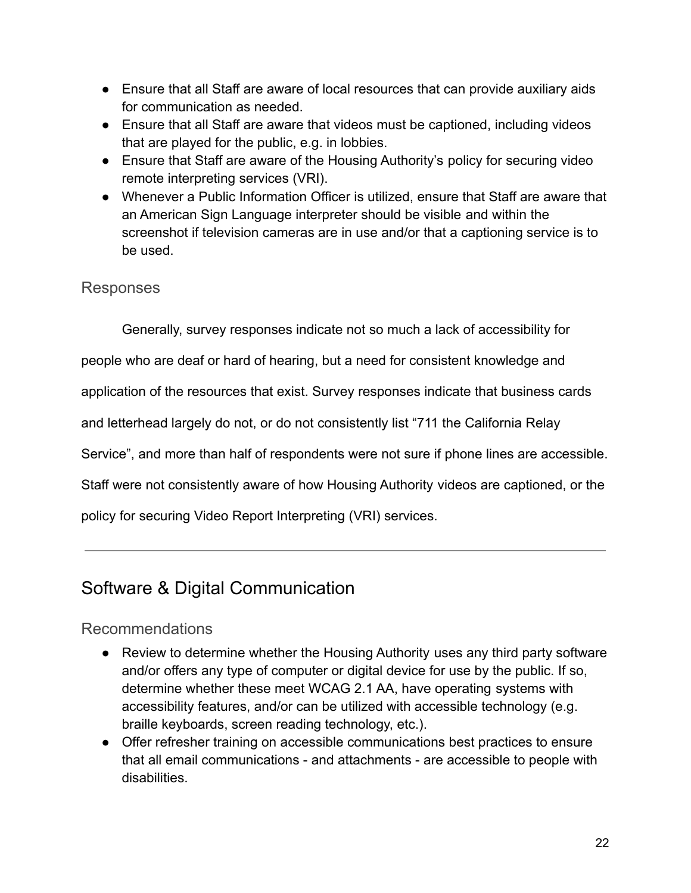- Ensure that all Staff are aware of local resources that can provide auxiliary aids for communication as needed.
- Ensure that all Staff are aware that videos must be captioned, including videos that are played for the public, e.g. in lobbies.
- Ensure that Staff are aware of the Housing Authority's policy for securing video remote interpreting services (VRI).
- Whenever a Public Information Officer is utilized, ensure that Staff are aware that an American Sign Language interpreter should be visible and within the screenshot if television cameras are in use and/or that a captioning service is to be used.

### Responses

Generally, survey responses indicate not so much a lack of accessibility for people who are deaf or hard of hearing, but a need for consistent knowledge and application of the resources that exist. Survey responses indicate that business cards and letterhead largely do not, or do not consistently list "711 the California Relay Service", and more than half of respondents were not sure if phone lines are accessible. Staff were not consistently aware of how Housing Authority videos are captioned, or the policy for securing Video Report Interpreting (VRI) services.

---

## Software & Digital Communication

### Recommendations

- Review to determine whether the Housing Authority uses any third party software and/or offers any type of computer or digital device for use by the public. If so, determine whether these meet WCAG 2.1 AA, have operating systems with accessibility features, and/or can be utilized with accessible technology (e.g. braille keyboards, screen reading technology, etc.).
- Offer refresher training on accessible communications best practices to ensure that all email communications - and attachments - are accessible to people with disabilities.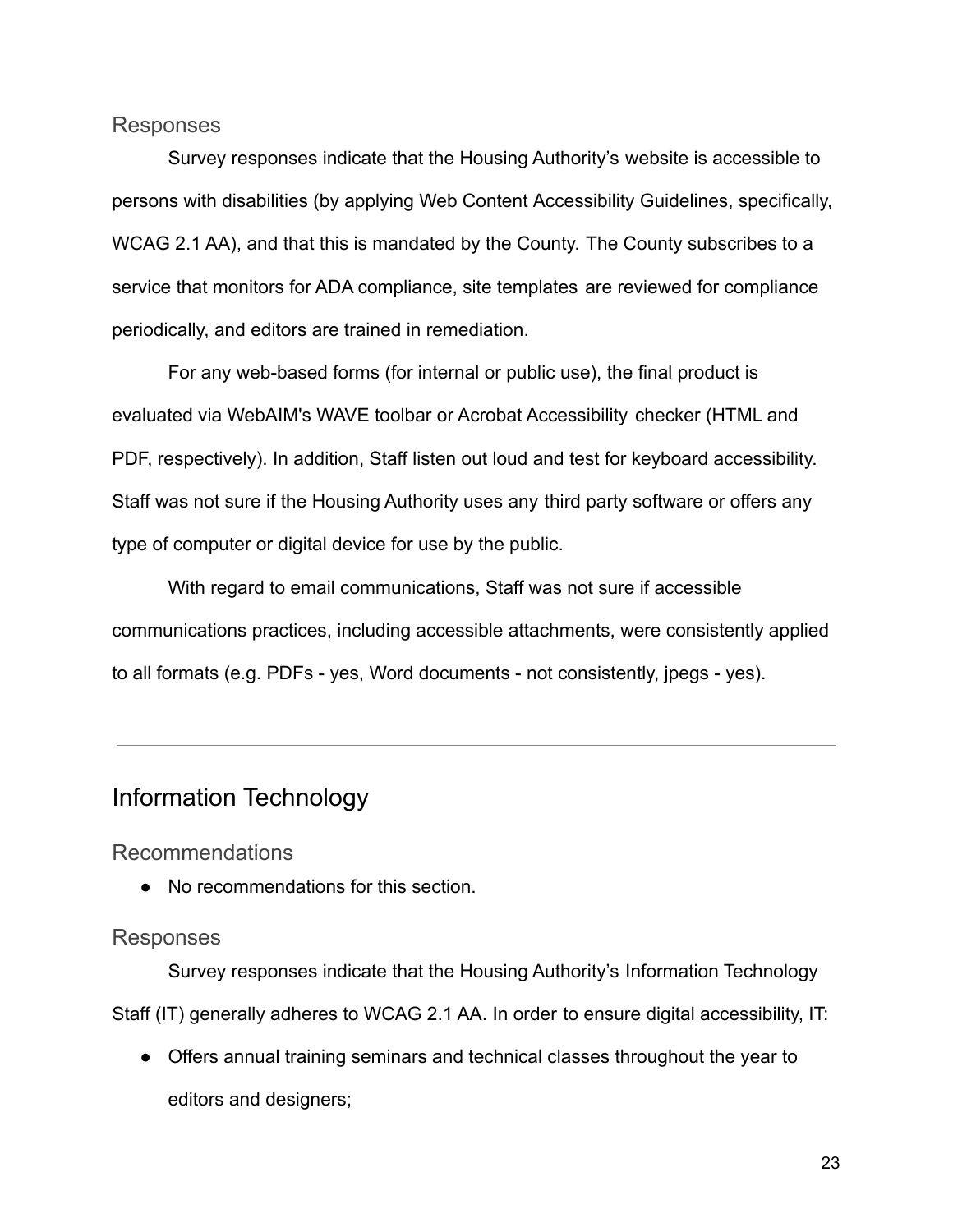### Responses

Survey responses indicate that the Housing Authority's website is accessible to persons with disabilities (by applying Web Content Accessibility Guidelines, specifically, WCAG 2.1 AA), and that this is mandated by the County. The County subscribes to a service that monitors for ADA compliance, site templates are reviewed for compliance periodically, and editors are trained in remediation.

For any web-based forms (for internal or public use), the final product is evaluated via WebAIM's WAVE toolbar or Acrobat Accessibility checker (HTML and PDF, respectively). In addition, Staff listen out loud and test for keyboard accessibility. Staff was not sure if the Housing Authority uses any third party software or offers any type of computer or digital device for use by the public.

With regard to email communications, Staff was not sure if accessible communications practices, including accessible attachments, were consistently applied to all formats (e.g. PDFs - yes, Word documents - not consistently, jpegs - yes).

---

## Information Technology

### Recommendations

- No recommendations for this section.

### Responses

Survey responses indicate that the Housing Authority's Information Technology Staff (IT) generally adheres to WCAG 2.1 AA. In order to ensure digital accessibility, IT:

- Offers annual training seminars and technical classes throughout the year to editors and designers;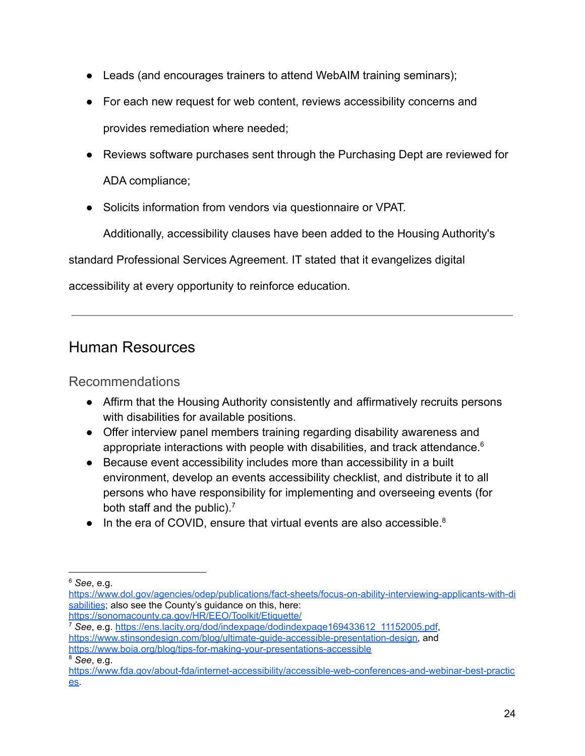- Leads (and encourages trainers to attend WebAIM training seminars);
- For each new request for web content, reviews accessibility concerns and provides remediation where needed;
- Reviews software purchases sent through the Purchasing Dept are reviewed for ADA compliance;
- Solicits information from vendors via questionnaire or VPAT.

Additionally, accessibility clauses have been added to the Housing Authority's standard Professional Services Agreement. IT stated that it evangelizes digital accessibility at every opportunity to reinforce education.

---

## Human Resources

### Recommendations

- Affirm that the Housing Authority consistently and affirmatively recruits persons with disabilities for available positions.
- Offer interview panel members training regarding disability awareness and appropriate interactions with people with disabilities, and track attendance.[6]
- Because event accessibility includes more than accessibility in a built environment, develop an events accessibility checklist, and distribute it to all persons who have responsibility for implementing and overseeing events (for both staff and the public).[7]
- In the era of COVID, ensure that virtual events are also accessible.[8]

---

[6] *See*, e.g. https://www.dol.gov/agencies/odep/publications/fact-sheets/focus-on-ability-interviewing-applicants-with-disabilities; also see the County's guidance on this, here: https://sonomacounty.ca.gov/HR/EEO/Toolkit/Etiquette/

[7] *See*, e.g. https://ens.lacity.org/dod/indexpage/dodindexpage169433612_11152005.pdf, https://www.stinsondesign.com/blog/ultimate-guide-accessible-presentation-design, and https://www.boia.org/blog/tips-for-making-your-presentations-accessible

[8] *See*, e.g. https://www.fda.gov/about-fda/internet-accessibility/accessible-web-conferences-and-webinar-best-practices.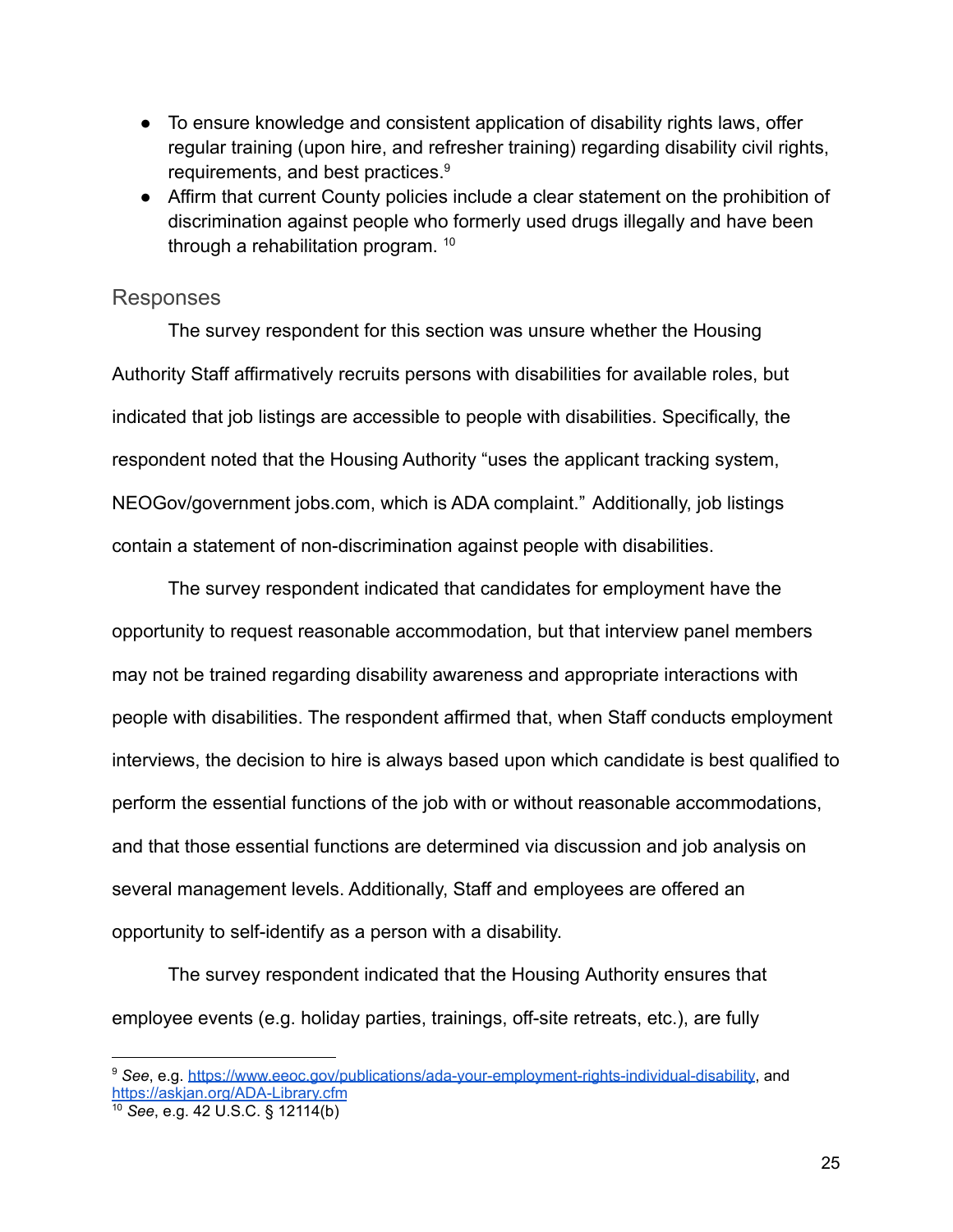- To ensure knowledge and consistent application of disability rights laws, offer regular training (upon hire, and refresher training) regarding disability civil rights, requirements, and best practices.[9]
- Affirm that current County policies include a clear statement on the prohibition of discrimination against people who formerly used drugs illegally and have been through a rehabilitation program. [10]

## Responses

The survey respondent for this section was unsure whether the Housing Authority Staff affirmatively recruits persons with disabilities for available roles, but indicated that job listings are accessible to people with disabilities. Specifically, the respondent noted that the Housing Authority "uses the applicant tracking system, NEOGov/government jobs.com, which is ADA complaint." Additionally, job listings contain a statement of non-discrimination against people with disabilities.

The survey respondent indicated that candidates for employment have the opportunity to request reasonable accommodation, but that interview panel members may not be trained regarding disability awareness and appropriate interactions with people with disabilities. The respondent affirmed that, when Staff conducts employment interviews, the decision to hire is always based upon which candidate is best qualified to perform the essential functions of the job with or without reasonable accommodations, and that those essential functions are determined via discussion and job analysis on several management levels. Additionally, Staff and employees are offered an opportunity to self-identify as a person with a disability.

The survey respondent indicated that the Housing Authority ensures that employee events (e.g. holiday parties, trainings, off-site retreats, etc.), are fully

---

[9] *See*, e.g. https://www.eeoc.gov/publications/ada-your-employment-rights-individual-disability, and https://askjan.org/ADA-Library.cfm

[10] *See*, e.g. 42 U.S.C. § 12114(b)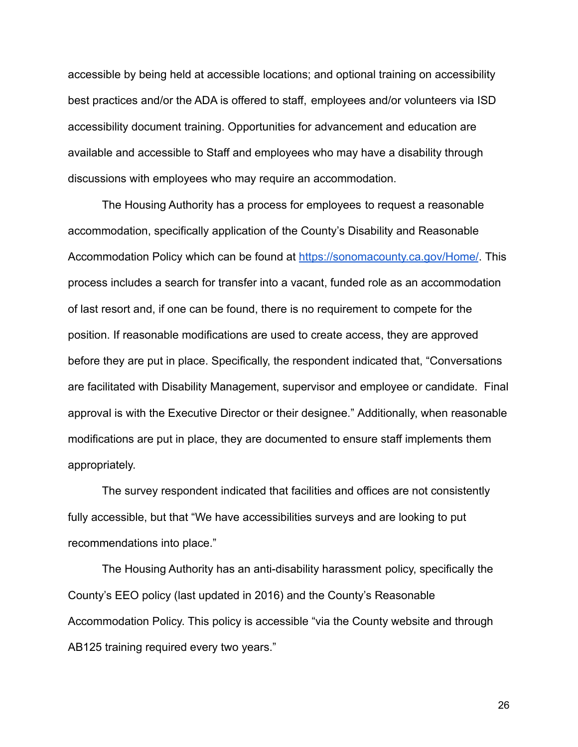accessible by being held at accessible locations; and optional training on accessibility best practices and/or the ADA is offered to staff, employees and/or volunteers via ISD accessibility document training. Opportunities for advancement and education are available and accessible to Staff and employees who may have a disability through discussions with employees who may require an accommodation.

The Housing Authority has a process for employees to request a reasonable accommodation, specifically application of the County's Disability and Reasonable Accommodation Policy which can be found at [https://sonomacounty.ca.gov/Home/](https://sonomacounty.ca.gov/Home/). This process includes a search for transfer into a vacant, funded role as an accommodation of last resort and, if one can be found, there is no requirement to compete for the position. If reasonable modifications are used to create access, they are approved before they are put in place. Specifically, the respondent indicated that, "Conversations are facilitated with Disability Management, supervisor and employee or candidate. Final approval is with the Executive Director or their designee." Additionally, when reasonable modifications are put in place, they are documented to ensure staff implements them appropriately.

The survey respondent indicated that facilities and offices are not consistently fully accessible, but that "We have accessibilities surveys and are looking to put recommendations into place."

The Housing Authority has an anti-disability harassment policy, specifically the County's EEO policy (last updated in 2016) and the County's Reasonable Accommodation Policy. This policy is accessible "via the County website and through AB125 training required every two years."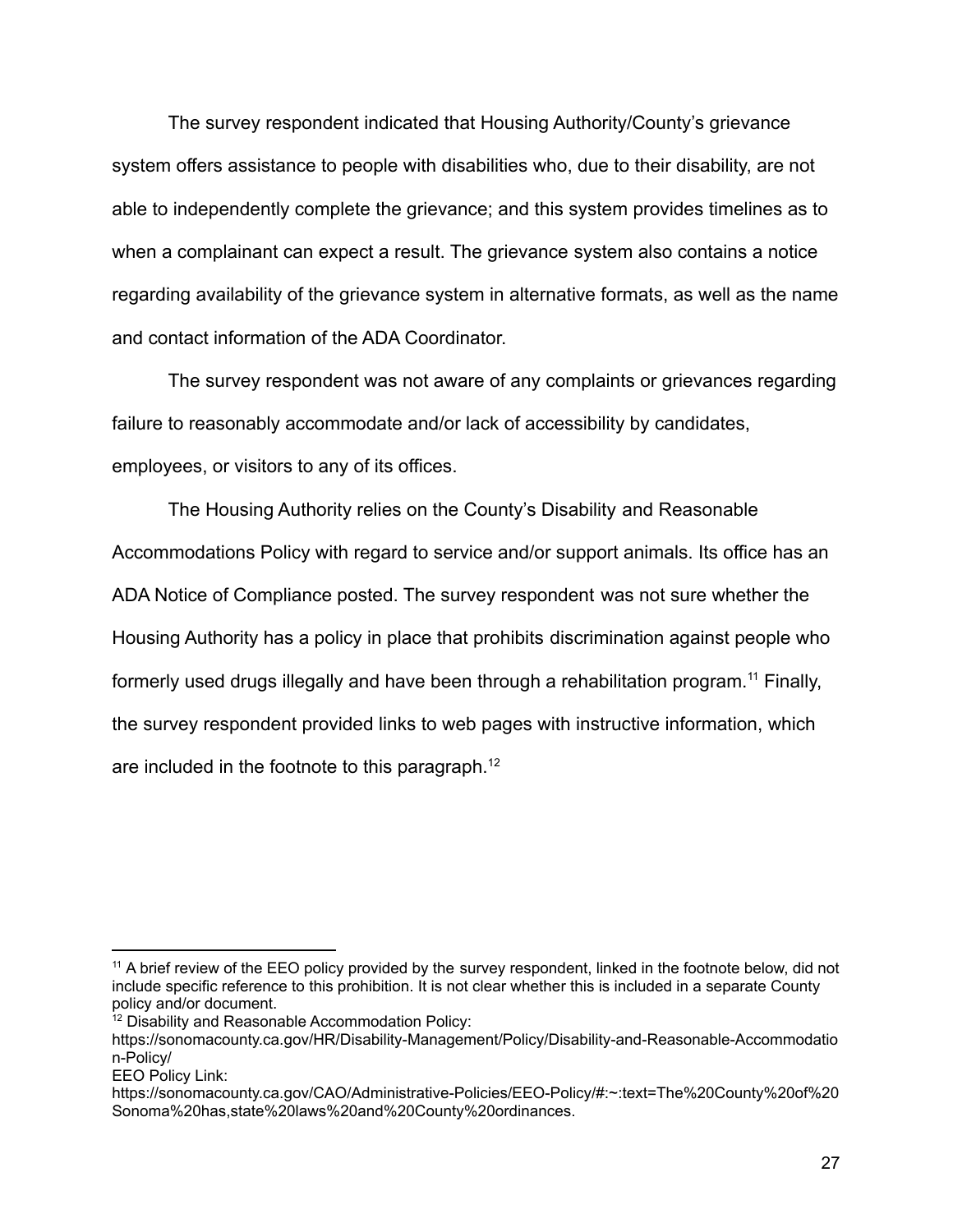The survey respondent indicated that Housing Authority/County's grievance system offers assistance to people with disabilities who, due to their disability, are not able to independently complete the grievance; and this system provides timelines as to when a complainant can expect a result. The grievance system also contains a notice regarding availability of the grievance system in alternative formats, as well as the name and contact information of the ADA Coordinator.

The survey respondent was not aware of any complaints or grievances regarding failure to reasonably accommodate and/or lack of accessibility by candidates, employees, or visitors to any of its offices.

The Housing Authority relies on the County's Disability and Reasonable Accommodations Policy with regard to service and/or support animals. Its office has an ADA Notice of Compliance posted. The survey respondent was not sure whether the Housing Authority has a policy in place that prohibits discrimination against people who formerly used drugs illegally and have been through a rehabilitation program.[11] Finally, the survey respondent provided links to web pages with instructive information, which are included in the footnote to this paragraph.[12]

---

[11] A brief review of the EEO policy provided by the survey respondent, linked in the footnote below, did not include specific reference to this prohibition. It is not clear whether this is included in a separate County policy and/or document.

[12] Disability and Reasonable Accommodation Policy:
https://sonomacounty.ca.gov/HR/Disability-Management/Policy/Disability-and-Reasonable-Accommodation-Policy/
EEO Policy Link:
https://sonomacounty.ca.gov/CAO/Administrative-Policies/EEO-Policy/#:~:text=The%20County%20of%20Sonoma%20has,state%20laws%20and%20County%20ordinances.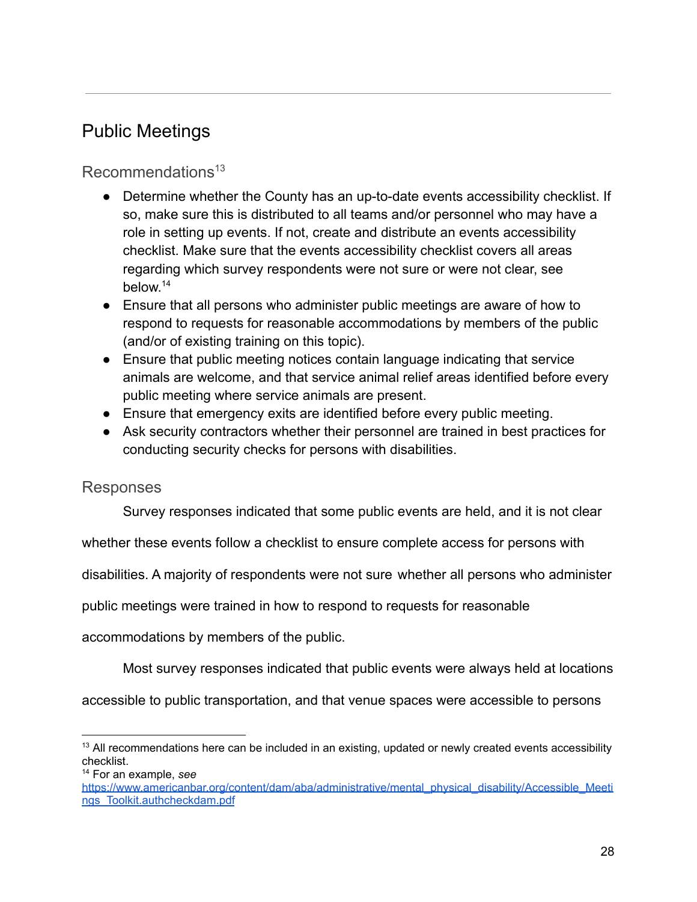## Public Meetings

### Recommendations[13]

- Determine whether the County has an up-to-date events accessibility checklist. If so, make sure this is distributed to all teams and/or personnel who may have a role in setting up events. If not, create and distribute an events accessibility checklist. Make sure that the events accessibility checklist covers all areas regarding which survey respondents were not sure or were not clear, see below.[14]
- Ensure that all persons who administer public meetings are aware of how to respond to requests for reasonable accommodations by members of the public (and/or of existing training on this topic).
- Ensure that public meeting notices contain language indicating that service animals are welcome, and that service animal relief areas identified before every public meeting where service animals are present.
- Ensure that emergency exits are identified before every public meeting.
- Ask security contractors whether their personnel are trained in best practices for conducting security checks for persons with disabilities.

### Responses

Survey responses indicated that some public events are held, and it is not clear whether these events follow a checklist to ensure complete access for persons with disabilities. A majority of respondents were not sure whether all persons who administer public meetings were trained in how to respond to requests for reasonable accommodations by members of the public.

Most survey responses indicated that public events were always held at locations accessible to public transportation, and that venue spaces were accessible to persons

---

[13] All recommendations here can be included in an existing, updated or newly created events accessibility checklist.

[14] For an example, *see* https://www.americanbar.org/content/dam/aba/administrative/mental_physical_disability/Accessible_Meetings_Toolkit.authcheckdam.pdf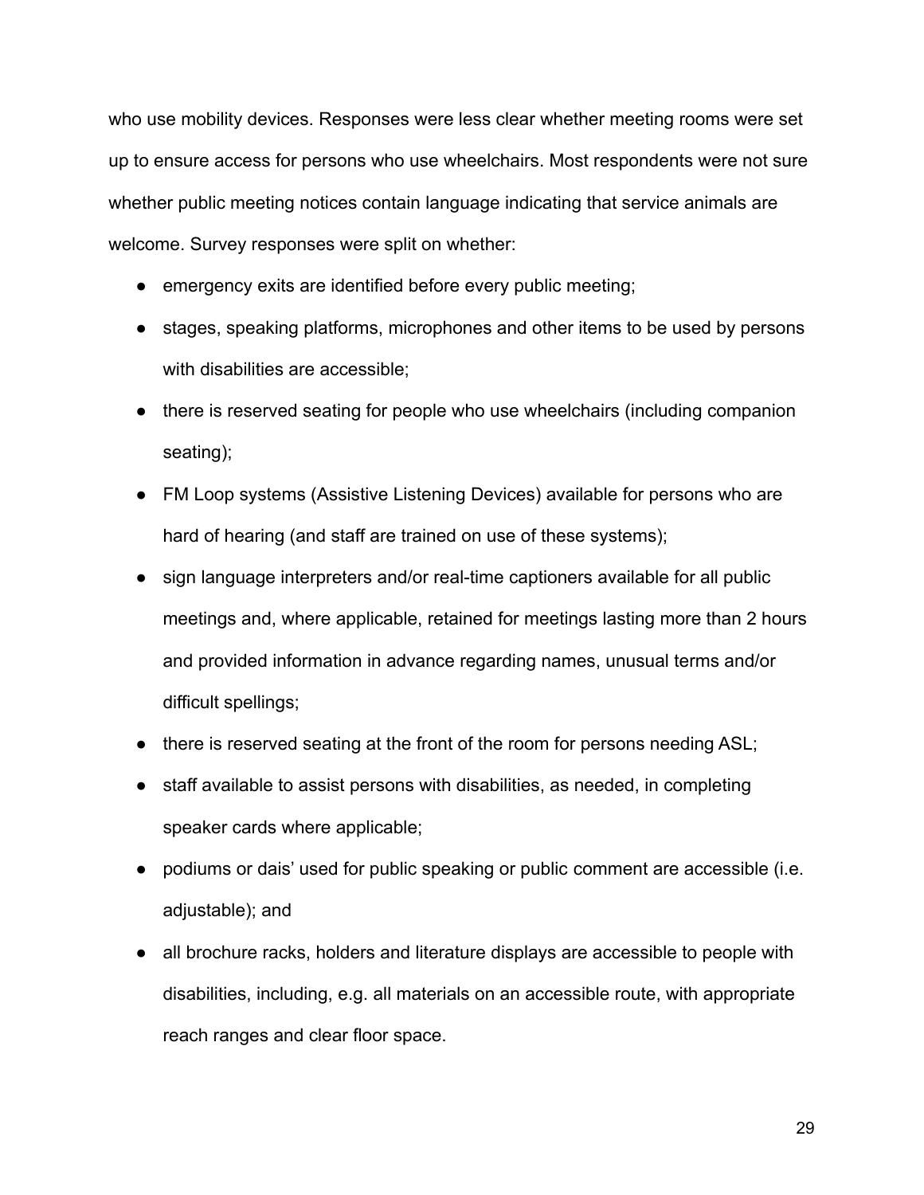who use mobility devices. Responses were less clear whether meeting rooms were set up to ensure access for persons who use wheelchairs. Most respondents were not sure whether public meeting notices contain language indicating that service animals are welcome. Survey responses were split on whether:

- emergency exits are identified before every public meeting;
- stages, speaking platforms, microphones and other items to be used by persons with disabilities are accessible;
- there is reserved seating for people who use wheelchairs (including companion seating);
- FM Loop systems (Assistive Listening Devices) available for persons who are hard of hearing (and staff are trained on use of these systems);
- sign language interpreters and/or real-time captioners available for all public meetings and, where applicable, retained for meetings lasting more than 2 hours and provided information in advance regarding names, unusual terms and/or difficult spellings;
- there is reserved seating at the front of the room for persons needing ASL;
- staff available to assist persons with disabilities, as needed, in completing speaker cards where applicable;
- podiums or dais' used for public speaking or public comment are accessible (i.e. adjustable); and
- all brochure racks, holders and literature displays are accessible to people with disabilities, including, e.g. all materials on an accessible route, with appropriate reach ranges and clear floor space.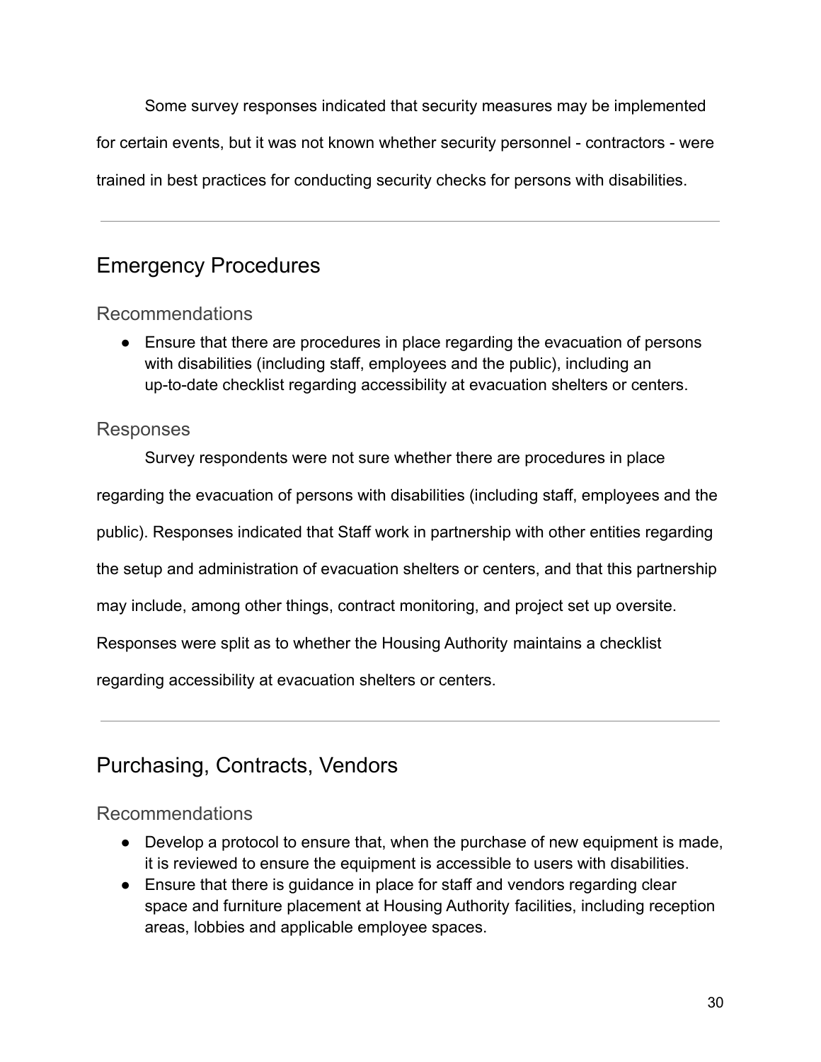Some survey responses indicated that security measures may be implemented for certain events, but it was not known whether security personnel - contractors - were trained in best practices for conducting security checks for persons with disabilities.

---

## Emergency Procedures

### Recommendations

- Ensure that there are procedures in place regarding the evacuation of persons with disabilities (including staff, employees and the public), including an up-to-date checklist regarding accessibility at evacuation shelters or centers.

### Responses

Survey respondents were not sure whether there are procedures in place regarding the evacuation of persons with disabilities (including staff, employees and the public). Responses indicated that Staff work in partnership with other entities regarding the setup and administration of evacuation shelters or centers, and that this partnership may include, among other things, contract monitoring, and project set up oversite. Responses were split as to whether the Housing Authority maintains a checklist regarding accessibility at evacuation shelters or centers.

---

## Purchasing, Contracts, Vendors

### Recommendations

- Develop a protocol to ensure that, when the purchase of new equipment is made, it is reviewed to ensure the equipment is accessible to users with disabilities.
- Ensure that there is guidance in place for staff and vendors regarding clear space and furniture placement at Housing Authority facilities, including reception areas, lobbies and applicable employee spaces.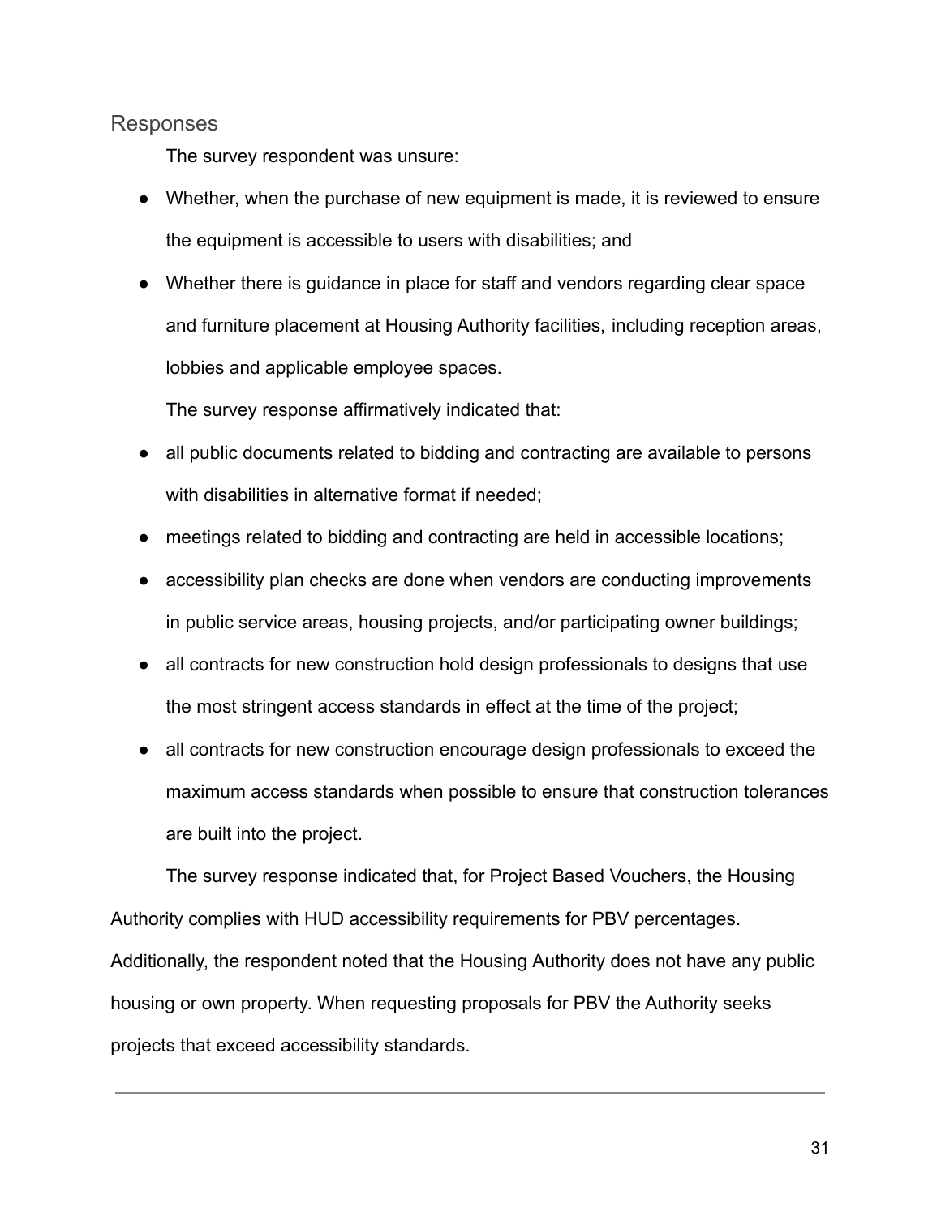## Responses

The survey respondent was unsure:

- Whether, when the purchase of new equipment is made, it is reviewed to ensure the equipment is accessible to users with disabilities; and
- Whether there is guidance in place for staff and vendors regarding clear space and furniture placement at Housing Authority facilities, including reception areas, lobbies and applicable employee spaces.

The survey response affirmatively indicated that:

- all public documents related to bidding and contracting are available to persons with disabilities in alternative format if needed;
- meetings related to bidding and contracting are held in accessible locations;
- accessibility plan checks are done when vendors are conducting improvements in public service areas, housing projects, and/or participating owner buildings;
- all contracts for new construction hold design professionals to designs that use the most stringent access standards in effect at the time of the project;
- all contracts for new construction encourage design professionals to exceed the maximum access standards when possible to ensure that construction tolerances are built into the project.

The survey response indicated that, for Project Based Vouchers, the Housing Authority complies with HUD accessibility requirements for PBV percentages. Additionally, the respondent noted that the Housing Authority does not have any public housing or own property. When requesting proposals for PBV the Authority seeks projects that exceed accessibility standards.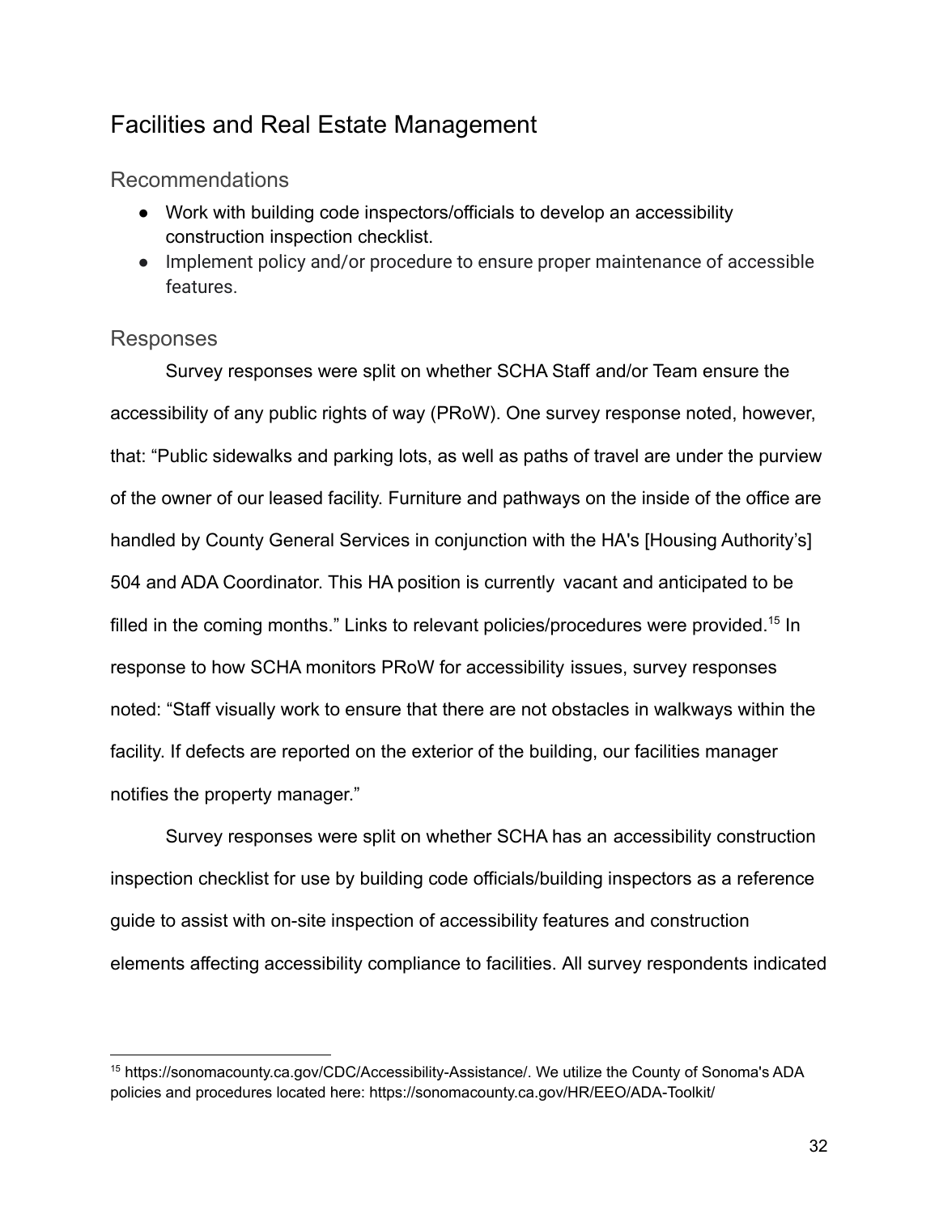## Facilities and Real Estate Management

### Recommendations

- Work with building code inspectors/officials to develop an accessibility construction inspection checklist.
- Implement policy and/or procedure to ensure proper maintenance of accessible features.

### Responses

Survey responses were split on whether SCHA Staff and/or Team ensure the accessibility of any public rights of way (PRoW). One survey response noted, however, that: "Public sidewalks and parking lots, as well as paths of travel are under the purview of the owner of our leased facility. Furniture and pathways on the inside of the office are handled by County General Services in conjunction with the HA's [Housing Authority's] 504 and ADA Coordinator. This HA position is currently vacant and anticipated to be filled in the coming months." Links to relevant policies/procedures were provided.[15] In response to how SCHA monitors PRoW for accessibility issues, survey responses noted: "Staff visually work to ensure that there are not obstacles in walkways within the facility. If defects are reported on the exterior of the building, our facilities manager notifies the property manager."

Survey responses were split on whether SCHA has an accessibility construction inspection checklist for use by building code officials/building inspectors as a reference guide to assist with on-site inspection of accessibility features and construction elements affecting accessibility compliance to facilities. All survey respondents indicated

[15] https://sonomacounty.ca.gov/CDC/Accessibility-Assistance/. We utilize the County of Sonoma's ADA policies and procedures located here: https://sonomacounty.ca.gov/HR/EEO/ADA-Toolkit/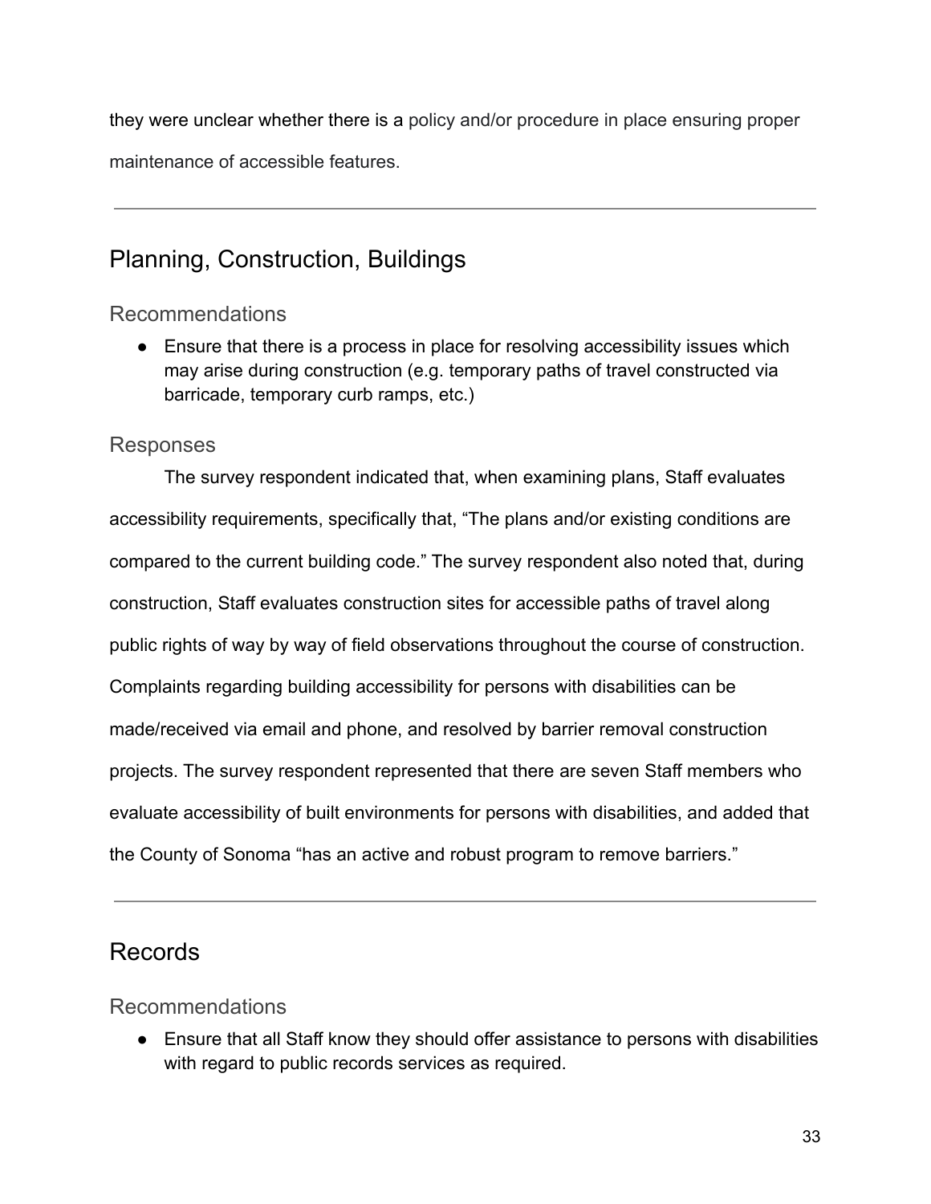they were unclear whether there is a policy and/or procedure in place ensuring proper maintenance of accessible features.

---

## Planning, Construction, Buildings

### Recommendations

- Ensure that there is a process in place for resolving accessibility issues which may arise during construction (e.g. temporary paths of travel constructed via barricade, temporary curb ramps, etc.)

### Responses

The survey respondent indicated that, when examining plans, Staff evaluates accessibility requirements, specifically that, "The plans and/or existing conditions are compared to the current building code." The survey respondent also noted that, during construction, Staff evaluates construction sites for accessible paths of travel along public rights of way by way of field observations throughout the course of construction. Complaints regarding building accessibility for persons with disabilities can be made/received via email and phone, and resolved by barrier removal construction projects. The survey respondent represented that there are seven Staff members who evaluate accessibility of built environments for persons with disabilities, and added that the County of Sonoma "has an active and robust program to remove barriers."

---

## Records

### Recommendations

- Ensure that all Staff know they should offer assistance to persons with disabilities with regard to public records services as required.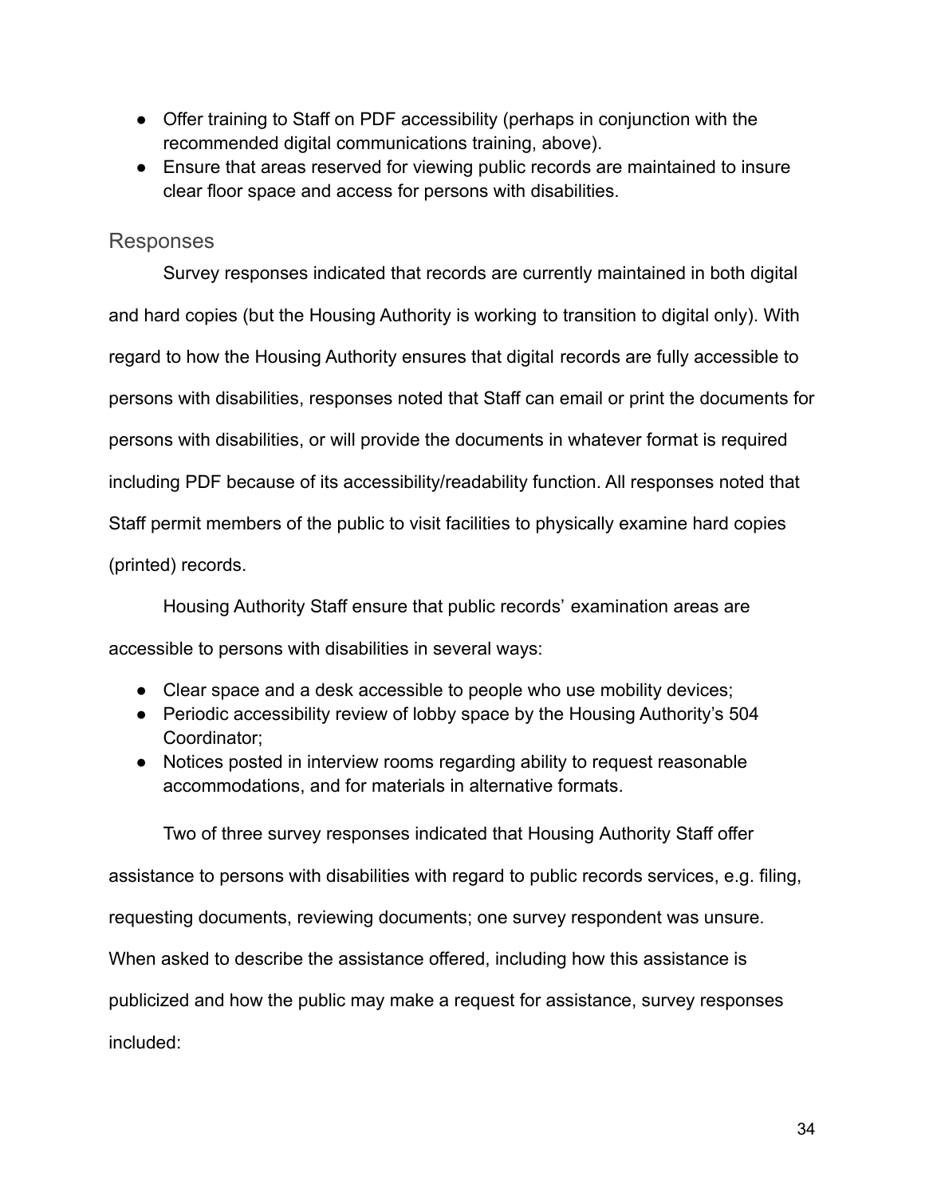- Offer training to Staff on PDF accessibility (perhaps in conjunction with the recommended digital communications training, above).
- Ensure that areas reserved for viewing public records are maintained to insure clear floor space and access for persons with disabilities.

## Responses

Survey responses indicated that records are currently maintained in both digital and hard copies (but the Housing Authority is working to transition to digital only). With regard to how the Housing Authority ensures that digital records are fully accessible to persons with disabilities, responses noted that Staff can email or print the documents for persons with disabilities, or will provide the documents in whatever format is required including PDF because of its accessibility/readability function. All responses noted that Staff permit members of the public to visit facilities to physically examine hard copies (printed) records.

Housing Authority Staff ensure that public records' examination areas are accessible to persons with disabilities in several ways:

- Clear space and a desk accessible to people who use mobility devices;
- Periodic accessibility review of lobby space by the Housing Authority's 504 Coordinator;
- Notices posted in interview rooms regarding ability to request reasonable accommodations, and for materials in alternative formats.

Two of three survey responses indicated that Housing Authority Staff offer assistance to persons with disabilities with regard to public records services, e.g. filing, requesting documents, reviewing documents; one survey respondent was unsure. When asked to describe the assistance offered, including how this assistance is publicized and how the public may make a request for assistance, survey responses included: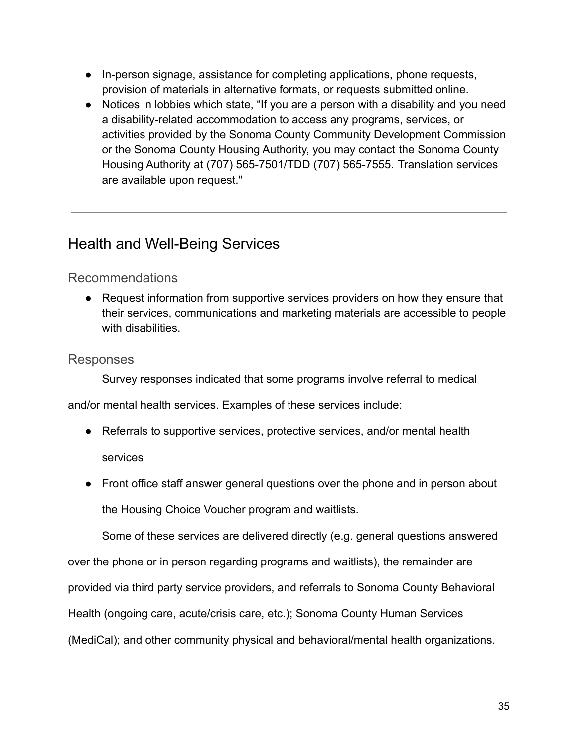- In-person signage, assistance for completing applications, phone requests, provision of materials in alternative formats, or requests submitted online.
- Notices in lobbies which state, "If you are a person with a disability and you need a disability-related accommodation to access any programs, services, or activities provided by the Sonoma County Community Development Commission or the Sonoma County Housing Authority, you may contact the Sonoma County Housing Authority at (707) 565-7501/TDD (707) 565-7555. Translation services are available upon request."

---

## Health and Well-Being Services

### Recommendations

- Request information from supportive services providers on how they ensure that their services, communications and marketing materials are accessible to people with disabilities.

### Responses

Survey responses indicated that some programs involve referral to medical and/or mental health services. Examples of these services include:

- Referrals to supportive services, protective services, and/or mental health services
- Front office staff answer general questions over the phone and in person about the Housing Choice Voucher program and waitlists.

Some of these services are delivered directly (e.g. general questions answered over the phone or in person regarding programs and waitlists), the remainder are provided via third party service providers, and referrals to Sonoma County Behavioral Health (ongoing care, acute/crisis care, etc.); Sonoma County Human Services (MediCal); and other community physical and behavioral/mental health organizations.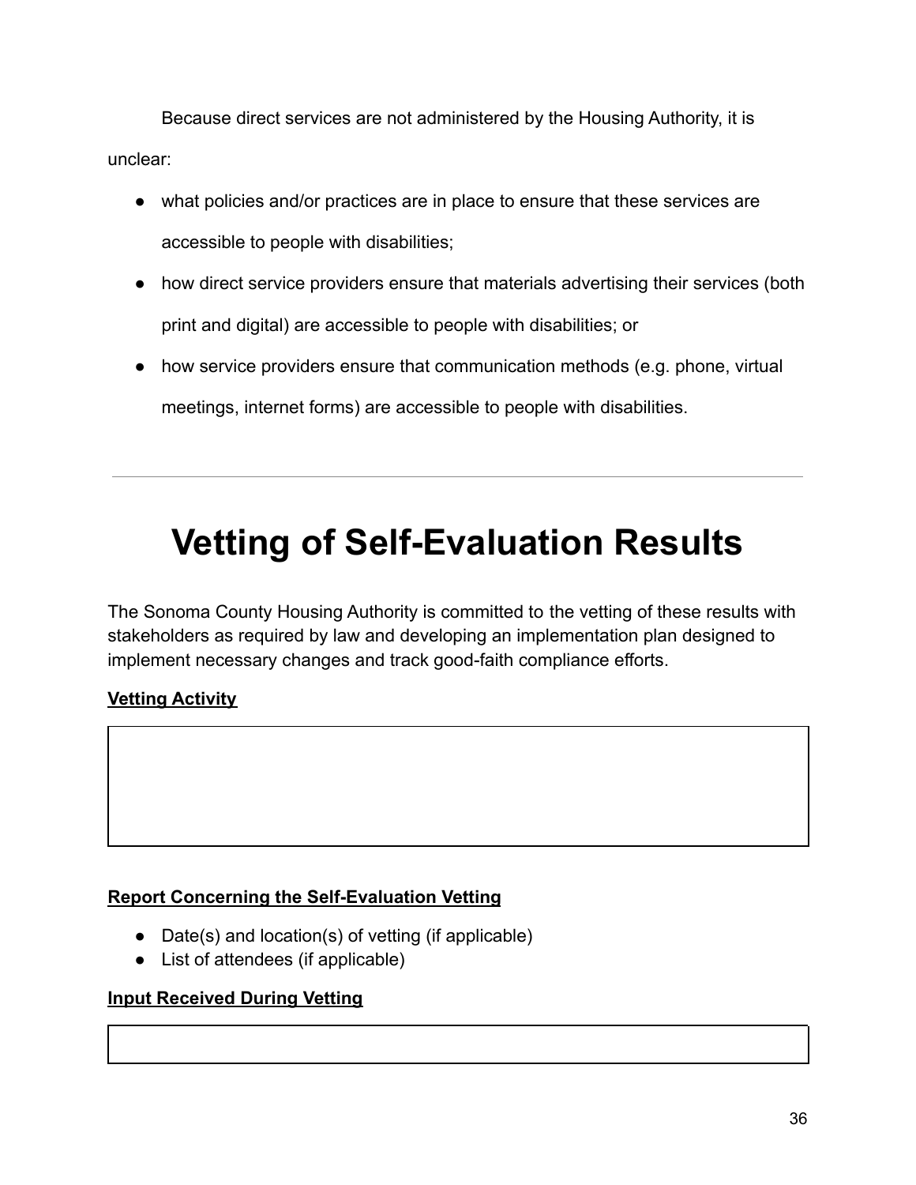Because direct services are not administered by the Housing Authority, it is unclear:

- what policies and/or practices are in place to ensure that these services are accessible to people with disabilities;
- how direct service providers ensure that materials advertising their services (both print and digital) are accessible to people with disabilities; or
- how service providers ensure that communication methods (e.g. phone, virtual meetings, internet forms) are accessible to people with disabilities.

---

# Vetting of Self-Evaluation Results

The Sonoma County Housing Authority is committed to the vetting of these results with stakeholders as required by law and developing an implementation plan designed to implement necessary changes and track good-faith compliance efforts.

**Vetting Activity**

**Report Concerning the Self-Evaluation Vetting**

- Date(s) and location(s) of vetting (if applicable)
- List of attendees (if applicable)

**Input Received During Vetting**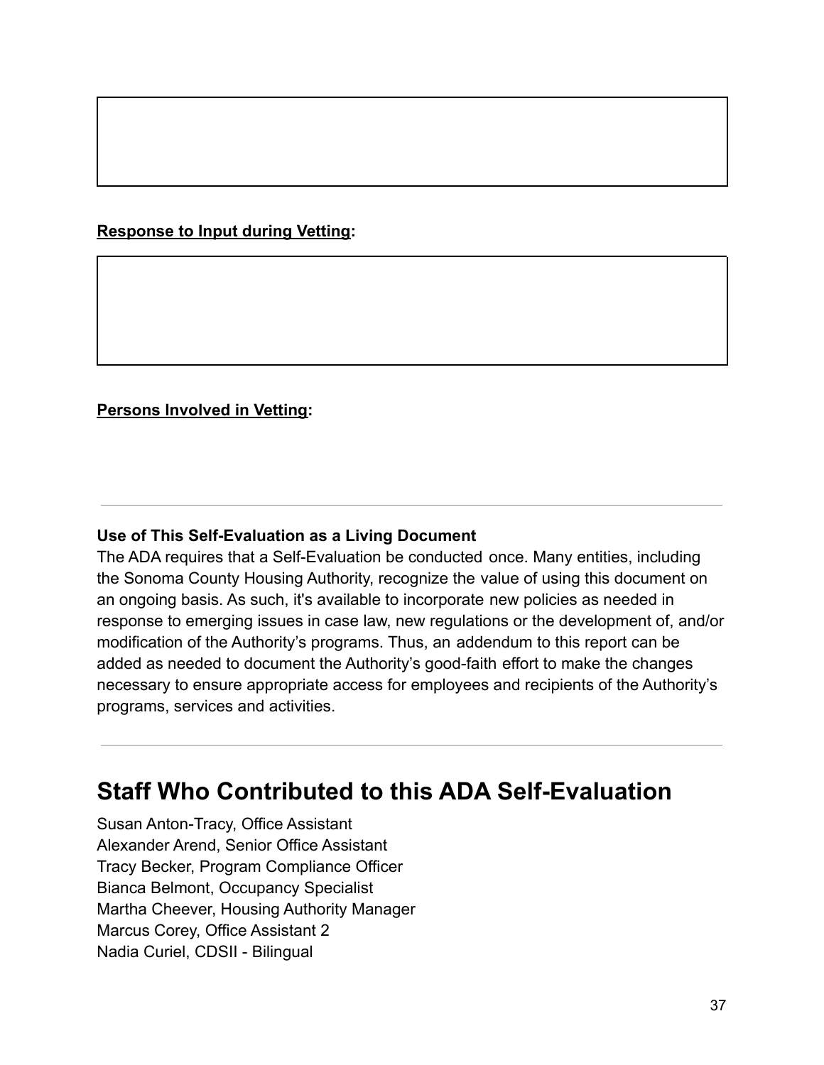**<u>Response to Input during Vetting</u>:**

**<u>Persons Involved in Vetting</u>:**

---

**Use of This Self-Evaluation as a Living Document**

The ADA requires that a Self-Evaluation be conducted once. Many entities, including the Sonoma County Housing Authority, recognize the value of using this document on an ongoing basis. As such, it's available to incorporate new policies as needed in response to emerging issues in case law, new regulations or the development of, and/or modification of the Authority's programs. Thus, an addendum to this report can be added as needed to document the Authority's good-faith effort to make the changes necessary to ensure appropriate access for employees and recipients of the Authority's programs, services and activities.

---

# Staff Who Contributed to this ADA Self-Evaluation

Susan Anton-Tracy, Office Assistant
Alexander Arend, Senior Office Assistant
Tracy Becker, Program Compliance Officer
Bianca Belmont, Occupancy Specialist
Martha Cheever, Housing Authority Manager
Marcus Corey, Office Assistant 2
Nadia Curiel, CDSII - Bilingual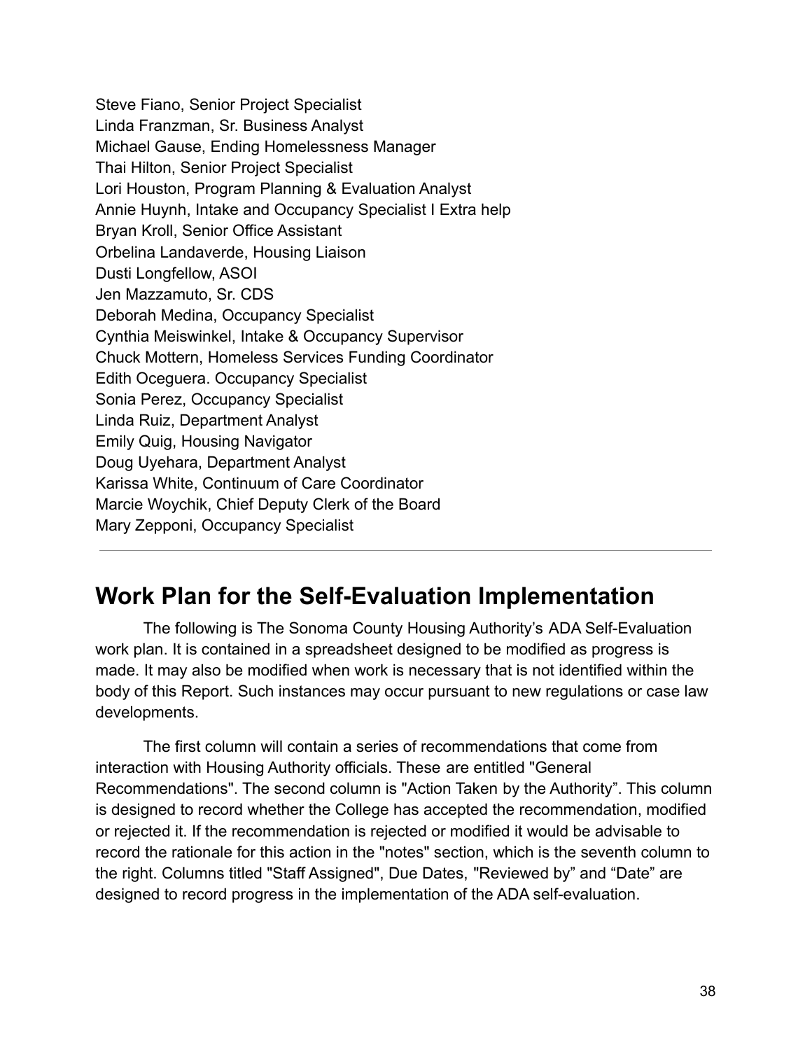Steve Fiano, Senior Project Specialist
Linda Franzman, Sr. Business Analyst
Michael Gause, Ending Homelessness Manager
Thai Hilton, Senior Project Specialist
Lori Houston, Program Planning & Evaluation Analyst
Annie Huynh, Intake and Occupancy Specialist I Extra help
Bryan Kroll, Senior Office Assistant
Orbelina Landaverde, Housing Liaison
Dusti Longfellow, ASOI
Jen Mazzamuto, Sr. CDS
Deborah Medina, Occupancy Specialist
Cynthia Meiswinkel, Intake & Occupancy Supervisor
Chuck Mottern, Homeless Services Funding Coordinator
Edith Oceguera. Occupancy Specialist
Sonia Perez, Occupancy Specialist
Linda Ruiz, Department Analyst
Emily Quig, Housing Navigator
Doug Uyehara, Department Analyst
Karissa White, Continuum of Care Coordinator
Marcie Woychik, Chief Deputy Clerk of the Board
Mary Zepponi, Occupancy Specialist

---

## Work Plan for the Self-Evaluation Implementation

The following is The Sonoma County Housing Authority's ADA Self-Evaluation work plan. It is contained in a spreadsheet designed to be modified as progress is made. It may also be modified when work is necessary that is not identified within the body of this Report. Such instances may occur pursuant to new regulations or case law developments.

The first column will contain a series of recommendations that come from interaction with Housing Authority officials. These are entitled "General Recommendations". The second column is "Action Taken by the Authority". This column is designed to record whether the College has accepted the recommendation, modified or rejected it. If the recommendation is rejected or modified it would be advisable to record the rationale for this action in the "notes" section, which is the seventh column to the right. Columns titled "Staff Assigned", Due Dates, "Reviewed by" and "Date" are designed to record progress in the implementation of the ADA self-evaluation.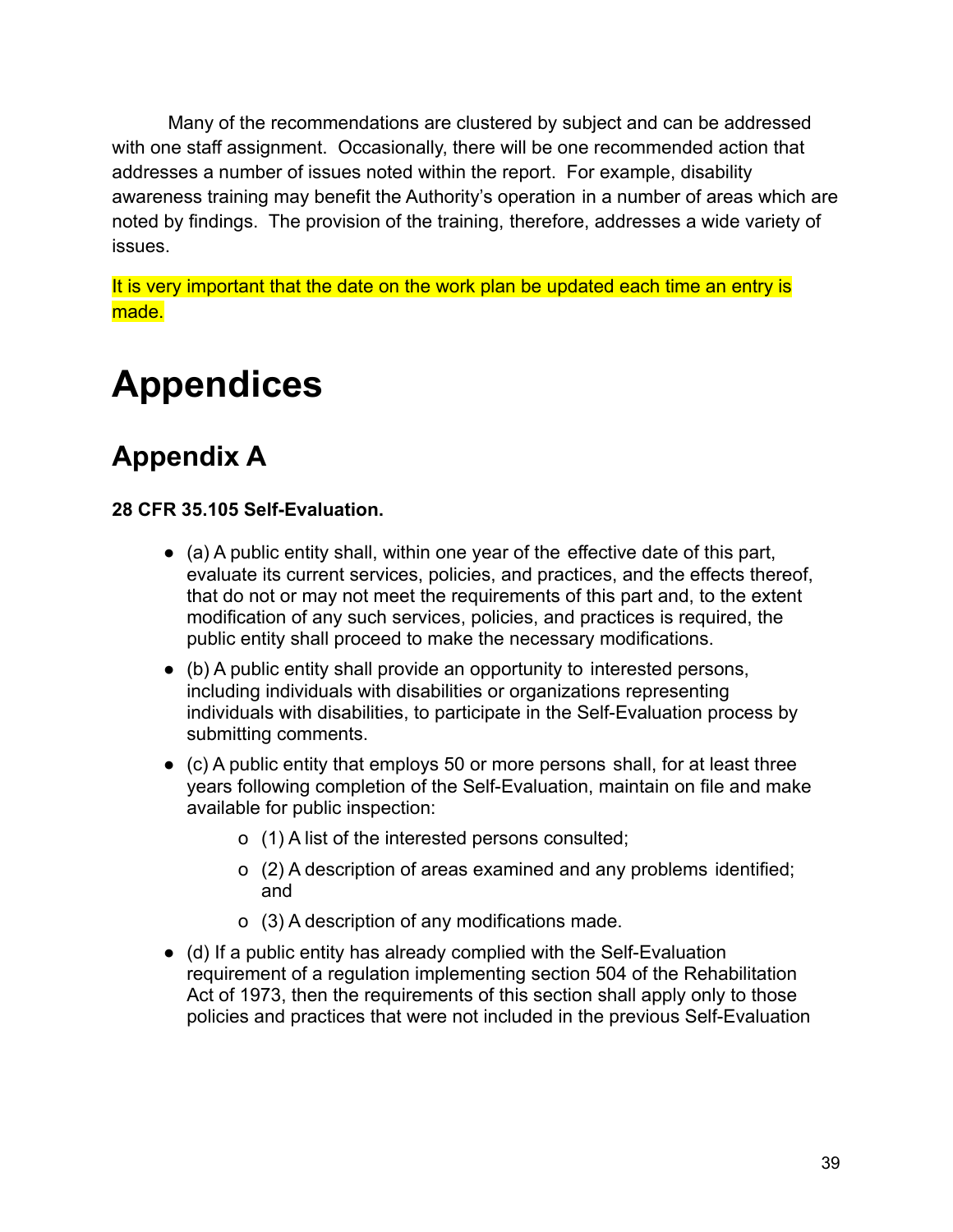Many of the recommendations are clustered by subject and can be addressed with one staff assignment. Occasionally, there will be one recommended action that addresses a number of issues noted within the report. For example, disability awareness training may benefit the Authority's operation in a number of areas which are noted by findings. The provision of the training, therefore, addresses a wide variety of issues.

It is very important that the date on the work plan be updated each time an entry is made.

# Appendices

## Appendix A

**28 CFR 35.105 Self-Evaluation.**

- (a) A public entity shall, within one year of the effective date of this part, evaluate its current services, policies, and practices, and the effects thereof, that do not or may not meet the requirements of this part and, to the extent modification of any such services, policies, and practices is required, the public entity shall proceed to make the necessary modifications.
- (b) A public entity shall provide an opportunity to interested persons, including individuals with disabilities or organizations representing individuals with disabilities, to participate in the Self-Evaluation process by submitting comments.
- (c) A public entity that employs 50 or more persons shall, for at least three years following completion of the Self-Evaluation, maintain on file and make available for public inspection:
    - (1) A list of the interested persons consulted;
    - (2) A description of areas examined and any problems identified; and
    - (3) A description of any modifications made.
- (d) If a public entity has already complied with the Self-Evaluation requirement of a regulation implementing section 504 of the Rehabilitation Act of 1973, then the requirements of this section shall apply only to those policies and practices that were not included in the previous Self-Evaluation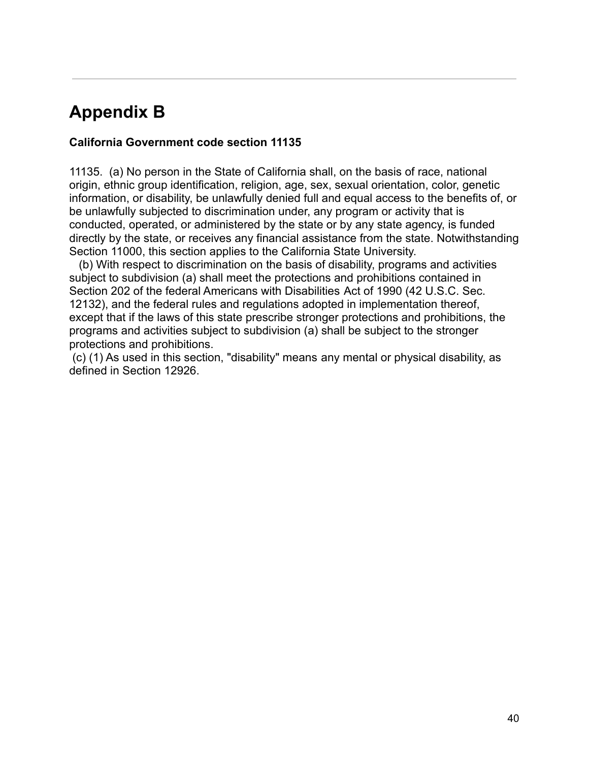# Appendix B

**California Government code section 11135**

11135. (a) No person in the State of California shall, on the basis of race, national origin, ethnic group identification, religion, age, sex, sexual orientation, color, genetic information, or disability, be unlawfully denied full and equal access to the benefits of, or be unlawfully subjected to discrimination under, any program or activity that is conducted, operated, or administered by the state or by any state agency, is funded directly by the state, or receives any financial assistance from the state. Notwithstanding Section 11000, this section applies to the California State University.

(b) With respect to discrimination on the basis of disability, programs and activities subject to subdivision (a) shall meet the protections and prohibitions contained in Section 202 of the federal Americans with Disabilities Act of 1990 (42 U.S.C. Sec. 12132), and the federal rules and regulations adopted in implementation thereof, except that if the laws of this state prescribe stronger protections and prohibitions, the programs and activities subject to subdivision (a) shall be subject to the stronger protections and prohibitions.

(c) (1) As used in this section, "disability" means any mental or physical disability, as defined in Section 12926.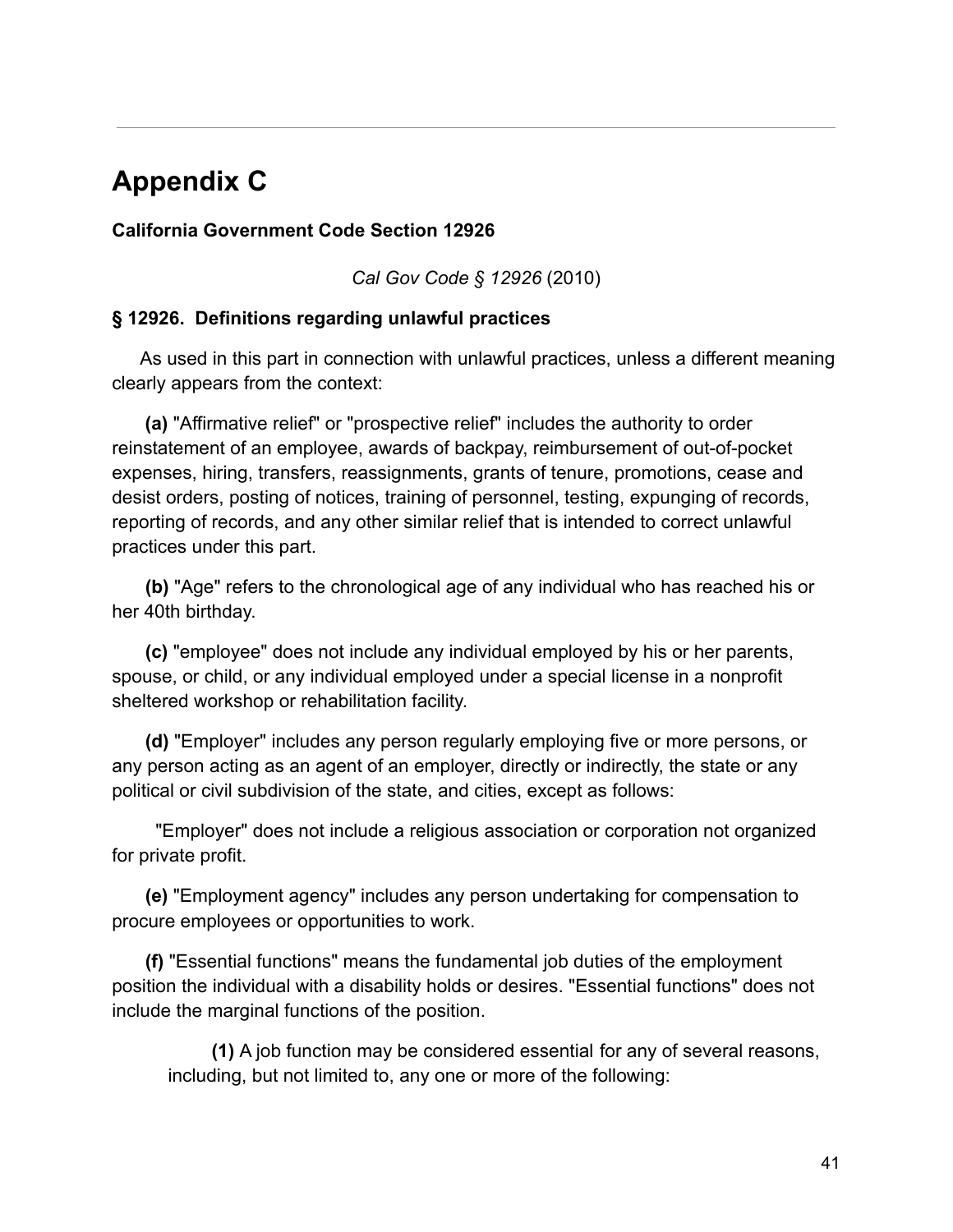# Appendix C

**California Government Code Section 12926**

*Cal Gov Code § 12926* (2010)

**§ 12926. Definitions regarding unlawful practices**

As used in this part in connection with unlawful practices, unless a different meaning clearly appears from the context:

**(a)** "Affirmative relief" or "prospective relief" includes the authority to order reinstatement of an employee, awards of backpay, reimbursement of out-of-pocket expenses, hiring, transfers, reassignments, grants of tenure, promotions, cease and desist orders, posting of notices, training of personnel, testing, expunging of records, reporting of records, and any other similar relief that is intended to correct unlawful practices under this part.

**(b)** "Age" refers to the chronological age of any individual who has reached his or her 40th birthday.

**(c)** "employee" does not include any individual employed by his or her parents, spouse, or child, or any individual employed under a special license in a nonprofit sheltered workshop or rehabilitation facility.

**(d)** "Employer" includes any person regularly employing five or more persons, or any person acting as an agent of an employer, directly or indirectly, the state or any political or civil subdivision of the state, and cities, except as follows:

"Employer" does not include a religious association or corporation not organized for private profit.

**(e)** "Employment agency" includes any person undertaking for compensation to procure employees or opportunities to work.

**(f)** "Essential functions" means the fundamental job duties of the employment position the individual with a disability holds or desires. "Essential functions" does not include the marginal functions of the position.

**(1)** A job function may be considered essential for any of several reasons, including, but not limited to, any one or more of the following: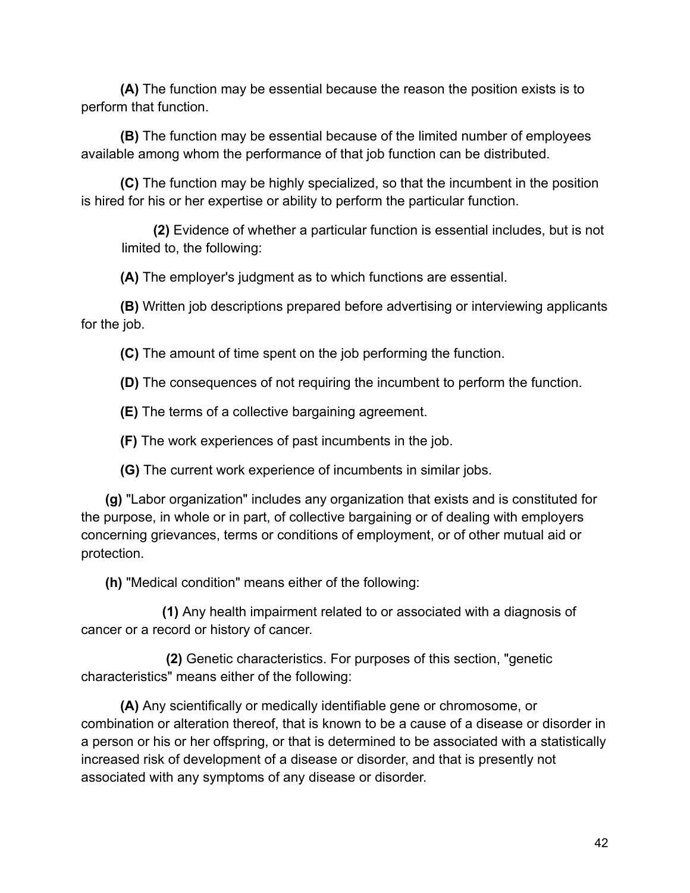**(A)** The function may be essential because the reason the position exists is to perform that function.

**(B)** The function may be essential because of the limited number of employees available among whom the performance of that job function can be distributed.

**(C)** The function may be highly specialized, so that the incumbent in the position is hired for his or her expertise or ability to perform the particular function.

**(2)** Evidence of whether a particular function is essential includes, but is not limited to, the following:

**(A)** The employer's judgment as to which functions are essential.

**(B)** Written job descriptions prepared before advertising or interviewing applicants for the job.

**(C)** The amount of time spent on the job performing the function.

**(D)** The consequences of not requiring the incumbent to perform the function.

**(E)** The terms of a collective bargaining agreement.

**(F)** The work experiences of past incumbents in the job.

**(G)** The current work experience of incumbents in similar jobs.

**(g)** "Labor organization" includes any organization that exists and is constituted for the purpose, in whole or in part, of collective bargaining or of dealing with employers concerning grievances, terms or conditions of employment, or of other mutual aid or protection.

**(h)** "Medical condition" means either of the following:

**(1)** Any health impairment related to or associated with a diagnosis of cancer or a record or history of cancer.

**(2)** Genetic characteristics. For purposes of this section, "genetic characteristics" means either of the following:

**(A)** Any scientifically or medically identifiable gene or chromosome, or combination or alteration thereof, that is known to be a cause of a disease or disorder in a person or his or her offspring, or that is determined to be associated with a statistically increased risk of development of a disease or disorder, and that is presently not associated with any symptoms of any disease or disorder.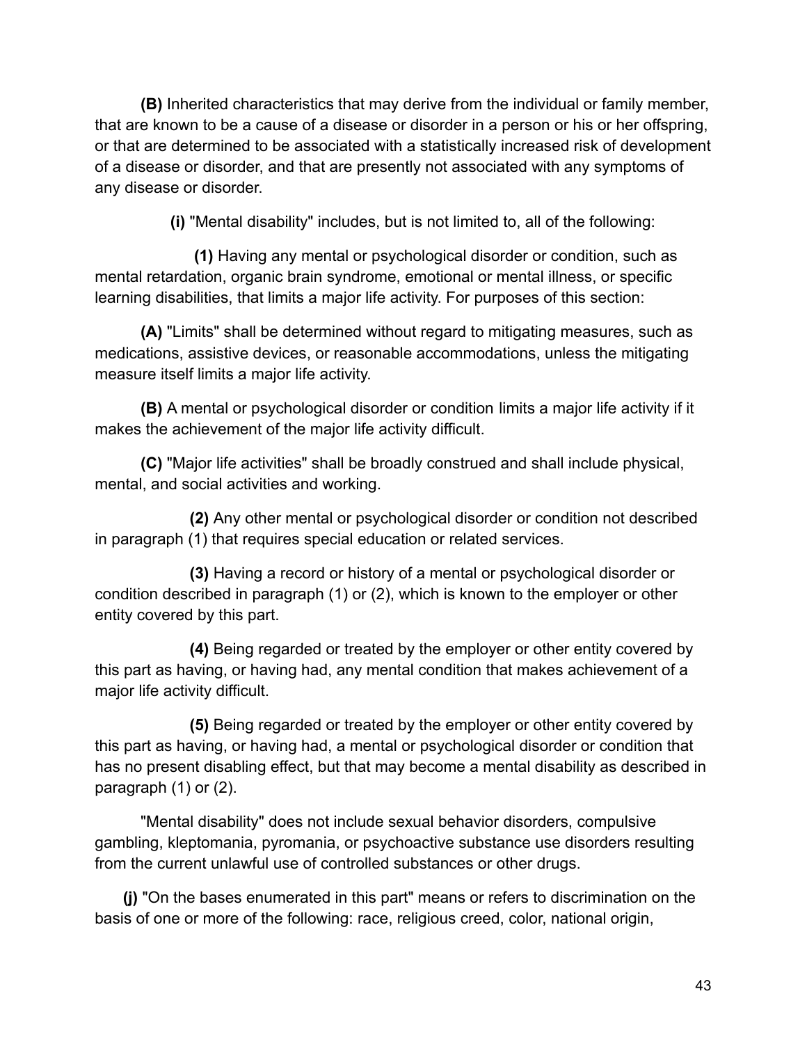**(B)** Inherited characteristics that may derive from the individual or family member, that are known to be a cause of a disease or disorder in a person or his or her offspring, or that are determined to be associated with a statistically increased risk of development of a disease or disorder, and that are presently not associated with any symptoms of any disease or disorder.

**(i)** "Mental disability" includes, but is not limited to, all of the following:

**(1)** Having any mental or psychological disorder or condition, such as mental retardation, organic brain syndrome, emotional or mental illness, or specific learning disabilities, that limits a major life activity. For purposes of this section:

**(A)** "Limits" shall be determined without regard to mitigating measures, such as medications, assistive devices, or reasonable accommodations, unless the mitigating measure itself limits a major life activity.

**(B)** A mental or psychological disorder or condition limits a major life activity if it makes the achievement of the major life activity difficult.

**(C)** "Major life activities" shall be broadly construed and shall include physical, mental, and social activities and working.

**(2)** Any other mental or psychological disorder or condition not described in paragraph (1) that requires special education or related services.

**(3)** Having a record or history of a mental or psychological disorder or condition described in paragraph (1) or (2), which is known to the employer or other entity covered by this part.

**(4)** Being regarded or treated by the employer or other entity covered by this part as having, or having had, any mental condition that makes achievement of a major life activity difficult.

**(5)** Being regarded or treated by the employer or other entity covered by this part as having, or having had, a mental or psychological disorder or condition that has no present disabling effect, but that may become a mental disability as described in paragraph (1) or (2).

"Mental disability" does not include sexual behavior disorders, compulsive gambling, kleptomania, pyromania, or psychoactive substance use disorders resulting from the current unlawful use of controlled substances or other drugs.

**(j)** "On the bases enumerated in this part" means or refers to discrimination on the basis of one or more of the following: race, religious creed, color, national origin,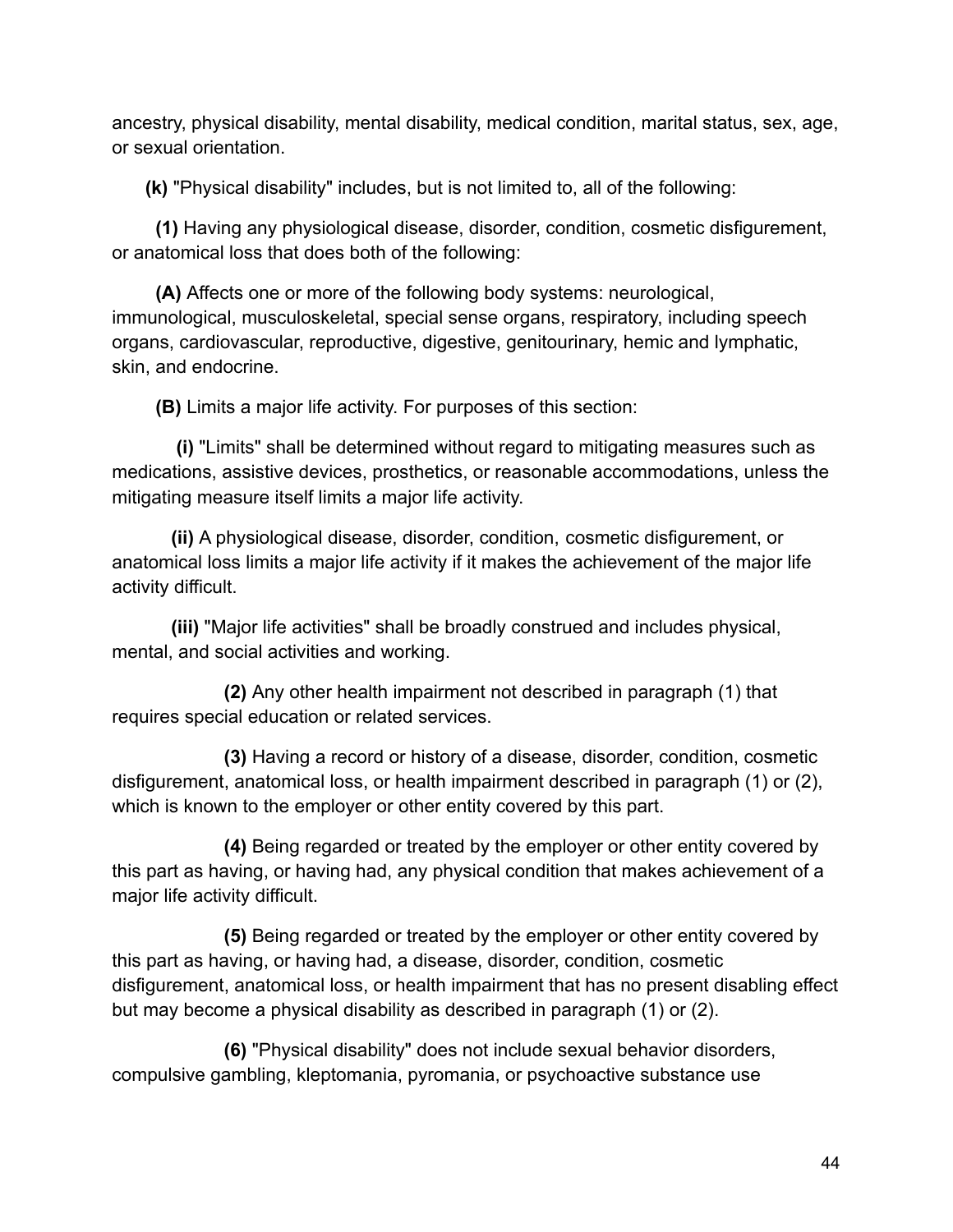ancestry, physical disability, mental disability, medical condition, marital status, sex, age, or sexual orientation.

**(k)** "Physical disability" includes, but is not limited to, all of the following:

**(1)** Having any physiological disease, disorder, condition, cosmetic disfigurement, or anatomical loss that does both of the following:

**(A)** Affects one or more of the following body systems: neurological, immunological, musculoskeletal, special sense organs, respiratory, including speech organs, cardiovascular, reproductive, digestive, genitourinary, hemic and lymphatic, skin, and endocrine.

**(B)** Limits a major life activity. For purposes of this section:

**(i)** "Limits" shall be determined without regard to mitigating measures such as medications, assistive devices, prosthetics, or reasonable accommodations, unless the mitigating measure itself limits a major life activity.

**(ii)** A physiological disease, disorder, condition, cosmetic disfigurement, or anatomical loss limits a major life activity if it makes the achievement of the major life activity difficult.

**(iii)** "Major life activities" shall be broadly construed and includes physical, mental, and social activities and working.

**(2)** Any other health impairment not described in paragraph (1) that requires special education or related services.

**(3)** Having a record or history of a disease, disorder, condition, cosmetic disfigurement, anatomical loss, or health impairment described in paragraph (1) or (2), which is known to the employer or other entity covered by this part.

**(4)** Being regarded or treated by the employer or other entity covered by this part as having, or having had, any physical condition that makes achievement of a major life activity difficult.

**(5)** Being regarded or treated by the employer or other entity covered by this part as having, or having had, a disease, disorder, condition, cosmetic disfigurement, anatomical loss, or health impairment that has no present disabling effect but may become a physical disability as described in paragraph (1) or (2).

**(6)** "Physical disability" does not include sexual behavior disorders, compulsive gambling, kleptomania, pyromania, or psychoactive substance use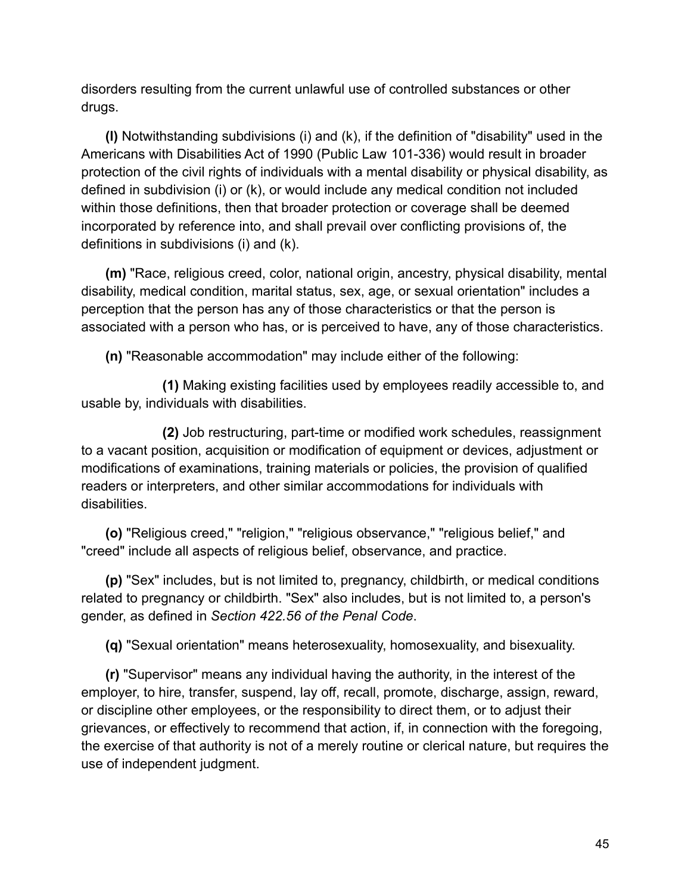disorders resulting from the current unlawful use of controlled substances or other drugs.

**(l)** Notwithstanding subdivisions (i) and (k), if the definition of "disability" used in the Americans with Disabilities Act of 1990 (Public Law 101-336) would result in broader protection of the civil rights of individuals with a mental disability or physical disability, as defined in subdivision (i) or (k), or would include any medical condition not included within those definitions, then that broader protection or coverage shall be deemed incorporated by reference into, and shall prevail over conflicting provisions of, the definitions in subdivisions (i) and (k).

**(m)** "Race, religious creed, color, national origin, ancestry, physical disability, mental disability, medical condition, marital status, sex, age, or sexual orientation" includes a perception that the person has any of those characteristics or that the person is associated with a person who has, or is perceived to have, any of those characteristics.

**(n)** "Reasonable accommodation" may include either of the following:

**(1)** Making existing facilities used by employees readily accessible to, and usable by, individuals with disabilities.

**(2)** Job restructuring, part-time or modified work schedules, reassignment to a vacant position, acquisition or modification of equipment or devices, adjustment or modifications of examinations, training materials or policies, the provision of qualified readers or interpreters, and other similar accommodations for individuals with disabilities.

**(o)** "Religious creed," "religion," "religious observance," "religious belief," and "creed" include all aspects of religious belief, observance, and practice.

**(p)** "Sex" includes, but is not limited to, pregnancy, childbirth, or medical conditions related to pregnancy or childbirth. "Sex" also includes, but is not limited to, a person's gender, as defined in *Section 422.56 of the Penal Code*.

**(q)** "Sexual orientation" means heterosexuality, homosexuality, and bisexuality.

**(r)** "Supervisor" means any individual having the authority, in the interest of the employer, to hire, transfer, suspend, lay off, recall, promote, discharge, assign, reward, or discipline other employees, or the responsibility to direct them, or to adjust their grievances, or effectively to recommend that action, if, in connection with the foregoing, the exercise of that authority is not of a merely routine or clerical nature, but requires the use of independent judgment.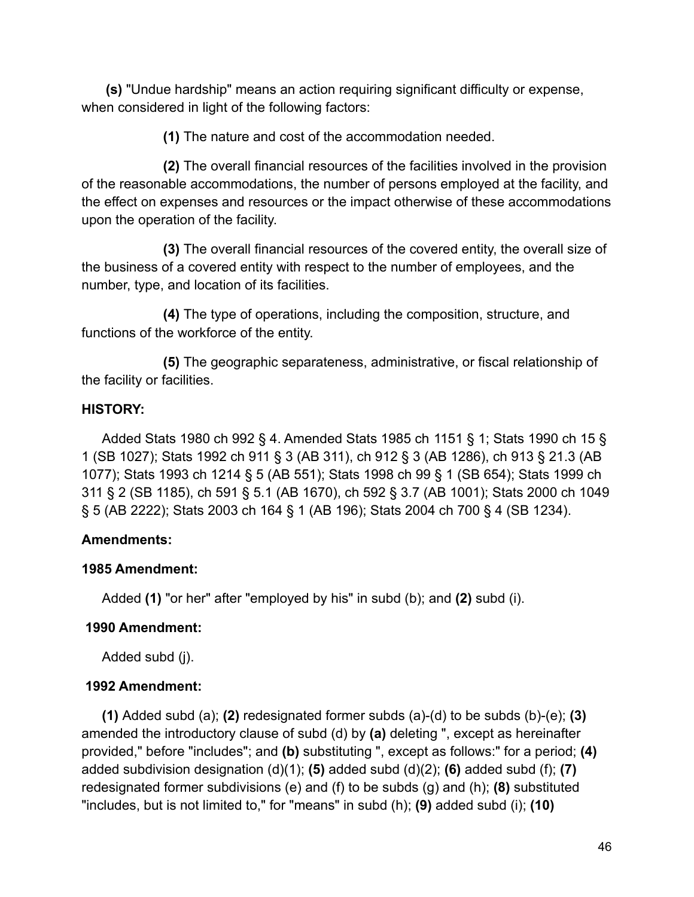**(s)** "Undue hardship" means an action requiring significant difficulty or expense, when considered in light of the following factors:

**(1)** The nature and cost of the accommodation needed.

**(2)** The overall financial resources of the facilities involved in the provision of the reasonable accommodations, the number of persons employed at the facility, and the effect on expenses and resources or the impact otherwise of these accommodations upon the operation of the facility.

**(3)** The overall financial resources of the covered entity, the overall size of the business of a covered entity with respect to the number of employees, and the number, type, and location of its facilities.

**(4)** The type of operations, including the composition, structure, and functions of the workforce of the entity.

**(5)** The geographic separateness, administrative, or fiscal relationship of the facility or facilities.

**HISTORY:**

Added Stats 1980 ch 992 § 4. Amended Stats 1985 ch 1151 § 1; Stats 1990 ch 15 § 1 (SB 1027); Stats 1992 ch 911 § 3 (AB 311), ch 912 § 3 (AB 1286), ch 913 § 21.3 (AB 1077); Stats 1993 ch 1214 § 5 (AB 551); Stats 1998 ch 99 § 1 (SB 654); Stats 1999 ch 311 § 2 (SB 1185), ch 591 § 5.1 (AB 1670), ch 592 § 3.7 (AB 1001); Stats 2000 ch 1049 § 5 (AB 2222); Stats 2003 ch 164 § 1 (AB 196); Stats 2004 ch 700 § 4 (SB 1234).

**Amendments:**

**1985 Amendment:**

Added **(1)** "or her" after "employed by his" in subd (b); and **(2)** subd (i).

**1990 Amendment:**

Added subd (j).

**1992 Amendment:**

**(1)** Added subd (a); **(2)** redesignated former subds (a)-(d) to be subds (b)-(e); **(3)** amended the introductory clause of subd (d) by **(a)** deleting ", except as hereinafter provided," before "includes"; and **(b)** substituting ", except as follows:" for a period; **(4)** added subdivision designation (d)(1); **(5)** added subd (d)(2); **(6)** added subd (f); **(7)** redesignated former subdivisions (e) and (f) to be subds (g) and (h); **(8)** substituted "includes, but is not limited to," for "means" in subd (h); **(9)** added subd (i); **(10)**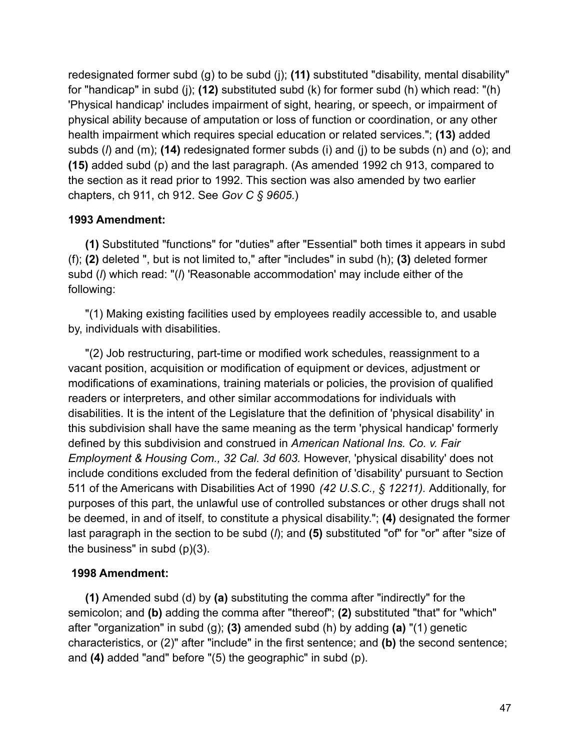redesignated former subd (g) to be subd (j); **(11)** substituted "disability, mental disability" for "handicap" in subd (j); **(12)** substituted subd (k) for former subd (h) which read: "(h) 'Physical handicap' includes impairment of sight, hearing, or speech, or impairment of physical ability because of amputation or loss of function or coordination, or any other health impairment which requires special education or related services."; **(13)** added subds (*l*) and (m); **(14)** redesignated former subds (i) and (j) to be subds (n) and (o); and **(15)** added subd (p) and the last paragraph. (As amended 1992 ch 913, compared to the section as it read prior to 1992. This section was also amended by two earlier chapters, ch 911, ch 912. See *Gov C § 9605*.)

**1993 Amendment:**

**(1)** Substituted "functions" for "duties" after "Essential" both times it appears in subd (f); **(2)** deleted ", but is not limited to," after "includes" in subd (h); **(3)** deleted former subd (*l*) which read: "(*l*) 'Reasonable accommodation' may include either of the following:

"(1) Making existing facilities used by employees readily accessible to, and usable by, individuals with disabilities.

"(2) Job restructuring, part-time or modified work schedules, reassignment to a vacant position, acquisition or modification of equipment or devices, adjustment or modifications of examinations, training materials or policies, the provision of qualified readers or interpreters, and other similar accommodations for individuals with disabilities. It is the intent of the Legislature that the definition of 'physical disability' in this subdivision shall have the same meaning as the term 'physical handicap' formerly defined by this subdivision and construed in *American National Ins. Co. v. Fair Employment & Housing Com., 32 Cal. 3d 603.* However, 'physical disability' does not include conditions excluded from the federal definition of 'disability' pursuant to Section 511 of the Americans with Disabilities Act of 1990 *(42 U.S.C., § 12211).* Additionally, for purposes of this part, the unlawful use of controlled substances or other drugs shall not be deemed, in and of itself, to constitute a physical disability."; **(4)** designated the former last paragraph in the section to be subd (*l*); and **(5)** substituted "of" for "or" after "size of the business" in subd (p)(3).

**1998 Amendment:**

**(1)** Amended subd (d) by **(a)** substituting the comma after "indirectly" for the semicolon; and **(b)** adding the comma after "thereof"; **(2)** substituted "that" for "which" after "organization" in subd (g); **(3)** amended subd (h) by adding **(a)** "(1) genetic characteristics, or (2)" after "include" in the first sentence; and **(b)** the second sentence; and **(4)** added "and" before "(5) the geographic" in subd (p).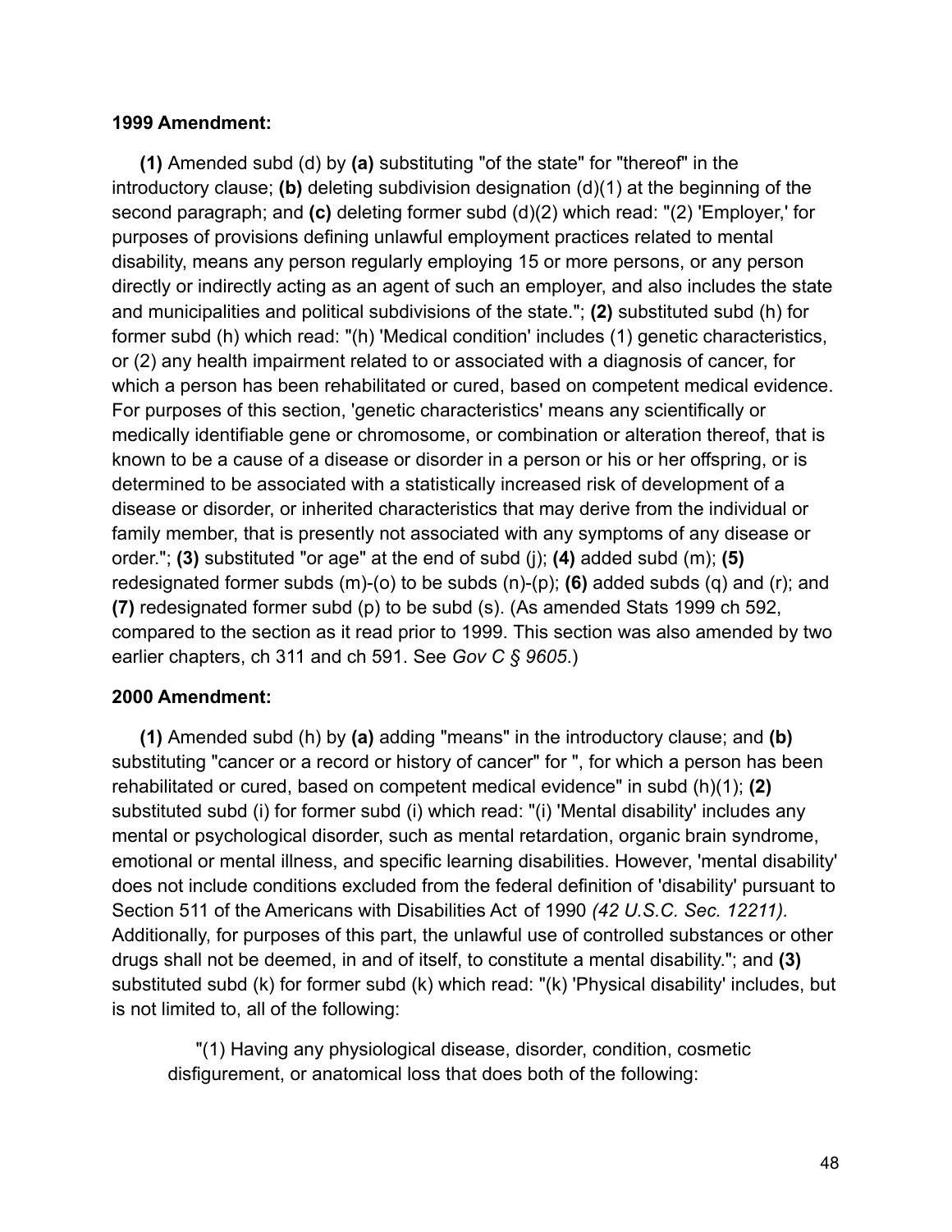**1999 Amendment:**

**(1)** Amended subd (d) by **(a)** substituting "of the state" for "thereof" in the introductory clause; **(b)** deleting subdivision designation (d)(1) at the beginning of the second paragraph; and **(c)** deleting former subd (d)(2) which read: "(2) 'Employer,' for purposes of provisions defining unlawful employment practices related to mental disability, means any person regularly employing 15 or more persons, or any person directly or indirectly acting as an agent of such an employer, and also includes the state and municipalities and political subdivisions of the state."; **(2)** substituted subd (h) for former subd (h) which read: "(h) 'Medical condition' includes (1) genetic characteristics, or (2) any health impairment related to or associated with a diagnosis of cancer, for which a person has been rehabilitated or cured, based on competent medical evidence. For purposes of this section, 'genetic characteristics' means any scientifically or medically identifiable gene or chromosome, or combination or alteration thereof, that is known to be a cause of a disease or disorder in a person or his or her offspring, or is determined to be associated with a statistically increased risk of development of a disease or disorder, or inherited characteristics that may derive from the individual or family member, that is presently not associated with any symptoms of any disease or order."; **(3)** substituted "or age" at the end of subd (j); **(4)** added subd (m); **(5)** redesignated former subds (m)-(o) to be subds (n)-(p); **(6)** added subds (q) and (r); and **(7)** redesignated former subd (p) to be subd (s). (As amended Stats 1999 ch 592, compared to the section as it read prior to 1999. This section was also amended by two earlier chapters, ch 311 and ch 591. See *Gov C § 9605*.)

**2000 Amendment:**

**(1)** Amended subd (h) by **(a)** adding "means" in the introductory clause; and **(b)** substituting "cancer or a record or history of cancer" for ", for which a person has been rehabilitated or cured, based on competent medical evidence" in subd (h)(1); **(2)** substituted subd (i) for former subd (i) which read: "(i) 'Mental disability' includes any mental or psychological disorder, such as mental retardation, organic brain syndrome, emotional or mental illness, and specific learning disabilities. However, 'mental disability' does not include conditions excluded from the federal definition of 'disability' pursuant to Section 511 of the Americans with Disabilities Act of 1990 *(42 U.S.C. Sec. 12211).* Additionally, for purposes of this part, the unlawful use of controlled substances or other drugs shall not be deemed, in and of itself, to constitute a mental disability."; and **(3)** substituted subd (k) for former subd (k) which read: "(k) 'Physical disability' includes, but is not limited to, all of the following:

> "(1) Having any physiological disease, disorder, condition, cosmetic disfigurement, or anatomical loss that does both of the following: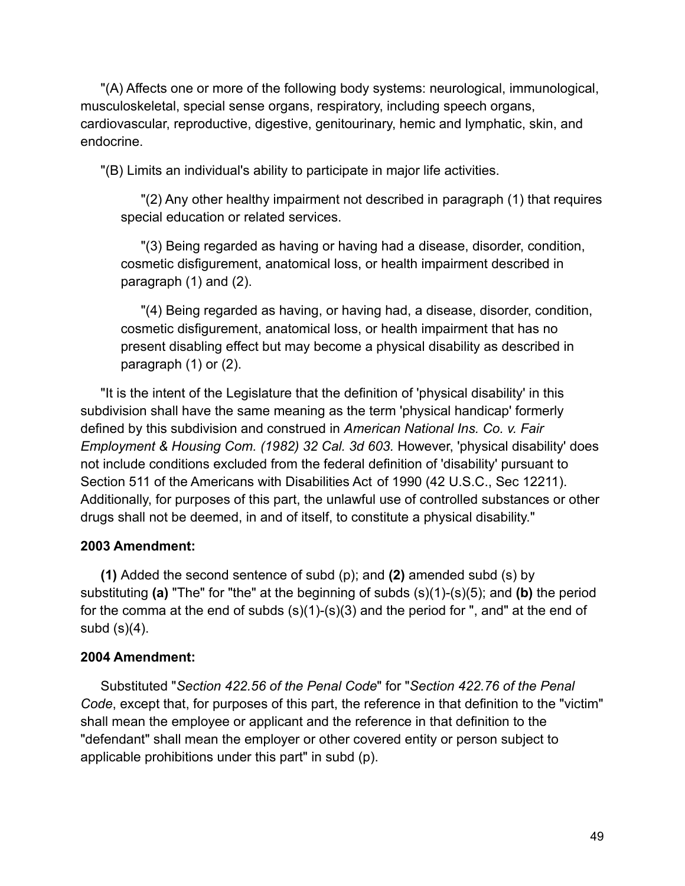"(A) Affects one or more of the following body systems: neurological, immunological, musculoskeletal, special sense organs, respiratory, including speech organs, cardiovascular, reproductive, digestive, genitourinary, hemic and lymphatic, skin, and endocrine.

"(B) Limits an individual's ability to participate in major life activities.

> "(2) Any other healthy impairment not described in paragraph (1) that requires special education or related services.
>
> "(3) Being regarded as having or having had a disease, disorder, condition, cosmetic disfigurement, anatomical loss, or health impairment described in paragraph (1) and (2).
>
> "(4) Being regarded as having, or having had, a disease, disorder, condition, cosmetic disfigurement, anatomical loss, or health impairment that has no present disabling effect but may become a physical disability as described in paragraph (1) or (2).

"It is the intent of the Legislature that the definition of 'physical disability' in this subdivision shall have the same meaning as the term 'physical handicap' formerly defined by this subdivision and construed in *American National Ins. Co. v. Fair Employment & Housing Com. (1982) 32 Cal. 3d 603.* However, 'physical disability' does not include conditions excluded from the federal definition of 'disability' pursuant to Section 511 of the Americans with Disabilities Act of 1990 (42 U.S.C., Sec 12211). Additionally, for purposes of this part, the unlawful use of controlled substances or other drugs shall not be deemed, in and of itself, to constitute a physical disability."

**2003 Amendment:**

**(1)** Added the second sentence of subd (p); and **(2)** amended subd (s) by substituting **(a)** "The" for "the" at the beginning of subds (s)(1)-(s)(5); and **(b)** the period for the comma at the end of subds (s)(1)-(s)(3) and the period for ", and" at the end of subd (s)(4).

**2004 Amendment:**

Substituted "*Section 422.56 of the Penal Code*" for "*Section 422.76 of the Penal Code*, except that, for purposes of this part, the reference in that definition to the "victim" shall mean the employee or applicant and the reference in that definition to the "defendant" shall mean the employer or other covered entity or person subject to applicable prohibitions under this part" in subd (p).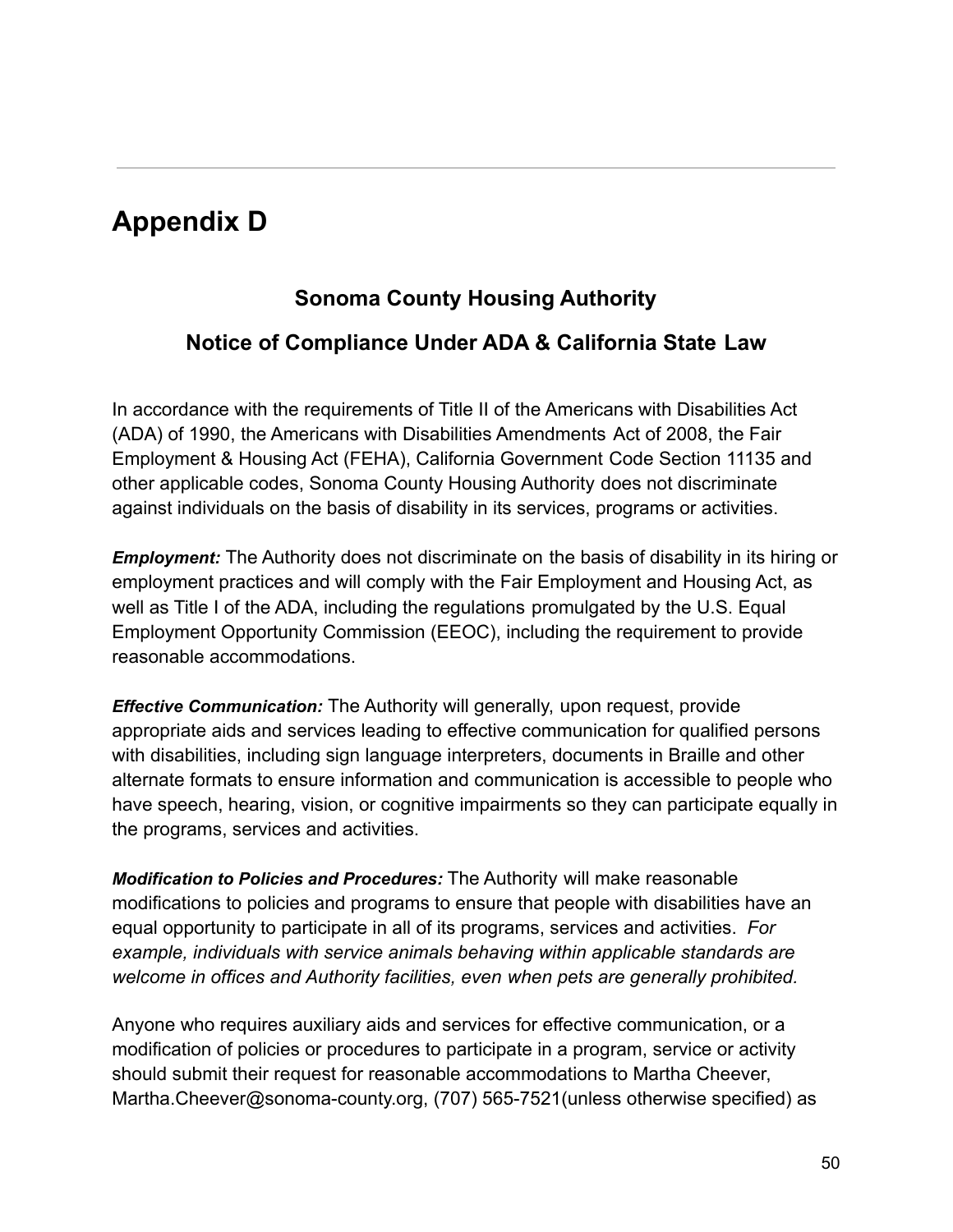# Appendix D

## Sonoma County Housing Authority

## Notice of Compliance Under ADA & California State Law

In accordance with the requirements of Title II of the Americans with Disabilities Act (ADA) of 1990, the Americans with Disabilities Amendments Act of 2008, the Fair Employment & Housing Act (FEHA), California Government Code Section 11135 and other applicable codes, Sonoma County Housing Authority does not discriminate against individuals on the basis of disability in its services, programs or activities.

***Employment:*** The Authority does not discriminate on the basis of disability in its hiring or employment practices and will comply with the Fair Employment and Housing Act, as well as Title I of the ADA, including the regulations promulgated by the U.S. Equal Employment Opportunity Commission (EEOC), including the requirement to provide reasonable accommodations.

***Effective Communication:*** The Authority will generally, upon request, provide appropriate aids and services leading to effective communication for qualified persons with disabilities, including sign language interpreters, documents in Braille and other alternate formats to ensure information and communication is accessible to people who have speech, hearing, vision, or cognitive impairments so they can participate equally in the programs, services and activities.

***Modification to Policies and Procedures:*** The Authority will make reasonable modifications to policies and programs to ensure that people with disabilities have an equal opportunity to participate in all of its programs, services and activities. *For example, individuals with service animals behaving within applicable standards are welcome in offices and Authority facilities, even when pets are generally prohibited.*

Anyone who requires auxiliary aids and services for effective communication, or a modification of policies or procedures to participate in a program, service or activity should submit their request for reasonable accommodations to Martha Cheever, Martha.Cheever@sonoma-county.org, (707) 565-7521(unless otherwise specified) as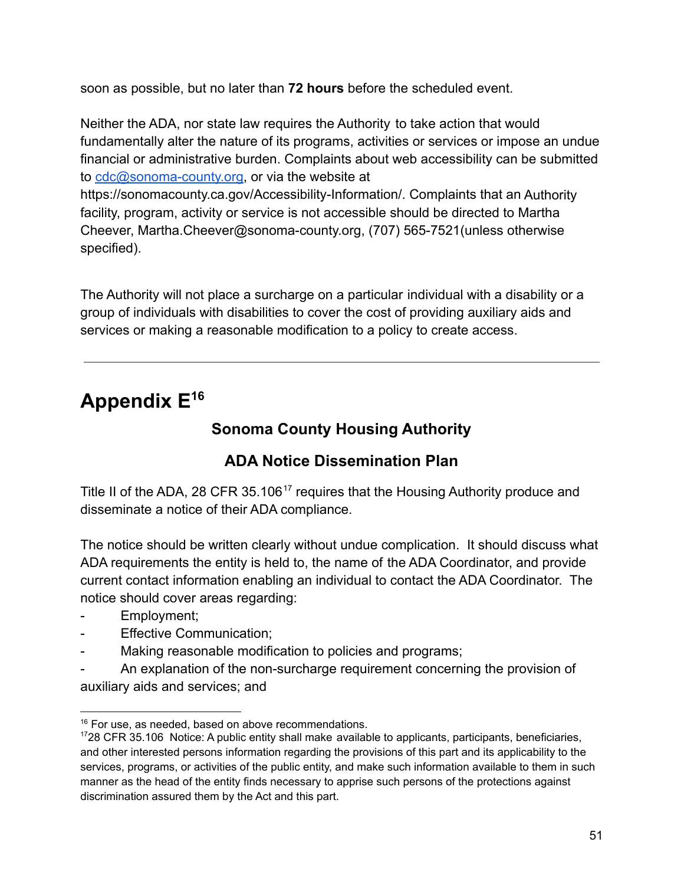soon as possible, but no later than **72 hours** before the scheduled event.

Neither the ADA, nor state law requires the Authority to take action that would fundamentally alter the nature of its programs, activities or services or impose an undue financial or administrative burden. Complaints about web accessibility can be submitted to cdc@sonoma-county.org, or via the website at https://sonomacounty.ca.gov/Accessibility-Information/. Complaints that an Authority facility, program, activity or service is not accessible should be directed to Martha Cheever, Martha.Cheever@sonoma-county.org, (707) 565-7521(unless otherwise specified).

The Authority will not place a surcharge on a particular individual with a disability or a group of individuals with disabilities to cover the cost of providing auxiliary aids and services or making a reasonable modification to a policy to create access.

---

# Appendix E[16]

### Sonoma County Housing Authority

### ADA Notice Dissemination Plan

Title II of the ADA, 28 CFR 35.106[17] requires that the Housing Authority produce and disseminate a notice of their ADA compliance.

The notice should be written clearly without undue complication. It should discuss what ADA requirements the entity is held to, the name of the ADA Coordinator, and provide current contact information enabling an individual to contact the ADA Coordinator. The notice should cover areas regarding:

- Employment;
- Effective Communication;
- Making reasonable modification to policies and programs;
- An explanation of the non-surcharge requirement concerning the provision of auxiliary aids and services; and

---

[16] For use, as needed, based on above recommendations.

[17] 28 CFR 35.106 Notice: A public entity shall make available to applicants, participants, beneficiaries, and other interested persons information regarding the provisions of this part and its applicability to the services, programs, or activities of the public entity, and make such information available to them in such manner as the head of the entity finds necessary to apprise such persons of the protections against discrimination assured them by the Act and this part.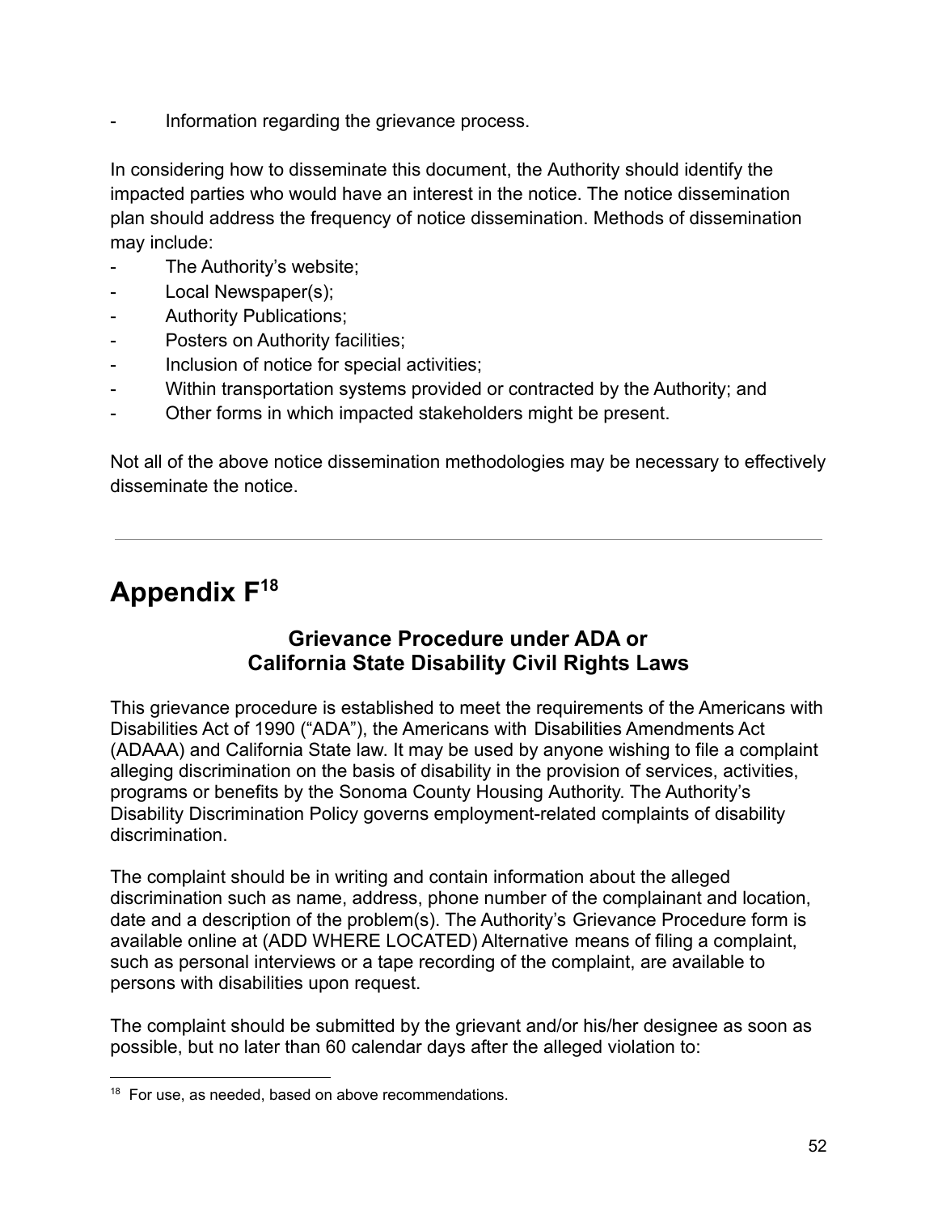- Information regarding the grievance process.

In considering how to disseminate this document, the Authority should identify the impacted parties who would have an interest in the notice. The notice dissemination plan should address the frequency of notice dissemination. Methods of dissemination may include:

- The Authority's website;
- Local Newspaper(s);
- Authority Publications;
- Posters on Authority facilities;
- Inclusion of notice for special activities;
- Within transportation systems provided or contracted by the Authority; and
- Other forms in which impacted stakeholders might be present.

Not all of the above notice dissemination methodologies may be necessary to effectively disseminate the notice.

---

# Appendix F[18]

### Grievance Procedure under ADA or California State Disability Civil Rights Laws

This grievance procedure is established to meet the requirements of the Americans with Disabilities Act of 1990 ("ADA"), the Americans with Disabilities Amendments Act (ADAAA) and California State law. It may be used by anyone wishing to file a complaint alleging discrimination on the basis of disability in the provision of services, activities, programs or benefits by the Sonoma County Housing Authority. The Authority's Disability Discrimination Policy governs employment-related complaints of disability discrimination.

The complaint should be in writing and contain information about the alleged discrimination such as name, address, phone number of the complainant and location, date and a description of the problem(s). The Authority's Grievance Procedure form is available online at (ADD WHERE LOCATED) Alternative means of filing a complaint, such as personal interviews or a tape recording of the complaint, are available to persons with disabilities upon request.

The complaint should be submitted by the grievant and/or his/her designee as soon as possible, but no later than 60 calendar days after the alleged violation to:

[18] For use, as needed, based on above recommendations.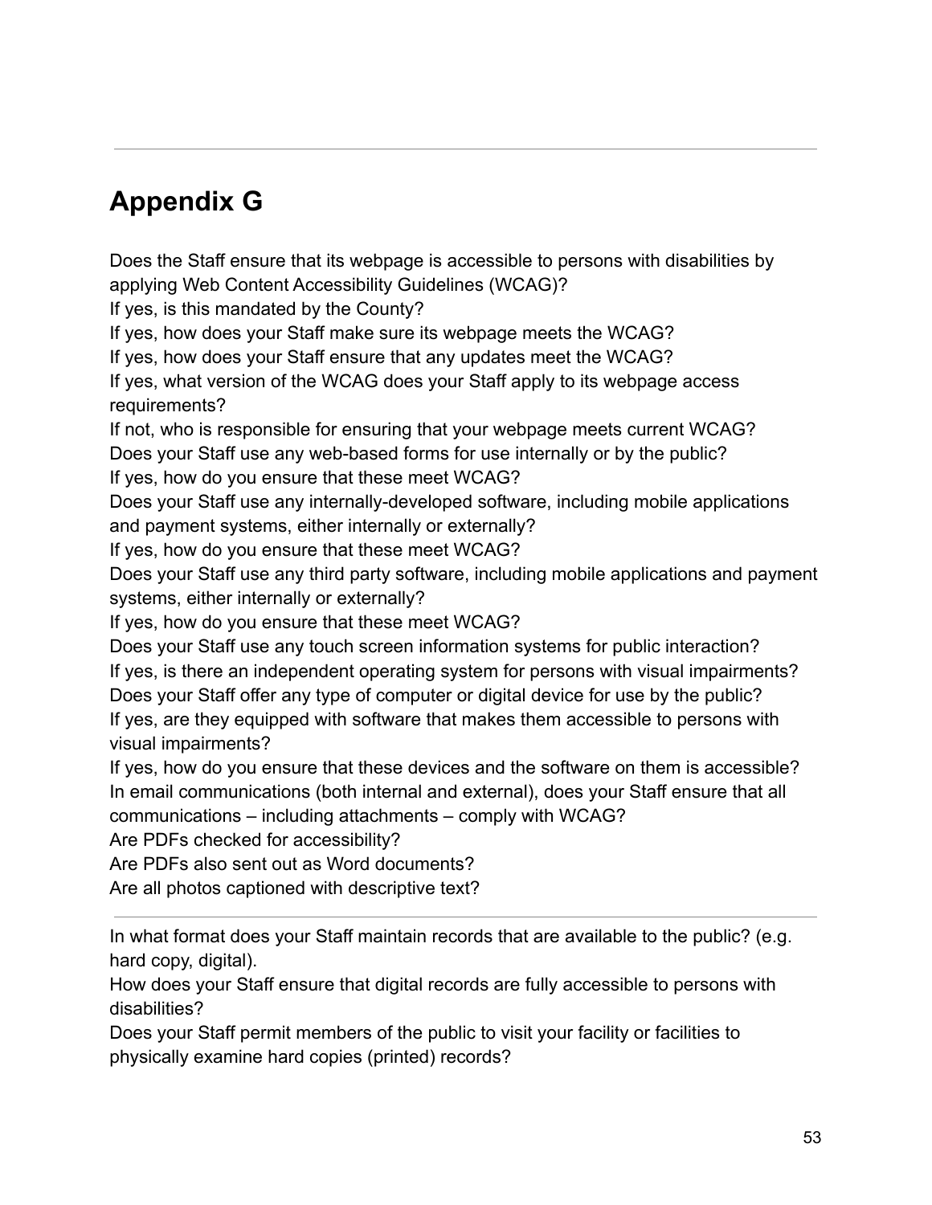---

## Appendix G

Does the Staff ensure that its webpage is accessible to persons with disabilities by applying Web Content Accessibility Guidelines (WCAG)?
If yes, is this mandated by the County?
If yes, how does your Staff make sure its webpage meets the WCAG?
If yes, how does your Staff ensure that any updates meet the WCAG?
If yes, what version of the WCAG does your Staff apply to its webpage access requirements?
If not, who is responsible for ensuring that your webpage meets current WCAG?
Does your Staff use any web-based forms for use internally or by the public?
If yes, how do you ensure that these meet WCAG?
Does your Staff use any internally-developed software, including mobile applications and payment systems, either internally or externally?
If yes, how do you ensure that these meet WCAG?
Does your Staff use any third party software, including mobile applications and payment systems, either internally or externally?
If yes, how do you ensure that these meet WCAG?
Does your Staff use any touch screen information systems for public interaction?
If yes, is there an independent operating system for persons with visual impairments?
Does your Staff offer any type of computer or digital device for use by the public?
If yes, are they equipped with software that makes them accessible to persons with visual impairments?
If yes, how do you ensure that these devices and the software on them is accessible?
In email communications (both internal and external), does your Staff ensure that all communications – including attachments – comply with WCAG?
Are PDFs checked for accessibility?
Are PDFs also sent out as Word documents?
Are all photos captioned with descriptive text?

---

In what format does your Staff maintain records that are available to the public? (e.g. hard copy, digital).
How does your Staff ensure that digital records are fully accessible to persons with disabilities?
Does your Staff permit members of the public to visit your facility or facilities to physically examine hard copies (printed) records?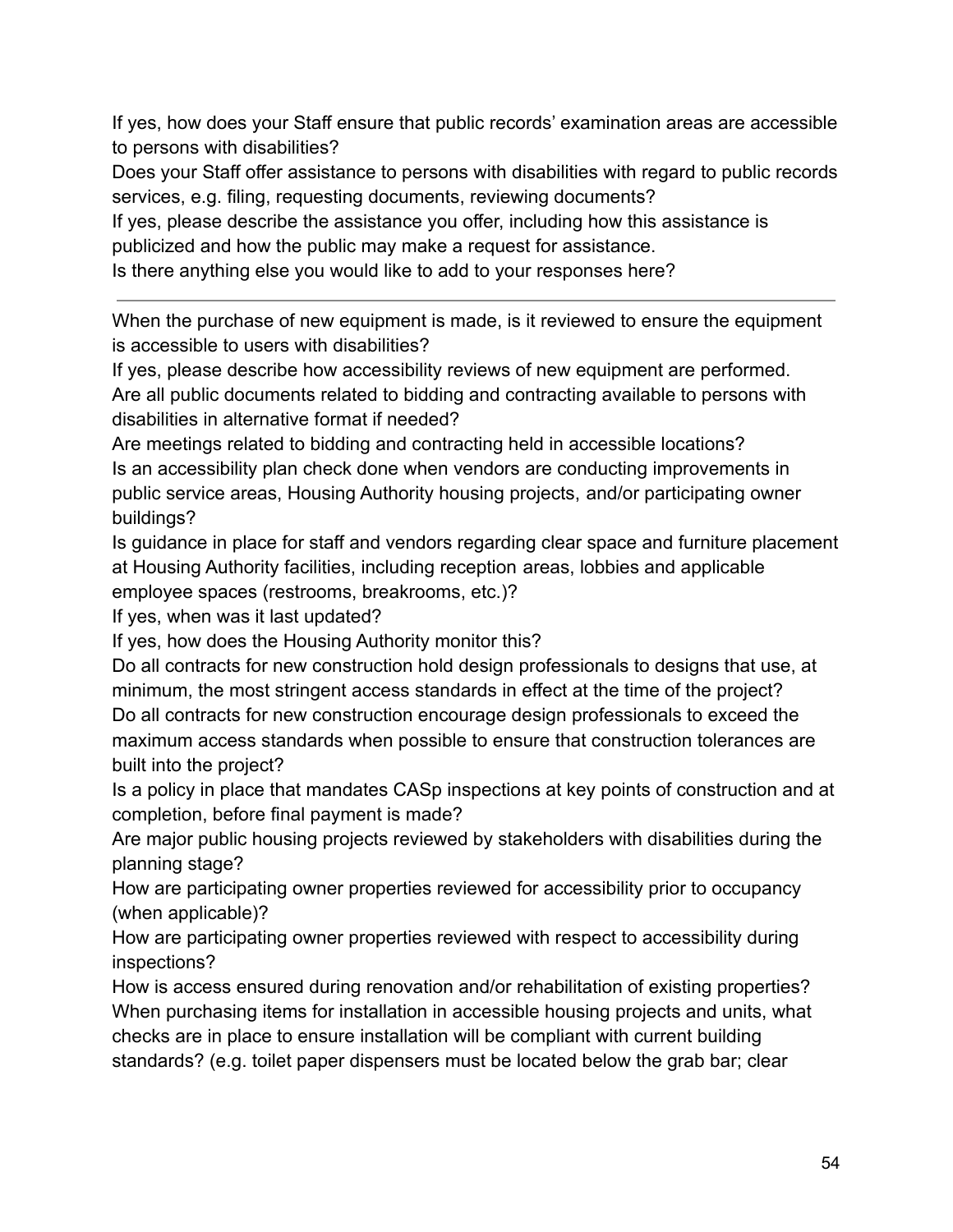If yes, how does your Staff ensure that public records' examination areas are accessible to persons with disabilities?

Does your Staff offer assistance to persons with disabilities with regard to public records services, e.g. filing, requesting documents, reviewing documents?

If yes, please describe the assistance you offer, including how this assistance is publicized and how the public may make a request for assistance.

Is there anything else you would like to add to your responses here?

---

When the purchase of new equipment is made, is it reviewed to ensure the equipment is accessible to users with disabilities?

If yes, please describe how accessibility reviews of new equipment are performed.

Are all public documents related to bidding and contracting available to persons with disabilities in alternative format if needed?

Are meetings related to bidding and contracting held in accessible locations?

Is an accessibility plan check done when vendors are conducting improvements in public service areas, Housing Authority housing projects, and/or participating owner buildings?

Is guidance in place for staff and vendors regarding clear space and furniture placement at Housing Authority facilities, including reception areas, lobbies and applicable employee spaces (restrooms, breakrooms, etc.)?

If yes, when was it last updated?

If yes, how does the Housing Authority monitor this?

Do all contracts for new construction hold design professionals to designs that use, at minimum, the most stringent access standards in effect at the time of the project?

Do all contracts for new construction encourage design professionals to exceed the maximum access standards when possible to ensure that construction tolerances are built into the project?

Is a policy in place that mandates CASp inspections at key points of construction and at completion, before final payment is made?

Are major public housing projects reviewed by stakeholders with disabilities during the planning stage?

How are participating owner properties reviewed for accessibility prior to occupancy (when applicable)?

How are participating owner properties reviewed with respect to accessibility during inspections?

How is access ensured during renovation and/or rehabilitation of existing properties?

When purchasing items for installation in accessible housing projects and units, what checks are in place to ensure installation will be compliant with current building standards? (e.g. toilet paper dispensers must be located below the grab bar; clear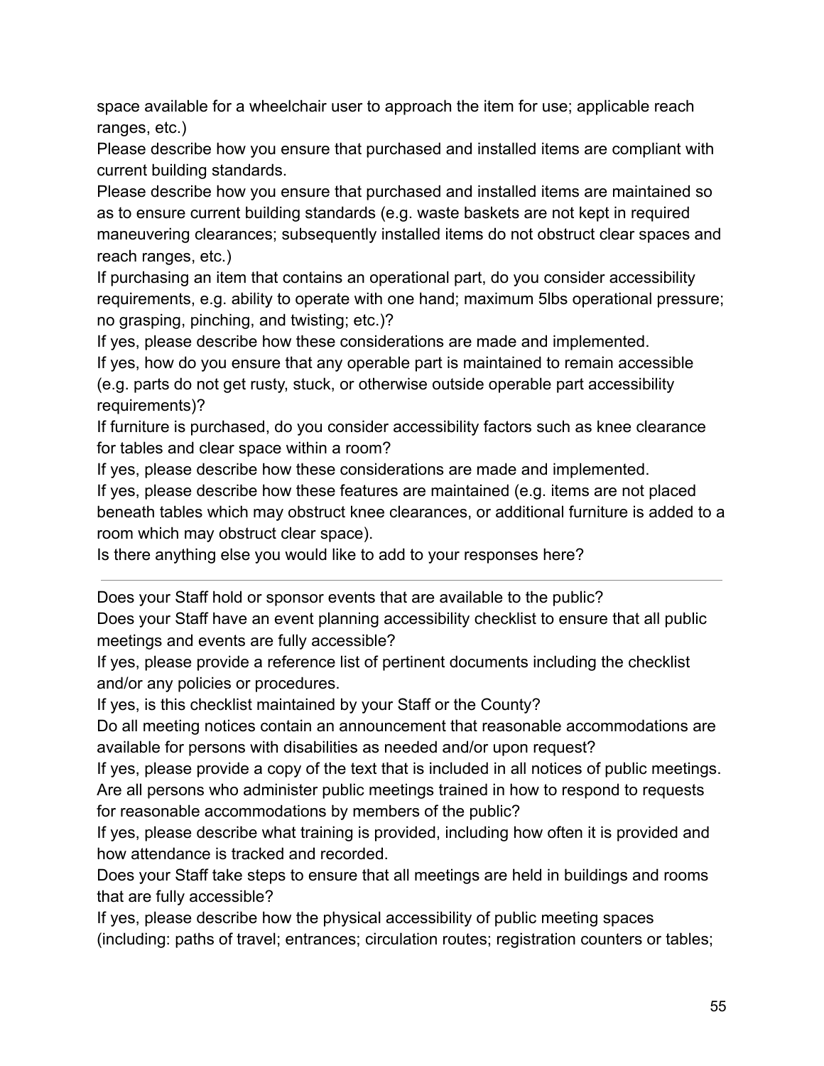space available for a wheelchair user to approach the item for use; applicable reach ranges, etc.)

Please describe how you ensure that purchased and installed items are compliant with current building standards.

Please describe how you ensure that purchased and installed items are maintained so as to ensure current building standards (e.g. waste baskets are not kept in required maneuvering clearances; subsequently installed items do not obstruct clear spaces and reach ranges, etc.)

If purchasing an item that contains an operational part, do you consider accessibility requirements, e.g. ability to operate with one hand; maximum 5lbs operational pressure; no grasping, pinching, and twisting; etc.)?

If yes, please describe how these considerations are made and implemented.

If yes, how do you ensure that any operable part is maintained to remain accessible (e.g. parts do not get rusty, stuck, or otherwise outside operable part accessibility requirements)?

If furniture is purchased, do you consider accessibility factors such as knee clearance for tables and clear space within a room?

If yes, please describe how these considerations are made and implemented.

If yes, please describe how these features are maintained (e.g. items are not placed beneath tables which may obstruct knee clearances, or additional furniture is added to a room which may obstruct clear space).

Is there anything else you would like to add to your responses here?

---

Does your Staff hold or sponsor events that are available to the public?

Does your Staff have an event planning accessibility checklist to ensure that all public meetings and events are fully accessible?

If yes, please provide a reference list of pertinent documents including the checklist and/or any policies or procedures.

If yes, is this checklist maintained by your Staff or the County?

Do all meeting notices contain an announcement that reasonable accommodations are available for persons with disabilities as needed and/or upon request?

If yes, please provide a copy of the text that is included in all notices of public meetings.

Are all persons who administer public meetings trained in how to respond to requests for reasonable accommodations by members of the public?

If yes, please describe what training is provided, including how often it is provided and how attendance is tracked and recorded.

Does your Staff take steps to ensure that all meetings are held in buildings and rooms that are fully accessible?

If yes, please describe how the physical accessibility of public meeting spaces (including: paths of travel; entrances; circulation routes; registration counters or tables;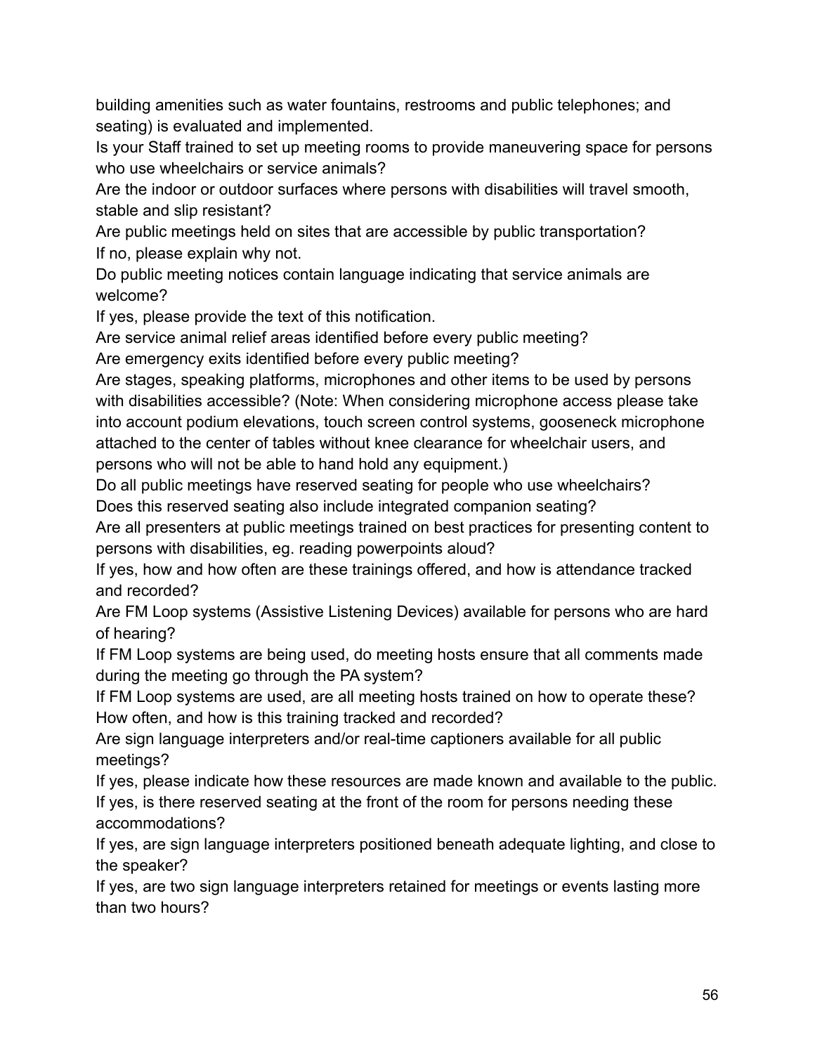building amenities such as water fountains, restrooms and public telephones; and seating) is evaluated and implemented.

Is your Staff trained to set up meeting rooms to provide maneuvering space for persons who use wheelchairs or service animals?

Are the indoor or outdoor surfaces where persons with disabilities will travel smooth, stable and slip resistant?

Are public meetings held on sites that are accessible by public transportation?

If no, please explain why not.

Do public meeting notices contain language indicating that service animals are welcome?

If yes, please provide the text of this notification.

Are service animal relief areas identified before every public meeting?

Are emergency exits identified before every public meeting?

Are stages, speaking platforms, microphones and other items to be used by persons with disabilities accessible? (Note: When considering microphone access please take into account podium elevations, touch screen control systems, gooseneck microphone attached to the center of tables without knee clearance for wheelchair users, and persons who will not be able to hand hold any equipment.)

Do all public meetings have reserved seating for people who use wheelchairs?

Does this reserved seating also include integrated companion seating?

Are all presenters at public meetings trained on best practices for presenting content to persons with disabilities, eg. reading powerpoints aloud?

If yes, how and how often are these trainings offered, and how is attendance tracked and recorded?

Are FM Loop systems (Assistive Listening Devices) available for persons who are hard of hearing?

If FM Loop systems are being used, do meeting hosts ensure that all comments made during the meeting go through the PA system?

If FM Loop systems are used, are all meeting hosts trained on how to operate these? How often, and how is this training tracked and recorded?

Are sign language interpreters and/or real-time captioners available for all public meetings?

If yes, please indicate how these resources are made known and available to the public.

If yes, is there reserved seating at the front of the room for persons needing these accommodations?

If yes, are sign language interpreters positioned beneath adequate lighting, and close to the speaker?

If yes, are two sign language interpreters retained for meetings or events lasting more than two hours?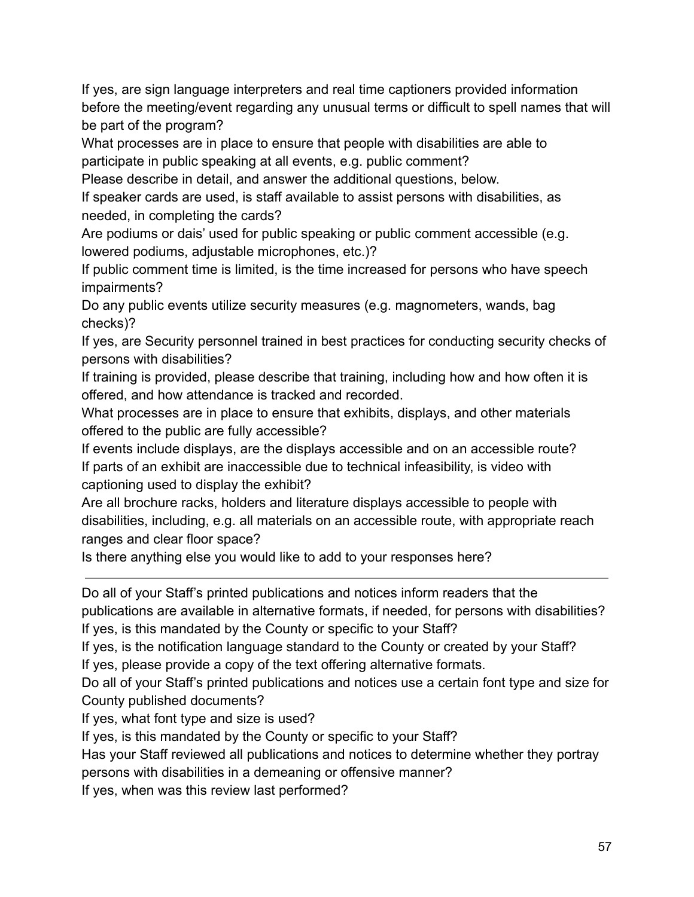If yes, are sign language interpreters and real time captioners provided information before the meeting/event regarding any unusual terms or difficult to spell names that will be part of the program?

What processes are in place to ensure that people with disabilities are able to participate in public speaking at all events, e.g. public comment?

Please describe in detail, and answer the additional questions, below.

If speaker cards are used, is staff available to assist persons with disabilities, as needed, in completing the cards?

Are podiums or dais' used for public speaking or public comment accessible (e.g. lowered podiums, adjustable microphones, etc.)?

If public comment time is limited, is the time increased for persons who have speech impairments?

Do any public events utilize security measures (e.g. magnometers, wands, bag checks)?

If yes, are Security personnel trained in best practices for conducting security checks of persons with disabilities?

If training is provided, please describe that training, including how and how often it is offered, and how attendance is tracked and recorded.

What processes are in place to ensure that exhibits, displays, and other materials offered to the public are fully accessible?

If events include displays, are the displays accessible and on an accessible route?

If parts of an exhibit are inaccessible due to technical infeasibility, is video with captioning used to display the exhibit?

Are all brochure racks, holders and literature displays accessible to people with disabilities, including, e.g. all materials on an accessible route, with appropriate reach ranges and clear floor space?

Is there anything else you would like to add to your responses here?

---

Do all of your Staff's printed publications and notices inform readers that the publications are available in alternative formats, if needed, for persons with disabilities?

If yes, is this mandated by the County or specific to your Staff?

If yes, is the notification language standard to the County or created by your Staff?

If yes, please provide a copy of the text offering alternative formats.

Do all of your Staff's printed publications and notices use a certain font type and size for County published documents?

If yes, what font type and size is used?

If yes, is this mandated by the County or specific to your Staff?

Has your Staff reviewed all publications and notices to determine whether they portray persons with disabilities in a demeaning or offensive manner?

If yes, when was this review last performed?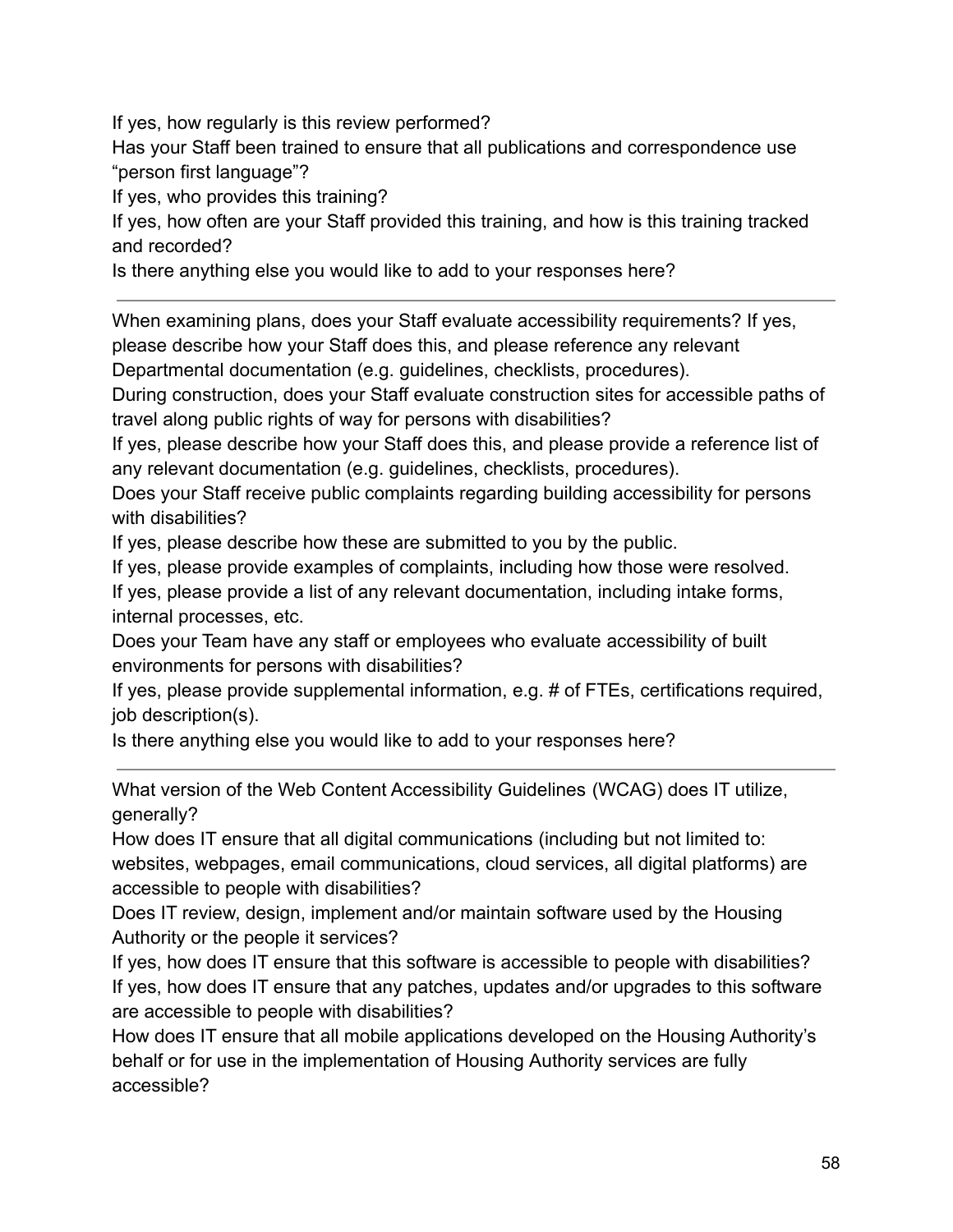If yes, how regularly is this review performed?

Has your Staff been trained to ensure that all publications and correspondence use “person first language”?

If yes, who provides this training?

If yes, how often are your Staff provided this training, and how is this training tracked and recorded?

Is there anything else you would like to add to your responses here?

---

When examining plans, does your Staff evaluate accessibility requirements? If yes, please describe how your Staff does this, and please reference any relevant Departmental documentation (e.g. guidelines, checklists, procedures).

During construction, does your Staff evaluate construction sites for accessible paths of travel along public rights of way for persons with disabilities?

If yes, please describe how your Staff does this, and please provide a reference list of any relevant documentation (e.g. guidelines, checklists, procedures).

Does your Staff receive public complaints regarding building accessibility for persons with disabilities?

If yes, please describe how these are submitted to you by the public.

If yes, please provide examples of complaints, including how those were resolved.

If yes, please provide a list of any relevant documentation, including intake forms, internal processes, etc.

Does your Team have any staff or employees who evaluate accessibility of built environments for persons with disabilities?

If yes, please provide supplemental information, e.g. # of FTEs, certifications required, job description(s).

Is there anything else you would like to add to your responses here?

---

What version of the Web Content Accessibility Guidelines (WCAG) does IT utilize, generally?

How does IT ensure that all digital communications (including but not limited to: websites, webpages, email communications, cloud services, all digital platforms) are accessible to people with disabilities?

Does IT review, design, implement and/or maintain software used by the Housing Authority or the people it services?

If yes, how does IT ensure that this software is accessible to people with disabilities?

If yes, how does IT ensure that any patches, updates and/or upgrades to this software are accessible to people with disabilities?

How does IT ensure that all mobile applications developed on the Housing Authority’s behalf or for use in the implementation of Housing Authority services are fully accessible?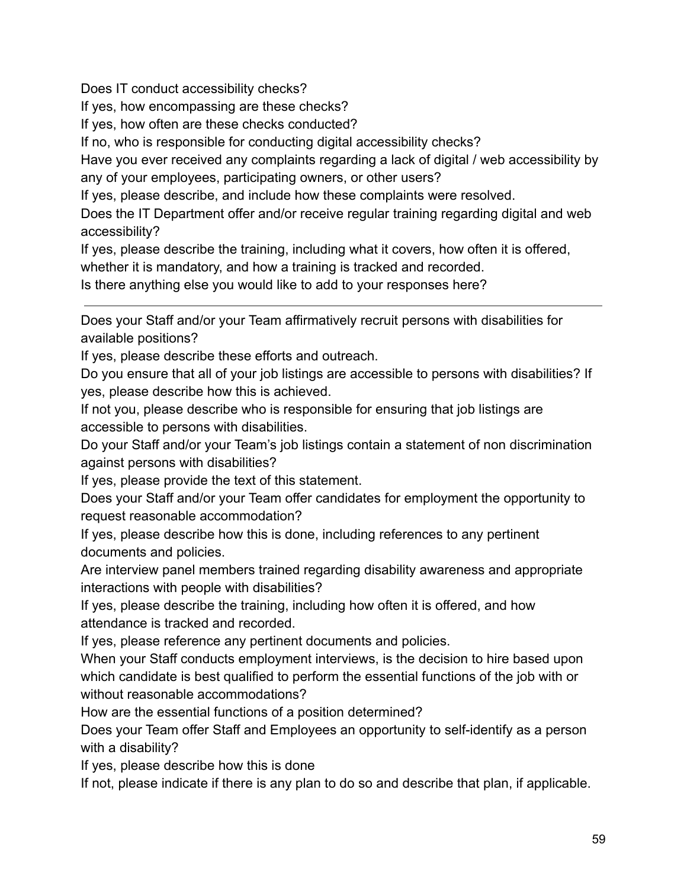Does IT conduct accessibility checks?

If yes, how encompassing are these checks?

If yes, how often are these checks conducted?

If no, who is responsible for conducting digital accessibility checks?

Have you ever received any complaints regarding a lack of digital / web accessibility by any of your employees, participating owners, or other users?

If yes, please describe, and include how these complaints were resolved.

Does the IT Department offer and/or receive regular training regarding digital and web accessibility?

If yes, please describe the training, including what it covers, how often it is offered, whether it is mandatory, and how a training is tracked and recorded.

Is there anything else you would like to add to your responses here?

---

Does your Staff and/or your Team affirmatively recruit persons with disabilities for available positions?

If yes, please describe these efforts and outreach.

Do you ensure that all of your job listings are accessible to persons with disabilities? If yes, please describe how this is achieved.

If not you, please describe who is responsible for ensuring that job listings are accessible to persons with disabilities.

Do your Staff and/or your Team's job listings contain a statement of non discrimination against persons with disabilities?

If yes, please provide the text of this statement.

Does your Staff and/or your Team offer candidates for employment the opportunity to request reasonable accommodation?

If yes, please describe how this is done, including references to any pertinent documents and policies.

Are interview panel members trained regarding disability awareness and appropriate interactions with people with disabilities?

If yes, please describe the training, including how often it is offered, and how attendance is tracked and recorded.

If yes, please reference any pertinent documents and policies.

When your Staff conducts employment interviews, is the decision to hire based upon which candidate is best qualified to perform the essential functions of the job with or without reasonable accommodations?

How are the essential functions of a position determined?

Does your Team offer Staff and Employees an opportunity to self-identify as a person with a disability?

If yes, please describe how this is done

If not, please indicate if there is any plan to do so and describe that plan, if applicable.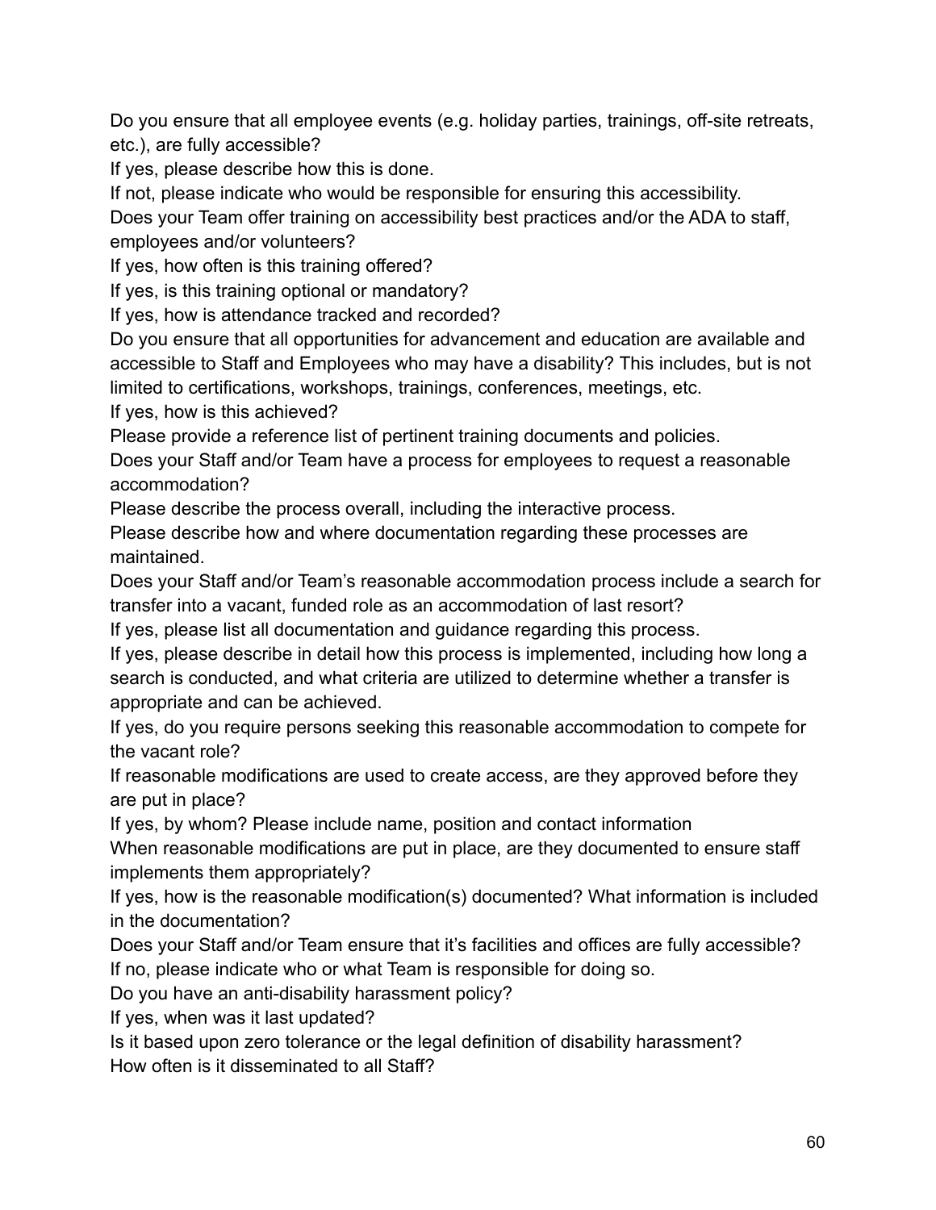Do you ensure that all employee events (e.g. holiday parties, trainings, off-site retreats, etc.), are fully accessible?

If yes, please describe how this is done.

If not, please indicate who would be responsible for ensuring this accessibility.

Does your Team offer training on accessibility best practices and/or the ADA to staff, employees and/or volunteers?

If yes, how often is this training offered?

If yes, is this training optional or mandatory?

If yes, how is attendance tracked and recorded?

Do you ensure that all opportunities for advancement and education are available and accessible to Staff and Employees who may have a disability? This includes, but is not limited to certifications, workshops, trainings, conferences, meetings, etc.

If yes, how is this achieved?

Please provide a reference list of pertinent training documents and policies.

Does your Staff and/or Team have a process for employees to request a reasonable accommodation?

Please describe the process overall, including the interactive process.

Please describe how and where documentation regarding these processes are maintained.

Does your Staff and/or Team's reasonable accommodation process include a search for transfer into a vacant, funded role as an accommodation of last resort?

If yes, please list all documentation and guidance regarding this process.

If yes, please describe in detail how this process is implemented, including how long a search is conducted, and what criteria are utilized to determine whether a transfer is appropriate and can be achieved.

If yes, do you require persons seeking this reasonable accommodation to compete for the vacant role?

If reasonable modifications are used to create access, are they approved before they are put in place?

If yes, by whom? Please include name, position and contact information

When reasonable modifications are put in place, are they documented to ensure staff implements them appropriately?

If yes, how is the reasonable modification(s) documented? What information is included in the documentation?

Does your Staff and/or Team ensure that it's facilities and offices are fully accessible?

If no, please indicate who or what Team is responsible for doing so.

Do you have an anti-disability harassment policy?

If yes, when was it last updated?

Is it based upon zero tolerance or the legal definition of disability harassment?

How often is it disseminated to all Staff?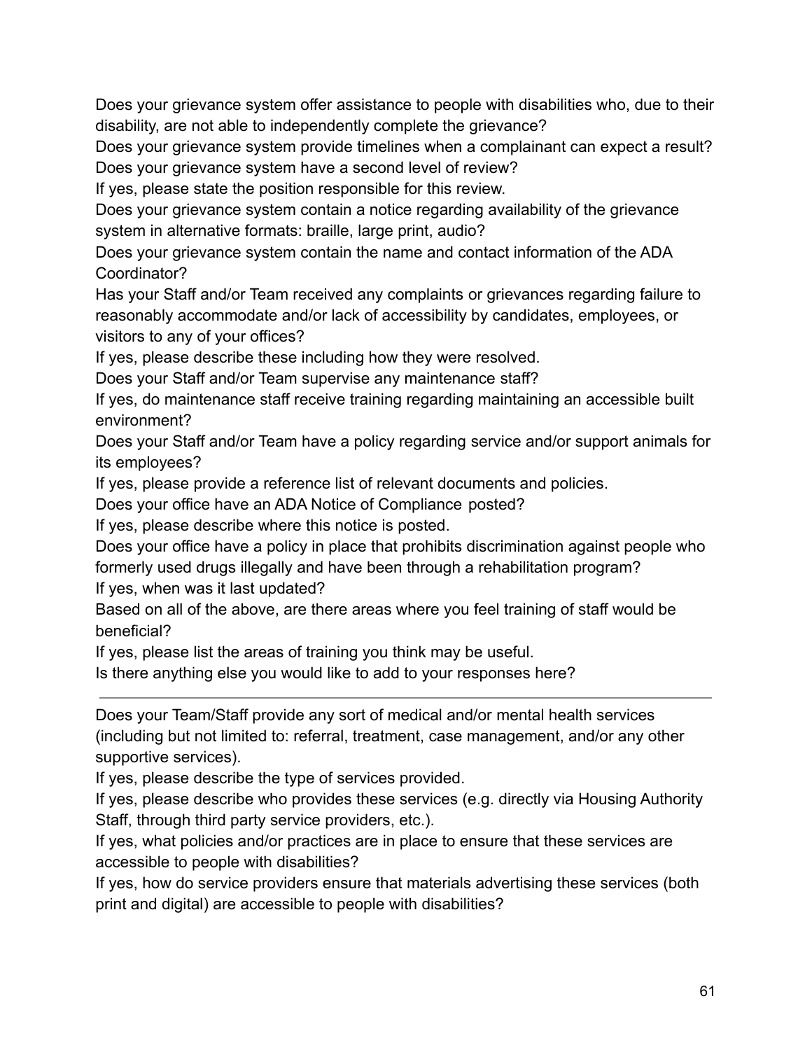Does your grievance system offer assistance to people with disabilities who, due to their disability, are not able to independently complete the grievance?

Does your grievance system provide timelines when a complainant can expect a result?

Does your grievance system have a second level of review?

If yes, please state the position responsible for this review.

Does your grievance system contain a notice regarding availability of the grievance system in alternative formats: braille, large print, audio?

Does your grievance system contain the name and contact information of the ADA Coordinator?

Has your Staff and/or Team received any complaints or grievances regarding failure to reasonably accommodate and/or lack of accessibility by candidates, employees, or visitors to any of your offices?

If yes, please describe these including how they were resolved.

Does your Staff and/or Team supervise any maintenance staff?

If yes, do maintenance staff receive training regarding maintaining an accessible built environment?

Does your Staff and/or Team have a policy regarding service and/or support animals for its employees?

If yes, please provide a reference list of relevant documents and policies.

Does your office have an ADA Notice of Compliance posted?

If yes, please describe where this notice is posted.

Does your office have a policy in place that prohibits discrimination against people who formerly used drugs illegally and have been through a rehabilitation program?

If yes, when was it last updated?

Based on all of the above, are there areas where you feel training of staff would be beneficial?

If yes, please list the areas of training you think may be useful.

Is there anything else you would like to add to your responses here?

---

Does your Team/Staff provide any sort of medical and/or mental health services (including but not limited to: referral, treatment, case management, and/or any other supportive services).

If yes, please describe the type of services provided.

If yes, please describe who provides these services (e.g. directly via Housing Authority Staff, through third party service providers, etc.).

If yes, what policies and/or practices are in place to ensure that these services are accessible to people with disabilities?

If yes, how do service providers ensure that materials advertising these services (both print and digital) are accessible to people with disabilities?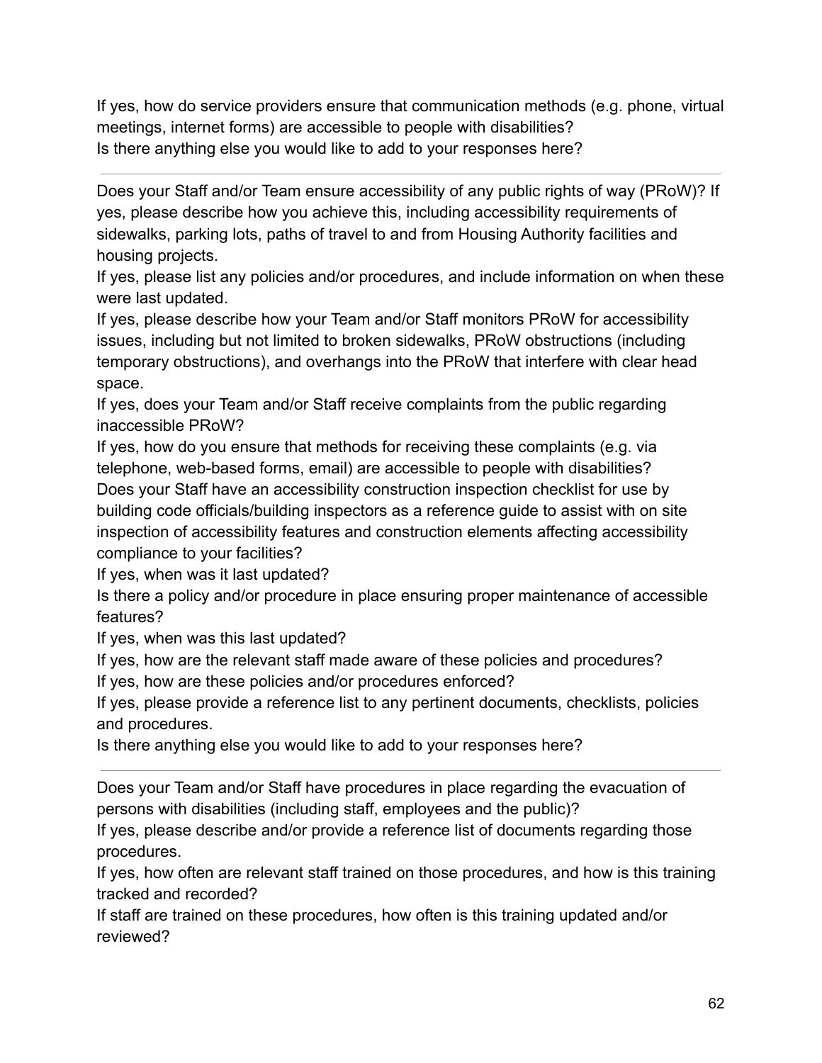If yes, how do service providers ensure that communication methods (e.g. phone, virtual meetings, internet forms) are accessible to people with disabilities?
Is there anything else you would like to add to your responses here?

---

Does your Staff and/or Team ensure accessibility of any public rights of way (PRoW)? If yes, please describe how you achieve this, including accessibility requirements of sidewalks, parking lots, paths of travel to and from Housing Authority facilities and housing projects.
If yes, please list any policies and/or procedures, and include information on when these were last updated.
If yes, please describe how your Team and/or Staff monitors PRoW for accessibility issues, including but not limited to broken sidewalks, PRoW obstructions (including temporary obstructions), and overhangs into the PRoW that interfere with clear head space.
If yes, does your Team and/or Staff receive complaints from the public regarding inaccessible PRoW?
If yes, how do you ensure that methods for receiving these complaints (e.g. via telephone, web-based forms, email) are accessible to people with disabilities?
Does your Staff have an accessibility construction inspection checklist for use by building code officials/building inspectors as a reference guide to assist with on site inspection of accessibility features and construction elements affecting accessibility compliance to your facilities?
If yes, when was it last updated?
Is there a policy and/or procedure in place ensuring proper maintenance of accessible features?
If yes, when was this last updated?
If yes, how are the relevant staff made aware of these policies and procedures?
If yes, how are these policies and/or procedures enforced?
If yes, please provide a reference list to any pertinent documents, checklists, policies and procedures.
Is there anything else you would like to add to your responses here?

---

Does your Team and/or Staff have procedures in place regarding the evacuation of persons with disabilities (including staff, employees and the public)?
If yes, please describe and/or provide a reference list of documents regarding those procedures.
If yes, how often are relevant staff trained on those procedures, and how is this training tracked and recorded?
If staff are trained on these procedures, how often is this training updated and/or reviewed?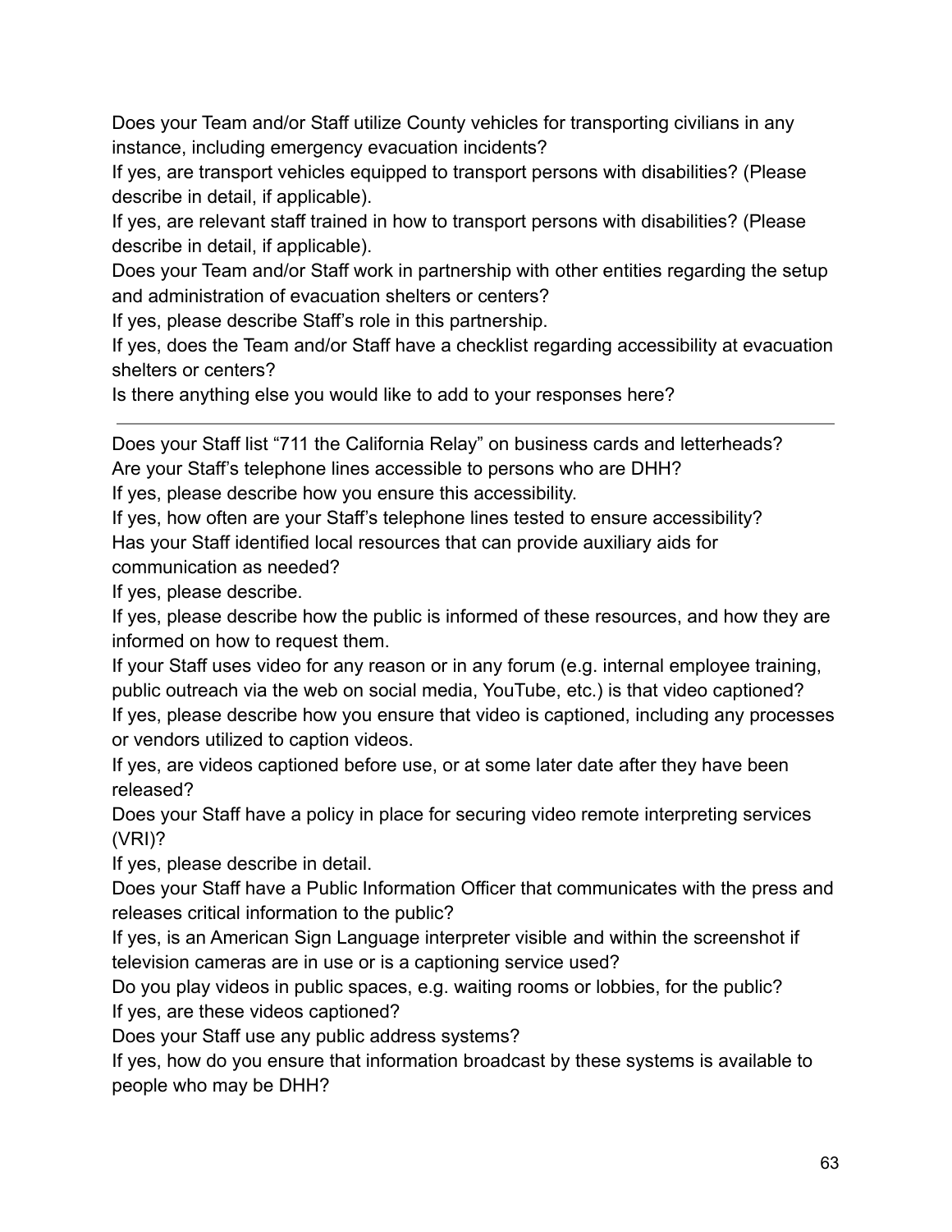Does your Team and/or Staff utilize County vehicles for transporting civilians in any instance, including emergency evacuation incidents?

If yes, are transport vehicles equipped to transport persons with disabilities? (Please describe in detail, if applicable).

If yes, are relevant staff trained in how to transport persons with disabilities? (Please describe in detail, if applicable).

Does your Team and/or Staff work in partnership with other entities regarding the setup and administration of evacuation shelters or centers?

If yes, please describe Staff's role in this partnership.

If yes, does the Team and/or Staff have a checklist regarding accessibility at evacuation shelters or centers?

Is there anything else you would like to add to your responses here?

---

Does your Staff list "711 the California Relay" on business cards and letterheads?

Are your Staff's telephone lines accessible to persons who are DHH?

If yes, please describe how you ensure this accessibility.

If yes, how often are your Staff's telephone lines tested to ensure accessibility?

Has your Staff identified local resources that can provide auxiliary aids for communication as needed?

If yes, please describe.

If yes, please describe how the public is informed of these resources, and how they are informed on how to request them.

If your Staff uses video for any reason or in any forum (e.g. internal employee training, public outreach via the web on social media, YouTube, etc.) is that video captioned?

If yes, please describe how you ensure that video is captioned, including any processes or vendors utilized to caption videos.

If yes, are videos captioned before use, or at some later date after they have been released?

Does your Staff have a policy in place for securing video remote interpreting services (VRI)?

If yes, please describe in detail.

Does your Staff have a Public Information Officer that communicates with the press and releases critical information to the public?

If yes, is an American Sign Language interpreter visible and within the screenshot if television cameras are in use or is a captioning service used?

Do you play videos in public spaces, e.g. waiting rooms or lobbies, for the public?

If yes, are these videos captioned?

Does your Staff use any public address systems?

If yes, how do you ensure that information broadcast by these systems is available to people who may be DHH?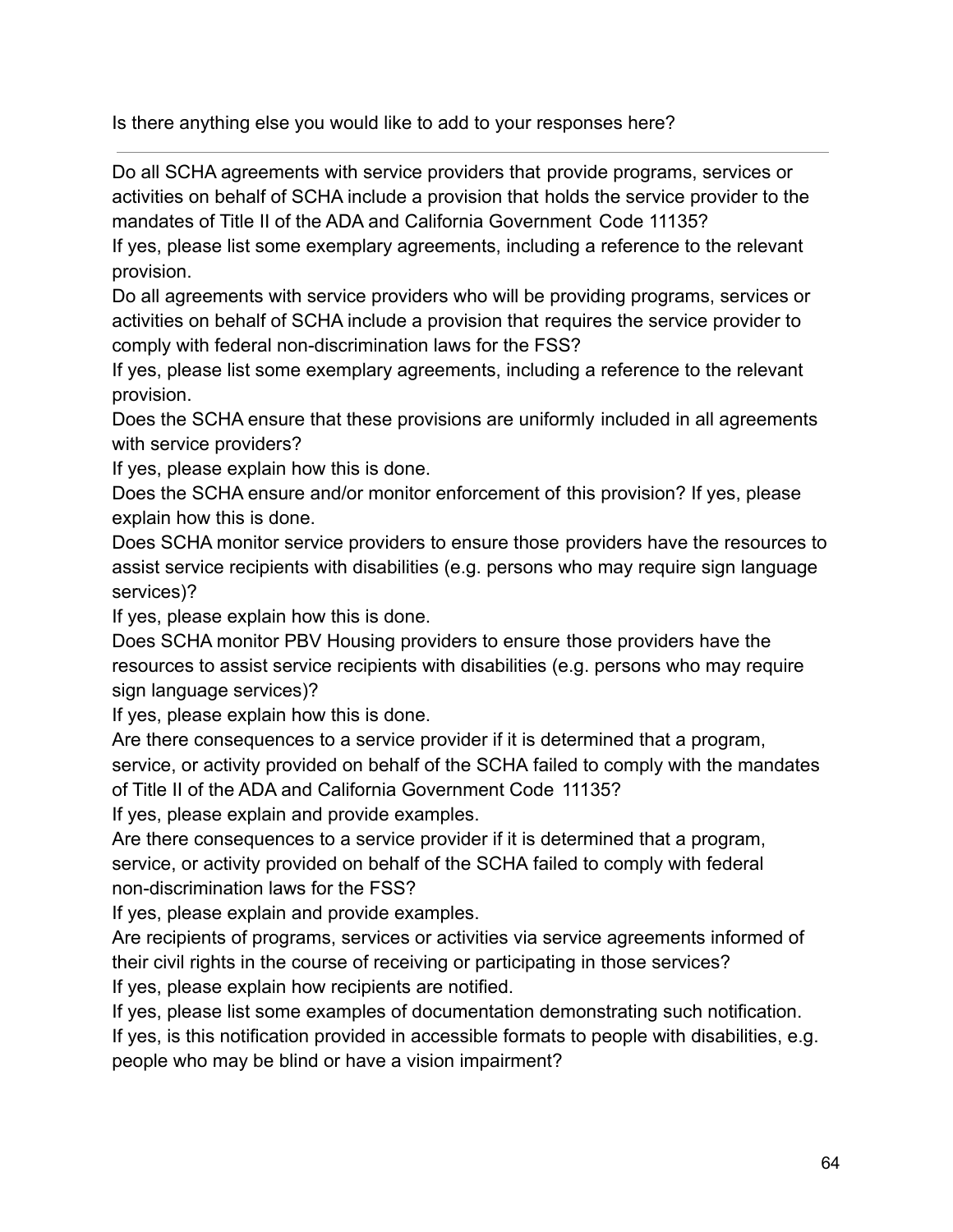Is there anything else you would like to add to your responses here?

---

Do all SCHA agreements with service providers that provide programs, services or activities on behalf of SCHA include a provision that holds the service provider to the mandates of Title II of the ADA and California Government Code 11135?

If yes, please list some exemplary agreements, including a reference to the relevant provision.

Do all agreements with service providers who will be providing programs, services or activities on behalf of SCHA include a provision that requires the service provider to comply with federal non-discrimination laws for the FSS?

If yes, please list some exemplary agreements, including a reference to the relevant provision.

Does the SCHA ensure that these provisions are uniformly included in all agreements with service providers?

If yes, please explain how this is done.

Does the SCHA ensure and/or monitor enforcement of this provision? If yes, please explain how this is done.

Does SCHA monitor service providers to ensure those providers have the resources to assist service recipients with disabilities (e.g. persons who may require sign language services)?

If yes, please explain how this is done.

Does SCHA monitor PBV Housing providers to ensure those providers have the resources to assist service recipients with disabilities (e.g. persons who may require sign language services)?

If yes, please explain how this is done.

Are there consequences to a service provider if it is determined that a program, service, or activity provided on behalf of the SCHA failed to comply with the mandates of Title II of the ADA and California Government Code 11135?

If yes, please explain and provide examples.

Are there consequences to a service provider if it is determined that a program, service, or activity provided on behalf of the SCHA failed to comply with federal non-discrimination laws for the FSS?

If yes, please explain and provide examples.

Are recipients of programs, services or activities via service agreements informed of their civil rights in the course of receiving or participating in those services?

If yes, please explain how recipients are notified.

If yes, please list some examples of documentation demonstrating such notification.

If yes, is this notification provided in accessible formats to people with disabilities, e.g. people who may be blind or have a vision impairment?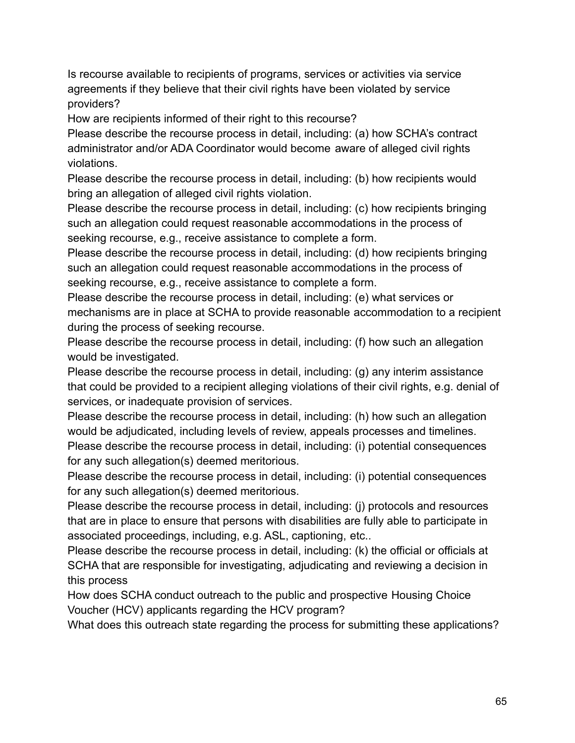Is recourse available to recipients of programs, services or activities via service agreements if they believe that their civil rights have been violated by service providers?

How are recipients informed of their right to this recourse?

Please describe the recourse process in detail, including: (a) how SCHA's contract administrator and/or ADA Coordinator would become aware of alleged civil rights violations.

Please describe the recourse process in detail, including: (b) how recipients would bring an allegation of alleged civil rights violation.

Please describe the recourse process in detail, including: (c) how recipients bringing such an allegation could request reasonable accommodations in the process of seeking recourse, e.g., receive assistance to complete a form.

Please describe the recourse process in detail, including: (d) how recipients bringing such an allegation could request reasonable accommodations in the process of seeking recourse, e.g., receive assistance to complete a form.

Please describe the recourse process in detail, including: (e) what services or mechanisms are in place at SCHA to provide reasonable accommodation to a recipient during the process of seeking recourse.

Please describe the recourse process in detail, including: (f) how such an allegation would be investigated.

Please describe the recourse process in detail, including: (g) any interim assistance that could be provided to a recipient alleging violations of their civil rights, e.g. denial of services, or inadequate provision of services.

Please describe the recourse process in detail, including: (h) how such an allegation would be adjudicated, including levels of review, appeals processes and timelines.

Please describe the recourse process in detail, including: (i) potential consequences for any such allegation(s) deemed meritorious.

Please describe the recourse process in detail, including: (i) potential consequences for any such allegation(s) deemed meritorious.

Please describe the recourse process in detail, including: (j) protocols and resources that are in place to ensure that persons with disabilities are fully able to participate in associated proceedings, including, e.g. ASL, captioning, etc..

Please describe the recourse process in detail, including: (k) the official or officials at SCHA that are responsible for investigating, adjudicating and reviewing a decision in this process

How does SCHA conduct outreach to the public and prospective Housing Choice Voucher (HCV) applicants regarding the HCV program?

What does this outreach state regarding the process for submitting these applications?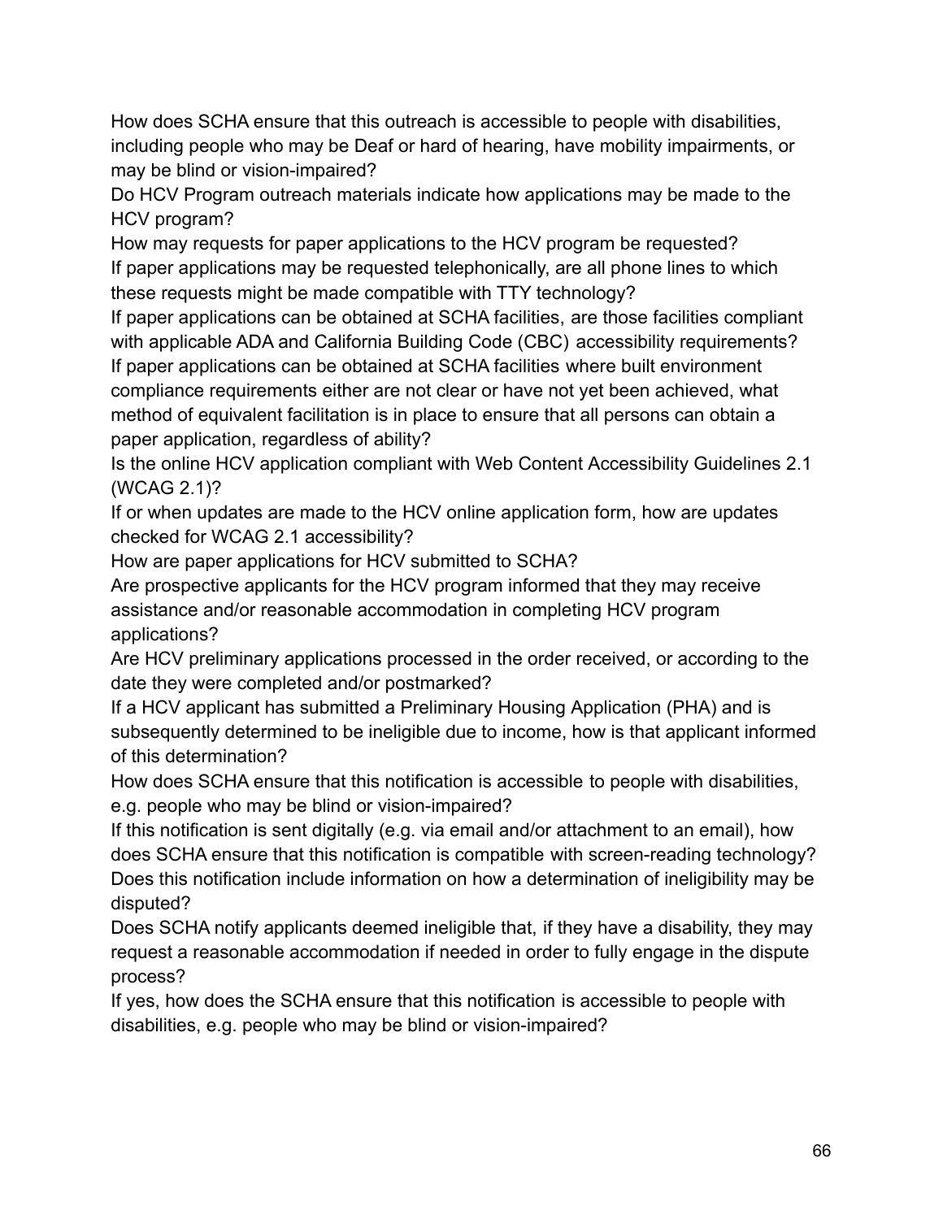How does SCHA ensure that this outreach is accessible to people with disabilities, including people who may be Deaf or hard of hearing, have mobility impairments, or may be blind or vision-impaired?

Do HCV Program outreach materials indicate how applications may be made to the HCV program?

How may requests for paper applications to the HCV program be requested?

If paper applications may be requested telephonically, are all phone lines to which these requests might be made compatible with TTY technology?

If paper applications can be obtained at SCHA facilities, are those facilities compliant with applicable ADA and California Building Code (CBC) accessibility requirements?

If paper applications can be obtained at SCHA facilities where built environment compliance requirements either are not clear or have not yet been achieved, what method of equivalent facilitation is in place to ensure that all persons can obtain a paper application, regardless of ability?

Is the online HCV application compliant with Web Content Accessibility Guidelines 2.1 (WCAG 2.1)?

If or when updates are made to the HCV online application form, how are updates checked for WCAG 2.1 accessibility?

How are paper applications for HCV submitted to SCHA?

Are prospective applicants for the HCV program informed that they may receive assistance and/or reasonable accommodation in completing HCV program applications?

Are HCV preliminary applications processed in the order received, or according to the date they were completed and/or postmarked?

If a HCV applicant has submitted a Preliminary Housing Application (PHA) and is subsequently determined to be ineligible due to income, how is that applicant informed of this determination?

How does SCHA ensure that this notification is accessible to people with disabilities, e.g. people who may be blind or vision-impaired?

If this notification is sent digitally (e.g. via email and/or attachment to an email), how does SCHA ensure that this notification is compatible with screen-reading technology?

Does this notification include information on how a determination of ineligibility may be disputed?

Does SCHA notify applicants deemed ineligible that, if they have a disability, they may request a reasonable accommodation if needed in order to fully engage in the dispute process?

If yes, how does the SCHA ensure that this notification is accessible to people with disabilities, e.g. people who may be blind or vision-impaired?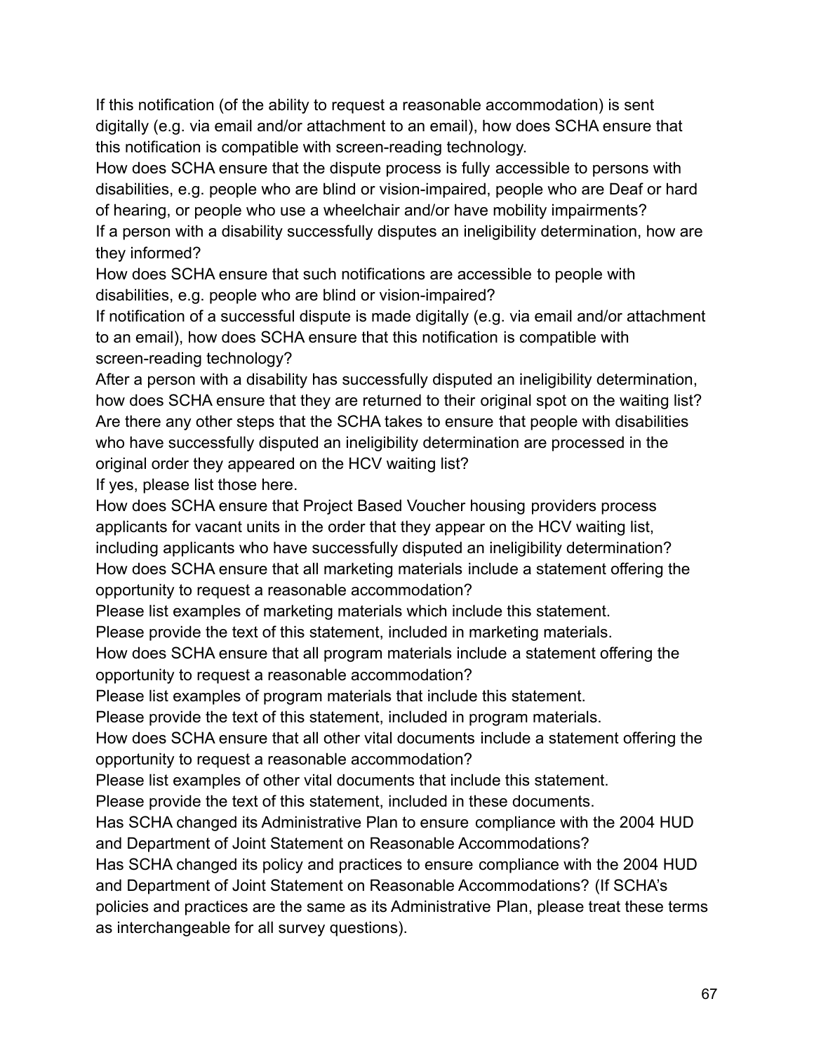If this notification (of the ability to request a reasonable accommodation) is sent digitally (e.g. via email and/or attachment to an email), how does SCHA ensure that this notification is compatible with screen-reading technology.

How does SCHA ensure that the dispute process is fully accessible to persons with disabilities, e.g. people who are blind or vision-impaired, people who are Deaf or hard of hearing, or people who use a wheelchair and/or have mobility impairments?

If a person with a disability successfully disputes an ineligibility determination, how are they informed?

How does SCHA ensure that such notifications are accessible to people with disabilities, e.g. people who are blind or vision-impaired?

If notification of a successful dispute is made digitally (e.g. via email and/or attachment to an email), how does SCHA ensure that this notification is compatible with screen-reading technology?

After a person with a disability has successfully disputed an ineligibility determination, how does SCHA ensure that they are returned to their original spot on the waiting list?

Are there any other steps that the SCHA takes to ensure that people with disabilities who have successfully disputed an ineligibility determination are processed in the original order they appeared on the HCV waiting list?

If yes, please list those here.

How does SCHA ensure that Project Based Voucher housing providers process applicants for vacant units in the order that they appear on the HCV waiting list, including applicants who have successfully disputed an ineligibility determination?

How does SCHA ensure that all marketing materials include a statement offering the opportunity to request a reasonable accommodation?

Please list examples of marketing materials which include this statement.

Please provide the text of this statement, included in marketing materials.

How does SCHA ensure that all program materials include a statement offering the opportunity to request a reasonable accommodation?

Please list examples of program materials that include this statement.

Please provide the text of this statement, included in program materials.

How does SCHA ensure that all other vital documents include a statement offering the opportunity to request a reasonable accommodation?

Please list examples of other vital documents that include this statement.

Please provide the text of this statement, included in these documents.

Has SCHA changed its Administrative Plan to ensure compliance with the 2004 HUD and Department of Joint Statement on Reasonable Accommodations?

Has SCHA changed its policy and practices to ensure compliance with the 2004 HUD and Department of Joint Statement on Reasonable Accommodations? (If SCHA's policies and practices are the same as its Administrative Plan, please treat these terms as interchangeable for all survey questions).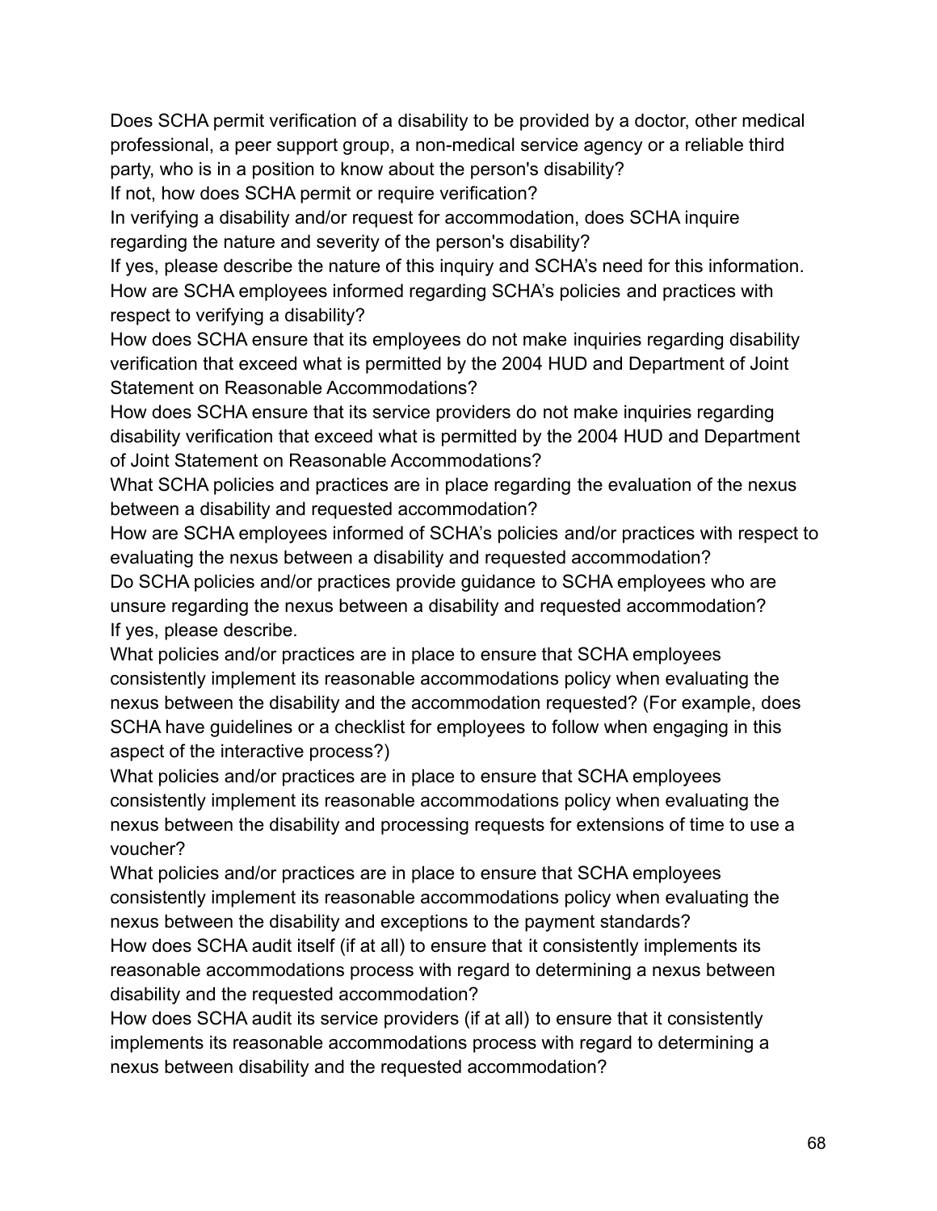Does SCHA permit verification of a disability to be provided by a doctor, other medical professional, a peer support group, a non-medical service agency or a reliable third party, who is in a position to know about the person's disability?

If not, how does SCHA permit or require verification?

In verifying a disability and/or request for accommodation, does SCHA inquire regarding the nature and severity of the person's disability?

If yes, please describe the nature of this inquiry and SCHA's need for this information.

How are SCHA employees informed regarding SCHA's policies and practices with respect to verifying a disability?

How does SCHA ensure that its employees do not make inquiries regarding disability verification that exceed what is permitted by the 2004 HUD and Department of Joint Statement on Reasonable Accommodations?

How does SCHA ensure that its service providers do not make inquiries regarding disability verification that exceed what is permitted by the 2004 HUD and Department of Joint Statement on Reasonable Accommodations?

What SCHA policies and practices are in place regarding the evaluation of the nexus between a disability and requested accommodation?

How are SCHA employees informed of SCHA's policies and/or practices with respect to evaluating the nexus between a disability and requested accommodation?

Do SCHA policies and/or practices provide guidance to SCHA employees who are unsure regarding the nexus between a disability and requested accommodation?

If yes, please describe.

What policies and/or practices are in place to ensure that SCHA employees consistently implement its reasonable accommodations policy when evaluating the nexus between the disability and the accommodation requested? (For example, does SCHA have guidelines or a checklist for employees to follow when engaging in this aspect of the interactive process?)

What policies and/or practices are in place to ensure that SCHA employees consistently implement its reasonable accommodations policy when evaluating the nexus between the disability and processing requests for extensions of time to use a voucher?

What policies and/or practices are in place to ensure that SCHA employees consistently implement its reasonable accommodations policy when evaluating the nexus between the disability and exceptions to the payment standards?

How does SCHA audit itself (if at all) to ensure that it consistently implements its reasonable accommodations process with regard to determining a nexus between disability and the requested accommodation?

How does SCHA audit its service providers (if at all) to ensure that it consistently implements its reasonable accommodations process with regard to determining a nexus between disability and the requested accommodation?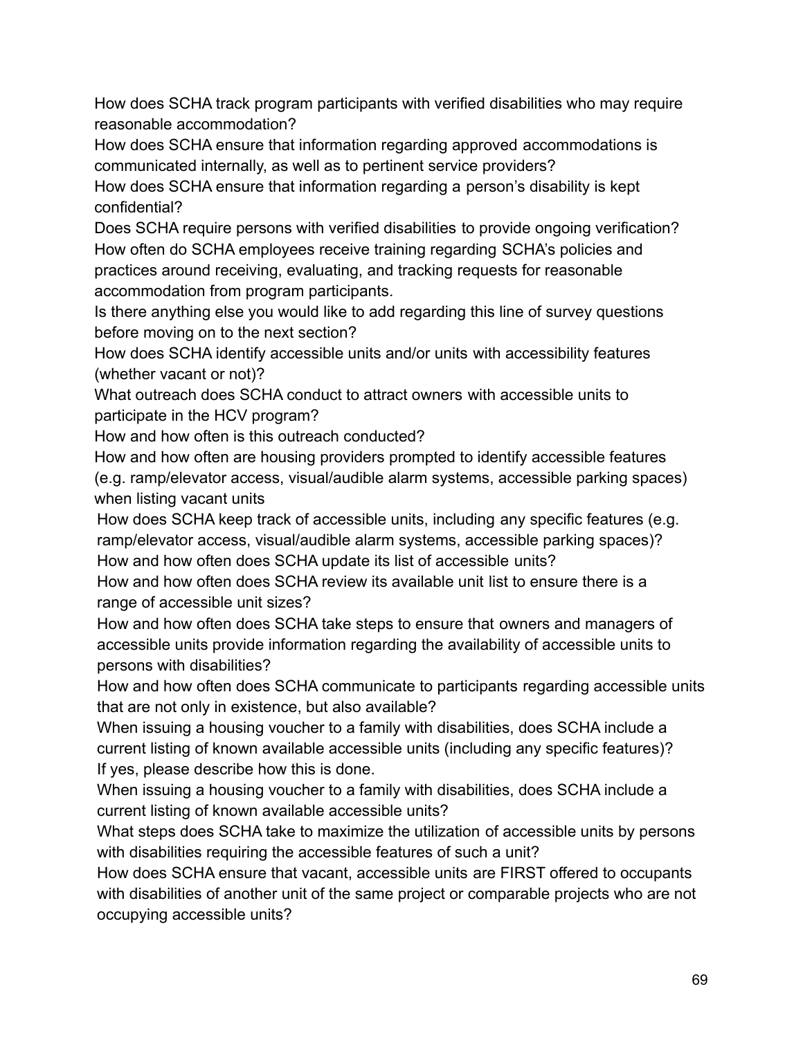How does SCHA track program participants with verified disabilities who may require reasonable accommodation?

How does SCHA ensure that information regarding approved accommodations is communicated internally, as well as to pertinent service providers?

How does SCHA ensure that information regarding a person's disability is kept confidential?

Does SCHA require persons with verified disabilities to provide ongoing verification?

How often do SCHA employees receive training regarding SCHA's policies and practices around receiving, evaluating, and tracking requests for reasonable accommodation from program participants.

Is there anything else you would like to add regarding this line of survey questions before moving on to the next section?

How does SCHA identify accessible units and/or units with accessibility features (whether vacant or not)?

What outreach does SCHA conduct to attract owners with accessible units to participate in the HCV program?

How and how often is this outreach conducted?

How and how often are housing providers prompted to identify accessible features (e.g. ramp/elevator access, visual/audible alarm systems, accessible parking spaces) when listing vacant units

How does SCHA keep track of accessible units, including any specific features (e.g. ramp/elevator access, visual/audible alarm systems, accessible parking spaces)?

How and how often does SCHA update its list of accessible units?

How and how often does SCHA review its available unit list to ensure there is a range of accessible unit sizes?

How and how often does SCHA take steps to ensure that owners and managers of accessible units provide information regarding the availability of accessible units to persons with disabilities?

How and how often does SCHA communicate to participants regarding accessible units that are not only in existence, but also available?

When issuing a housing voucher to a family with disabilities, does SCHA include a current listing of known available accessible units (including any specific features)? If yes, please describe how this is done.

When issuing a housing voucher to a family with disabilities, does SCHA include a current listing of known available accessible units?

What steps does SCHA take to maximize the utilization of accessible units by persons with disabilities requiring the accessible features of such a unit?

How does SCHA ensure that vacant, accessible units are FIRST offered to occupants with disabilities of another unit of the same project or comparable projects who are not occupying accessible units?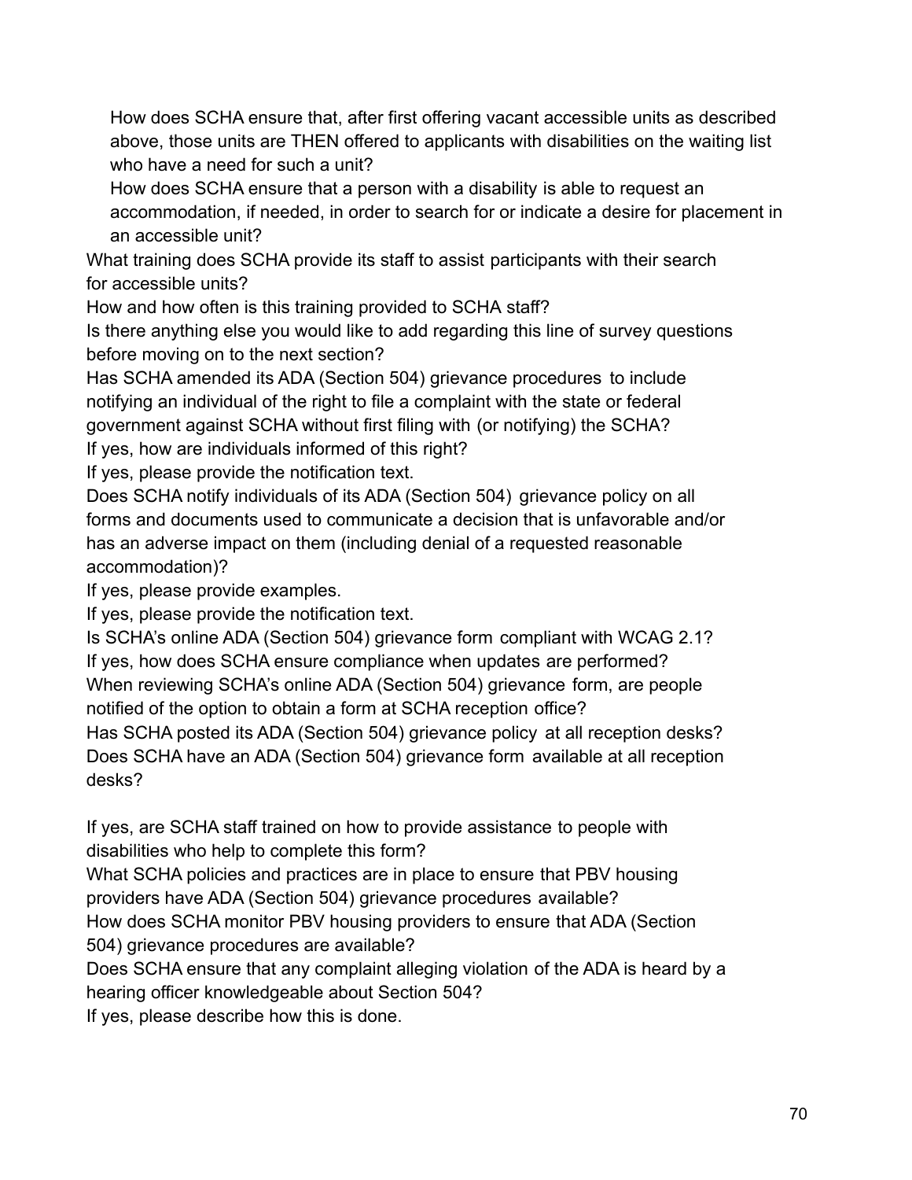How does SCHA ensure that, after first offering vacant accessible units as described above, those units are THEN offered to applicants with disabilities on the waiting list who have a need for such a unit?

How does SCHA ensure that a person with a disability is able to request an accommodation, if needed, in order to search for or indicate a desire for placement in an accessible unit?

What training does SCHA provide its staff to assist participants with their search for accessible units?

How and how often is this training provided to SCHA staff?

Is there anything else you would like to add regarding this line of survey questions before moving on to the next section?

Has SCHA amended its ADA (Section 504) grievance procedures to include notifying an individual of the right to file a complaint with the state or federal government against SCHA without first filing with (or notifying) the SCHA?

If yes, how are individuals informed of this right?

If yes, please provide the notification text.

Does SCHA notify individuals of its ADA (Section 504) grievance policy on all forms and documents used to communicate a decision that is unfavorable and/or has an adverse impact on them (including denial of a requested reasonable accommodation)?

If yes, please provide examples.

If yes, please provide the notification text.

Is SCHA's online ADA (Section 504) grievance form compliant with WCAG 2.1?

If yes, how does SCHA ensure compliance when updates are performed?

When reviewing SCHA's online ADA (Section 504) grievance form, are people notified of the option to obtain a form at SCHA reception office?

Has SCHA posted its ADA (Section 504) grievance policy at all reception desks?

Does SCHA have an ADA (Section 504) grievance form available at all reception desks?

If yes, are SCHA staff trained on how to provide assistance to people with disabilities who help to complete this form?

What SCHA policies and practices are in place to ensure that PBV housing providers have ADA (Section 504) grievance procedures available?

How does SCHA monitor PBV housing providers to ensure that ADA (Section 504) grievance procedures are available?

Does SCHA ensure that any complaint alleging violation of the ADA is heard by a hearing officer knowledgeable about Section 504?

If yes, please describe how this is done.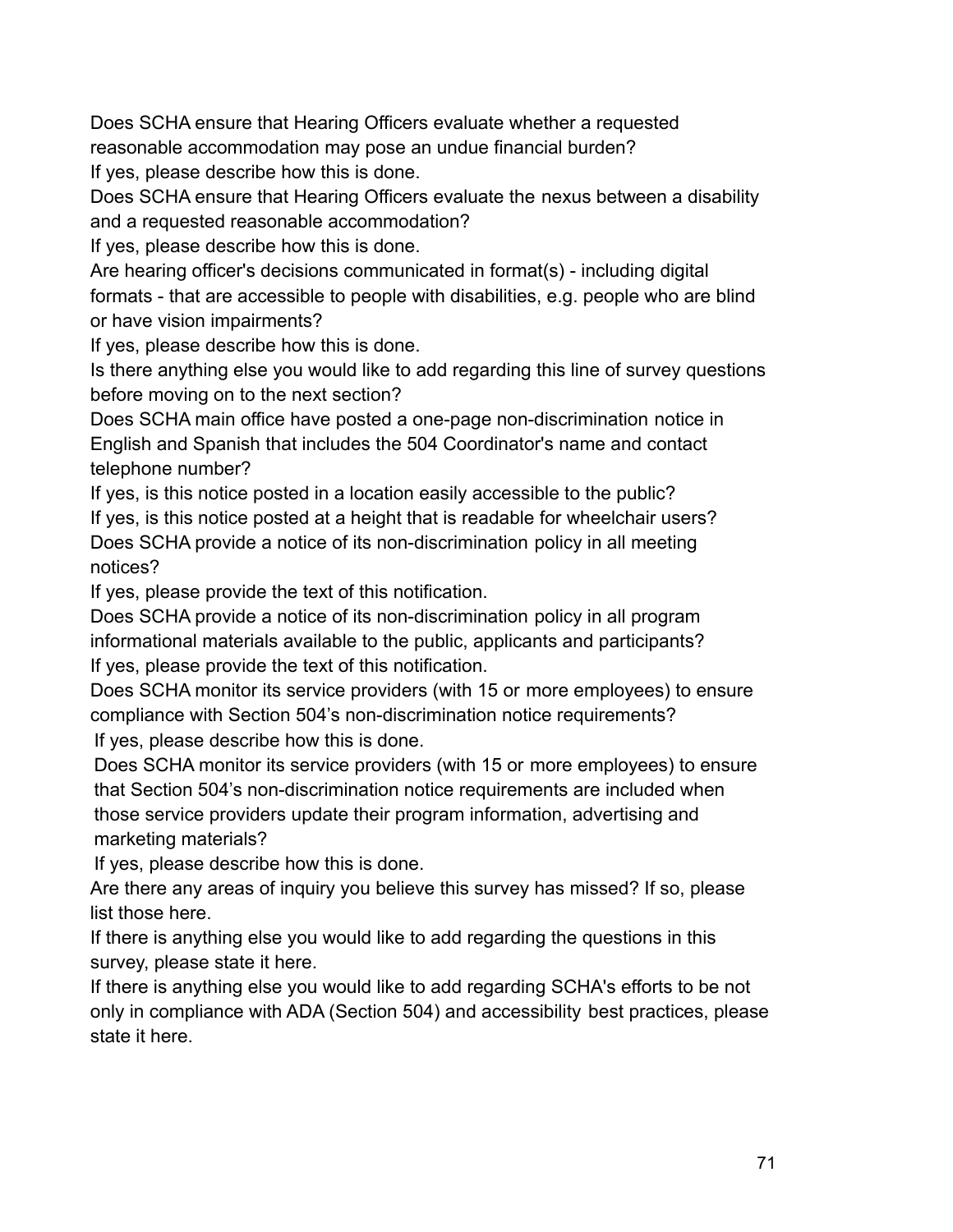Does SCHA ensure that Hearing Officers evaluate whether a requested reasonable accommodation may pose an undue financial burden?

If yes, please describe how this is done.

Does SCHA ensure that Hearing Officers evaluate the nexus between a disability and a requested reasonable accommodation?

If yes, please describe how this is done.

Are hearing officer's decisions communicated in format(s) - including digital formats - that are accessible to people with disabilities, e.g. people who are blind or have vision impairments?

If yes, please describe how this is done.

Is there anything else you would like to add regarding this line of survey questions before moving on to the next section?

Does SCHA main office have posted a one-page non-discrimination notice in English and Spanish that includes the 504 Coordinator's name and contact telephone number?

If yes, is this notice posted in a location easily accessible to the public?

If yes, is this notice posted at a height that is readable for wheelchair users?

Does SCHA provide a notice of its non-discrimination policy in all meeting notices?

If yes, please provide the text of this notification.

Does SCHA provide a notice of its non-discrimination policy in all program informational materials available to the public, applicants and participants?

If yes, please provide the text of this notification.

Does SCHA monitor its service providers (with 15 or more employees) to ensure compliance with Section 504's non-discrimination notice requirements?

If yes, please describe how this is done.

Does SCHA monitor its service providers (with 15 or more employees) to ensure that Section 504's non-discrimination notice requirements are included when those service providers update their program information, advertising and marketing materials?

If yes, please describe how this is done.

Are there any areas of inquiry you believe this survey has missed? If so, please list those here.

If there is anything else you would like to add regarding the questions in this survey, please state it here.

If there is anything else you would like to add regarding SCHA's efforts to be not only in compliance with ADA (Section 504) and accessibility best practices, please state it here.